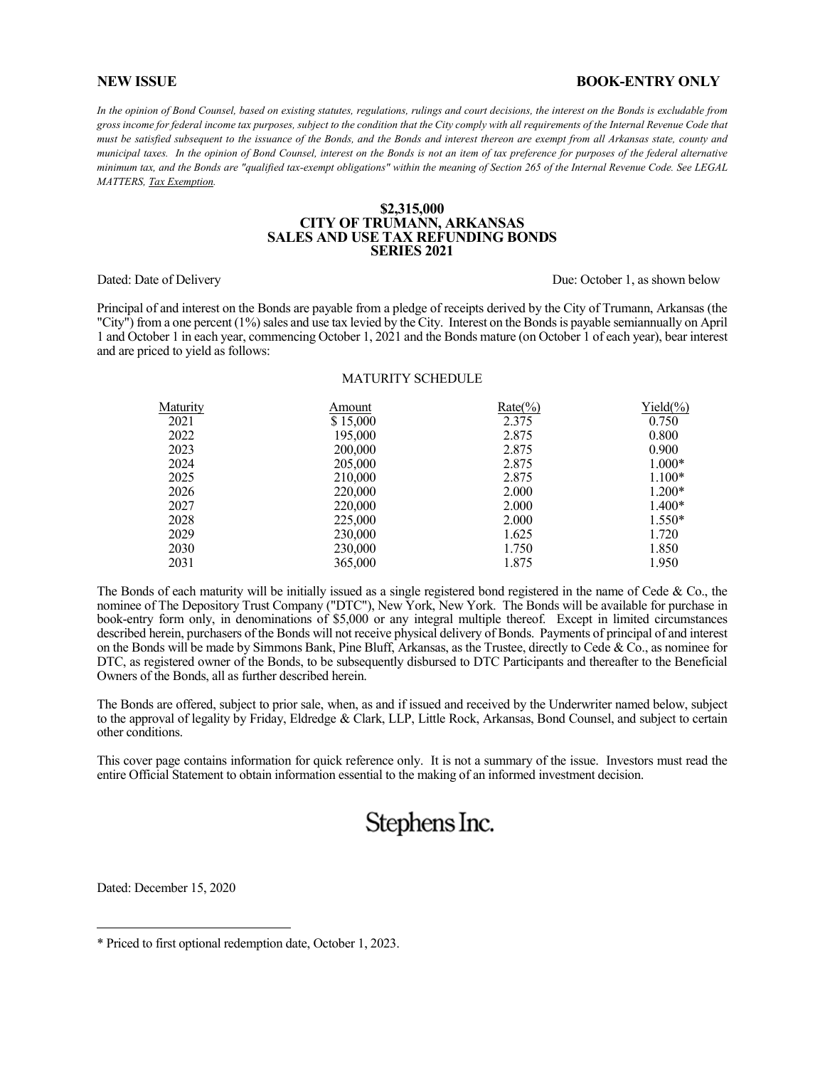**NEW ISSUE** **BOOK-ENTRY ONLY**

*In the opinion of Bond Counsel, based on existing statutes, regulations, rulings and court decisions, the interest on the Bonds is excludable from gross income for federal income tax purposes, subject to the condition that the City comply with all requirements of the Internal Revenue Code that must be satisfied subsequent to the issuance of the Bonds, and the Bonds and interest thereon are exempt from all Arkansas state, county and municipal taxes. In the opinion of Bond Counsel, interest on the Bonds is not an item of tax preference for purposes of the federal alternative minimum tax, and the Bonds are "qualified tax-exempt obligations" within the meaning of Section 265 of the Internal Revenue Code. See LEGAL MATTERS, Tax Exemption.*

# $2,315,000
# CITY OF TRUMANN, ARKANSAS
# SALES AND USE TAX REFUNDING BONDS
# SERIES 2021

Dated: Date of Delivery Due: October 1, as shown below

Principal of and interest on the Bonds are payable from a pledge of receipts derived by the City of Trumann, Arkansas (the "City") from a one percent (1%) sales and use tax levied by the City. Interest on the Bonds is payable semiannually on April 1 and October 1 in each year, commencing October 1, 2021 and the Bonds mature (on October 1 of each year), bear interest and are priced to yield as follows:

MATURITY SCHEDULE

| Maturity | Amount | Rate(%) | Yield(%) |
|---|---|---|---|
| 2021 | $ 15,000 | 2.375 | 0.750 |
| 2022 | 195,000 | 2.875 | 0.800 |
| 2023 | 200,000 | 2.875 | 0.900 |
| 2024 | 205,000 | 2.875 | 1.000* |
| 2025 | 210,000 | 2.875 | 1.100* |
| 2026 | 220,000 | 2.000 | 1.200* |
| 2027 | 220,000 | 2.000 | 1.400* |
| 2028 | 225,000 | 2.000 | 1.550* |
| 2029 | 230,000 | 1.625 | 1.720 |
| 2030 | 230,000 | 1.750 | 1.850 |
| 2031 | 365,000 | 1.875 | 1.950 |

The Bonds of each maturity will be initially issued as a single registered bond registered in the name of Cede & Co., the nominee of The Depository Trust Company ("DTC"), New York, New York. The Bonds will be available for purchase in book-entry form only, in denominations of $5,000 or any integral multiple thereof. Except in limited circumstances described herein, purchasers of the Bonds will not receive physical delivery of Bonds. Payments of principal of and interest on the Bonds will be made by Simmons Bank, Pine Bluff, Arkansas, as the Trustee, directly to Cede & Co., as nominee for DTC, as registered owner of the Bonds, to be subsequently disbursed to DTC Participants and thereafter to the Beneficial Owners of the Bonds, all as further described herein.

The Bonds are offered, subject to prior sale, when, as and if issued and received by the Underwriter named below, subject to the approval of legality by Friday, Eldredge & Clark, LLP, Little Rock, Arkansas, Bond Counsel, and subject to certain other conditions.

This cover page contains information for quick reference only. It is not a summary of the issue. Investors must read the entire Official Statement to obtain information essential to the making of an informed investment decision.

Stephens Inc.

Dated: December 15, 2020

---

* Priced to first optional redemption date, October 1, 2023.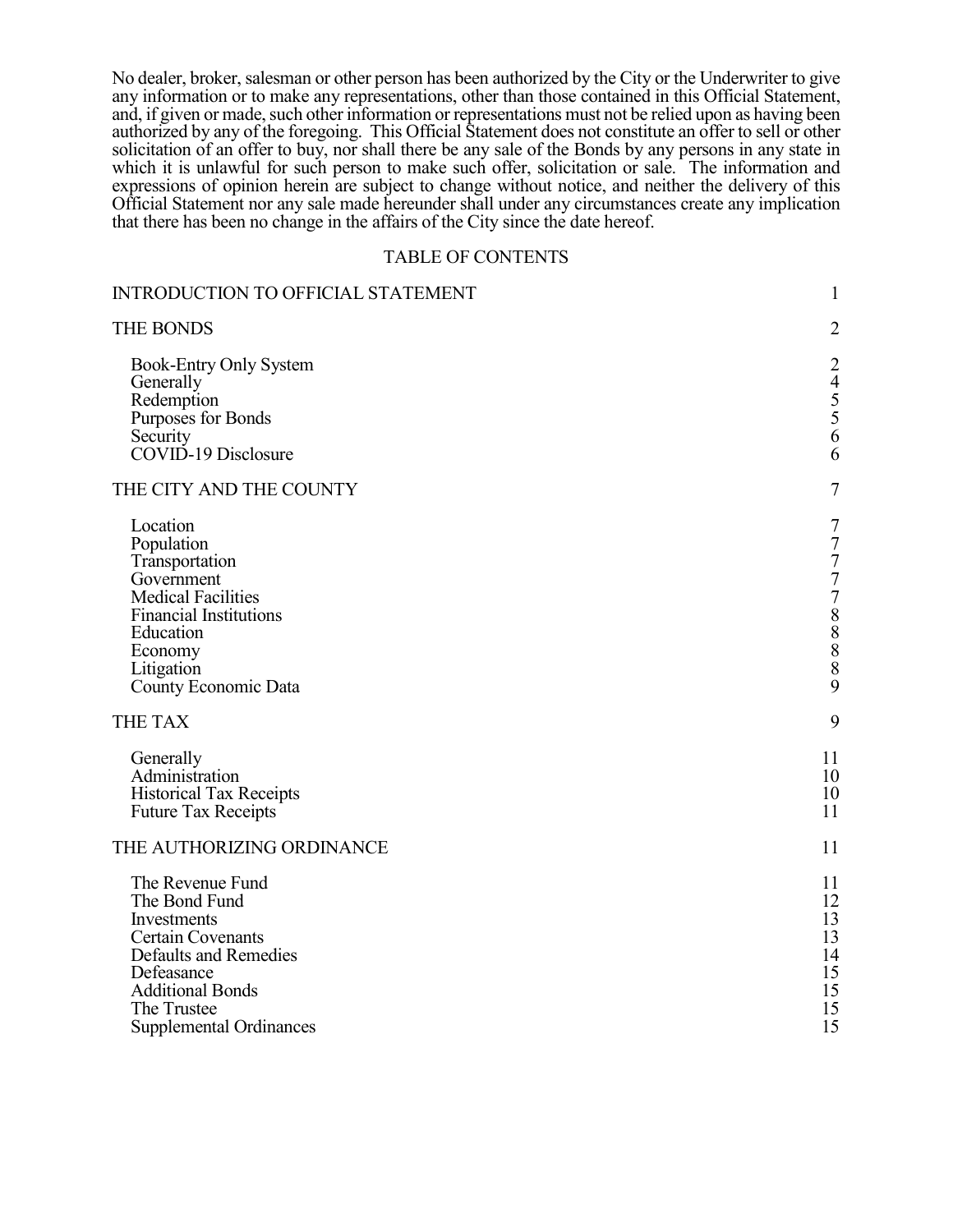No dealer, broker, salesman or other person has been authorized by the City or the Underwriter to give any information or to make any representations, other than those contained in this Official Statement, and, if given or made, such other information or representations must not be relied upon as having been authorized by any of the foregoing. This Official Statement does not constitute an offer to sell or other solicitation of an offer to buy, nor shall there be any sale of the Bonds by any persons in any state in which it is unlawful for such person to make such offer, solicitation or sale. The information and expressions of opinion herein are subject to change without notice, and neither the delivery of this Official Statement nor any sale made hereunder shall under any circumstances create any implication that there has been no change in the affairs of the City since the date hereof.

## TABLE OF CONTENTS

| | |
|---|---|
| INTRODUCTION TO OFFICIAL STATEMENT | 1 |
| THE BONDS | 2 |
| Book-Entry Only System | 2 |
| Generally | 4 |
| Redemption | 5 |
| Purposes for Bonds | 5 |
| Security | 6 |
| COVID-19 Disclosure | 6 |
| THE CITY AND THE COUNTY | 7 |
| Location | 7 |
| Population | 7 |
| Transportation | 7 |
| Government | 7 |
| Medical Facilities | 7 |
| Financial Institutions | 8 |
| Education | 8 |
| Economy | 8 |
| Litigation | 8 |
| County Economic Data | 9 |
| THE TAX | 9 |
| Generally | 11 |
| Administration | 10 |
| Historical Tax Receipts | 10 |
| Future Tax Receipts | 11 |
| THE AUTHORIZING ORDINANCE | 11 |
| The Revenue Fund | 11 |
| The Bond Fund | 12 |
| Investments | 13 |
| Certain Covenants | 13 |
| Defaults and Remedies | 14 |
| Defeasance | 15 |
| Additional Bonds | 15 |
| The Trustee | 15 |
| Supplemental Ordinances | 15 |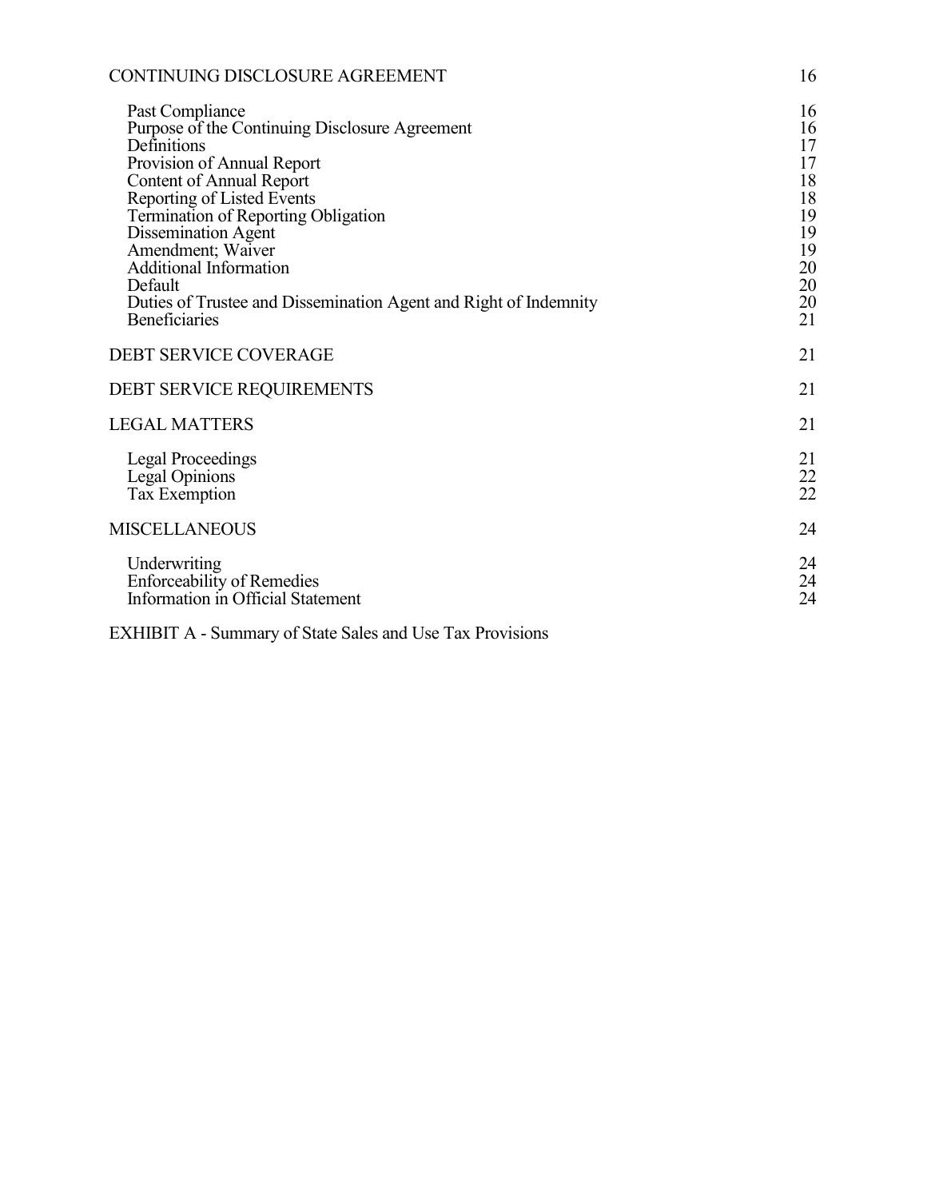| | |
|---|---|
| CONTINUING DISCLOSURE AGREEMENT | 16 |
| Past Compliance | 16 |
| Purpose of the Continuing Disclosure Agreement | 16 |
| Definitions | 17 |
| Provision of Annual Report | 17 |
| Content of Annual Report | 18 |
| Reporting of Listed Events | 18 |
| Termination of Reporting Obligation | 19 |
| Dissemination Agent | 19 |
| Amendment; Waiver | 19 |
| Additional Information | 20 |
| Default | 20 |
| Duties of Trustee and Dissemination Agent and Right of Indemnity | 20 |
| Beneficiaries | 21 |
| DEBT SERVICE COVERAGE | 21 |
| DEBT SERVICE REQUIREMENTS | 21 |
| LEGAL MATTERS | 21 |
| Legal Proceedings | 21 |
| Legal Opinions | 22 |
| Tax Exemption | 22 |
| MISCELLANEOUS | 24 |
| Underwriting | 24 |
| Enforceability of Remedies | 24 |
| Information in Official Statement | 24 |

EXHIBIT A - Summary of State Sales and Use Tax Provisions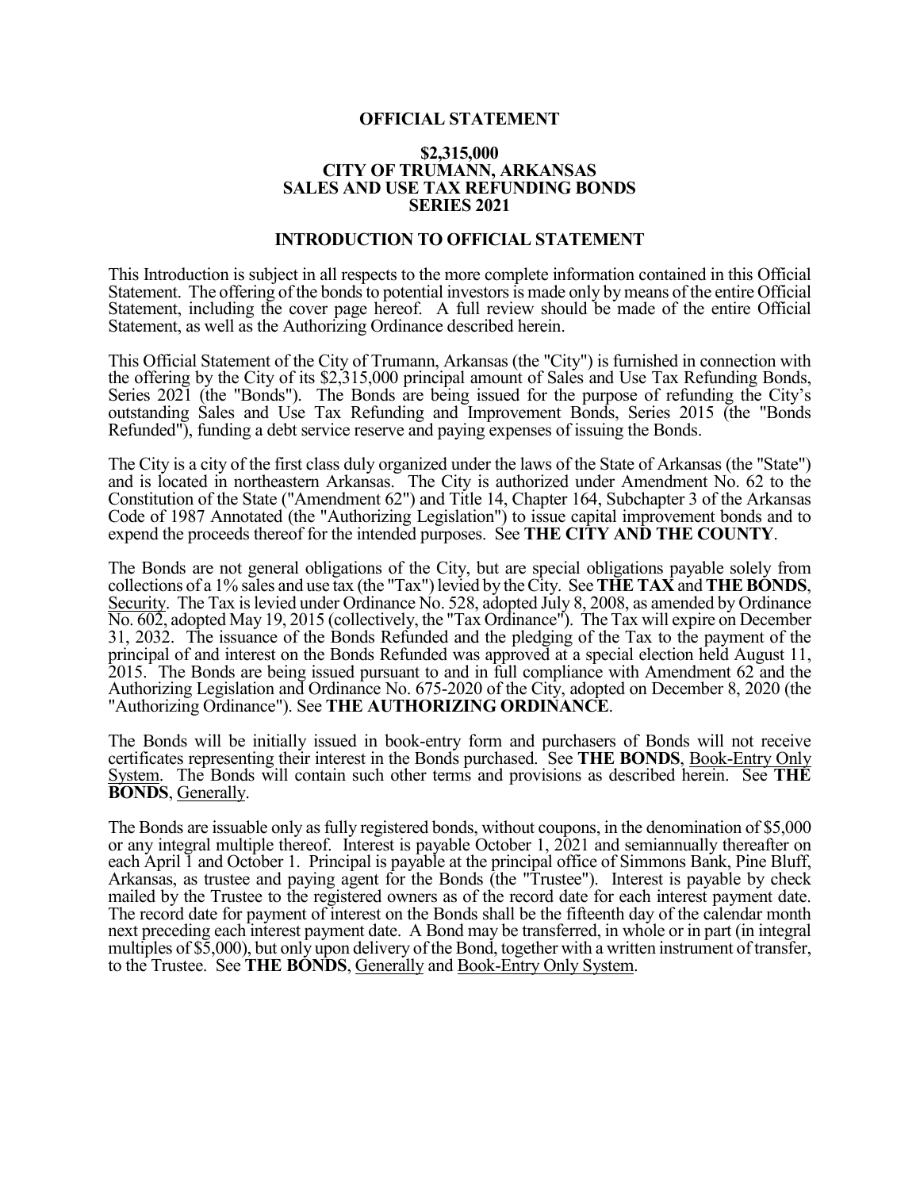# OFFICIAL STATEMENT

## $2,315,000
## CITY OF TRUMANN, ARKANSAS
## SALES AND USE TAX REFUNDING BONDS
## SERIES 2021

### INTRODUCTION TO OFFICIAL STATEMENT

This Introduction is subject in all respects to the more complete information contained in this Official Statement. The offering of the bonds to potential investors is made only by means of the entire Official Statement, including the cover page hereof. A full review should be made of the entire Official Statement, as well as the Authorizing Ordinance described herein.

This Official Statement of the City of Trumann, Arkansas (the "City") is furnished in connection with the offering by the City of its $2,315,000 principal amount of Sales and Use Tax Refunding Bonds, Series 2021 (the "Bonds"). The Bonds are being issued for the purpose of refunding the City's outstanding Sales and Use Tax Refunding and Improvement Bonds, Series 2015 (the "Bonds Refunded"), funding a debt service reserve and paying expenses of issuing the Bonds.

The City is a city of the first class duly organized under the laws of the State of Arkansas (the "State") and is located in northeastern Arkansas. The City is authorized under Amendment No. 62 to the Constitution of the State ("Amendment 62") and Title 14, Chapter 164, Subchapter 3 of the Arkansas Code of 1987 Annotated (the "Authorizing Legislation") to issue capital improvement bonds and to expend the proceeds thereof for the intended purposes. See **THE CITY AND THE COUNTY**.

The Bonds are not general obligations of the City, but are special obligations payable solely from collections of a 1% sales and use tax (the "Tax") levied by the City. See **THE TAX** and **THE BONDS**, Security. The Tax is levied under Ordinance No. 528, adopted July 8, 2008, as amended by Ordinance No. 602, adopted May 19, 2015 (collectively, the "Tax Ordinance"). The Tax will expire on December 31, 2032. The issuance of the Bonds Refunded and the pledging of the Tax to the payment of the principal of and interest on the Bonds Refunded was approved at a special election held August 11, 2015. The Bonds are being issued pursuant to and in full compliance with Amendment 62 and the Authorizing Legislation and Ordinance No. 675-2020 of the City, adopted on December 8, 2020 (the "Authorizing Ordinance"). See **THE AUTHORIZING ORDINANCE**.

The Bonds will be initially issued in book-entry form and purchasers of Bonds will not receive certificates representing their interest in the Bonds purchased. See **THE BONDS**, Book-Entry Only System. The Bonds will contain such other terms and provisions as described herein. See **THE BONDS**, Generally.

The Bonds are issuable only as fully registered bonds, without coupons, in the denomination of $5,000 or any integral multiple thereof. Interest is payable October 1, 2021 and semiannually thereafter on each April 1 and October 1. Principal is payable at the principal office of Simmons Bank, Pine Bluff, Arkansas, as trustee and paying agent for the Bonds (the "Trustee"). Interest is payable by check mailed by the Trustee to the registered owners as of the record date for each interest payment date. The record date for payment of interest on the Bonds shall be the fifteenth day of the calendar month next preceding each interest payment date. A Bond may be transferred, in whole or in part (in integral multiples of $5,000), but only upon delivery of the Bond, together with a written instrument of transfer, to the Trustee. See **THE BONDS**, Generally and Book-Entry Only System.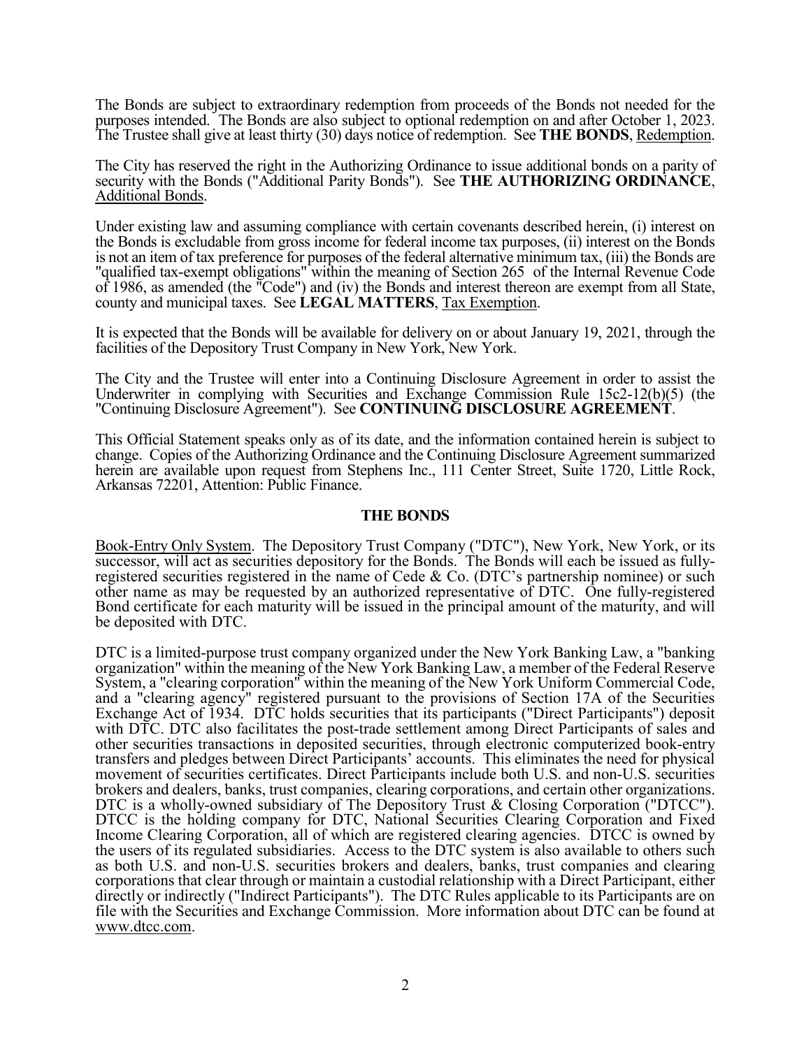The Bonds are subject to extraordinary redemption from proceeds of the Bonds not needed for the purposes intended. The Bonds are also subject to optional redemption on and after October 1, 2023. The Trustee shall give at least thirty (30) days notice of redemption. See **THE BONDS**, Redemption.

The City has reserved the right in the Authorizing Ordinance to issue additional bonds on a parity of security with the Bonds ("Additional Parity Bonds"). See **THE AUTHORIZING ORDINANCE**, Additional Bonds.

Under existing law and assuming compliance with certain covenants described herein, (i) interest on the Bonds is excludable from gross income for federal income tax purposes, (ii) interest on the Bonds is not an item of tax preference for purposes of the federal alternative minimum tax, (iii) the Bonds are "qualified tax-exempt obligations" within the meaning of Section 265 of the Internal Revenue Code of 1986, as amended (the "Code") and (iv) the Bonds and interest thereon are exempt from all State, county and municipal taxes. See **LEGAL MATTERS**, Tax Exemption.

It is expected that the Bonds will be available for delivery on or about January 19, 2021, through the facilities of the Depository Trust Company in New York, New York.

The City and the Trustee will enter into a Continuing Disclosure Agreement in order to assist the Underwriter in complying with Securities and Exchange Commission Rule 15c2-12(b)(5) (the "Continuing Disclosure Agreement"). See **CONTINUING DISCLOSURE AGREEMENT**.

This Official Statement speaks only as of its date, and the information contained herein is subject to change. Copies of the Authorizing Ordinance and the Continuing Disclosure Agreement summarized herein are available upon request from Stephens Inc., 111 Center Street, Suite 1720, Little Rock, Arkansas 72201, Attention: Public Finance.

## THE BONDS

Book-Entry Only System. The Depository Trust Company ("DTC"), New York, New York, or its successor, will act as securities depository for the Bonds. The Bonds will each be issued as fully-registered securities registered in the name of Cede & Co. (DTC's partnership nominee) or such other name as may be requested by an authorized representative of DTC. One fully-registered Bond certificate for each maturity will be issued in the principal amount of the maturity, and will be deposited with DTC.

DTC is a limited-purpose trust company organized under the New York Banking Law, a "banking organization" within the meaning of the New York Banking Law, a member of the Federal Reserve System, a "clearing corporation" within the meaning of the New York Uniform Commercial Code, and a "clearing agency" registered pursuant to the provisions of Section 17A of the Securities Exchange Act of 1934. DTC holds securities that its participants ("Direct Participants") deposit with DTC. DTC also facilitates the post-trade settlement among Direct Participants of sales and other securities transactions in deposited securities, through electronic computerized book-entry transfers and pledges between Direct Participants' accounts. This eliminates the need for physical movement of securities certificates. Direct Participants include both U.S. and non-U.S. securities brokers and dealers, banks, trust companies, clearing corporations, and certain other organizations. DTC is a wholly-owned subsidiary of The Depository Trust & Closing Corporation ("DTCC"). DTCC is the holding company for DTC, National Securities Clearing Corporation and Fixed Income Clearing Corporation, all of which are registered clearing agencies. DTCC is owned by the users of its regulated subsidiaries. Access to the DTC system is also available to others such as both U.S. and non-U.S. securities brokers and dealers, banks, trust companies and clearing corporations that clear through or maintain a custodial relationship with a Direct Participant, either directly or indirectly ("Indirect Participants"). The DTC Rules applicable to its Participants are on file with the Securities and Exchange Commission. More information about DTC can be found at www.dtcc.com.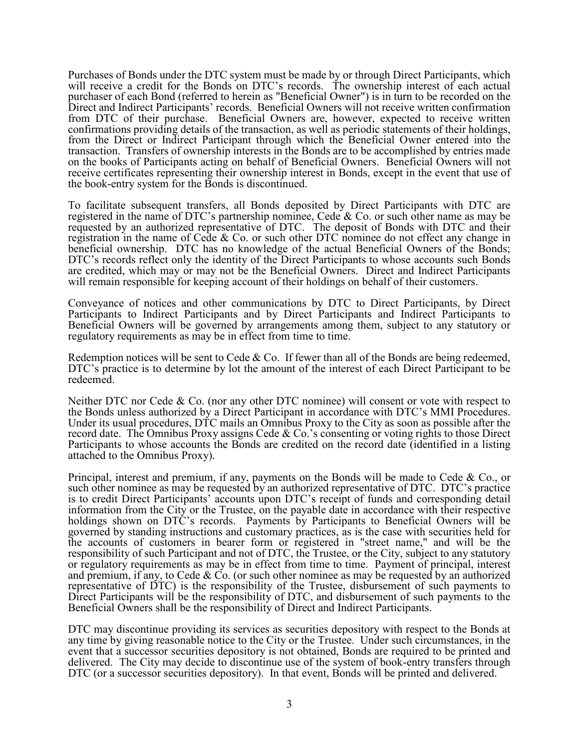Purchases of Bonds under the DTC system must be made by or through Direct Participants, which will receive a credit for the Bonds on DTC's records. The ownership interest of each actual purchaser of each Bond (referred to herein as "Beneficial Owner") is in turn to be recorded on the Direct and Indirect Participants' records. Beneficial Owners will not receive written confirmation from DTC of their purchase. Beneficial Owners are, however, expected to receive written confirmations providing details of the transaction, as well as periodic statements of their holdings, from the Direct or Indirect Participant through which the Beneficial Owner entered into the transaction. Transfers of ownership interests in the Bonds are to be accomplished by entries made on the books of Participants acting on behalf of Beneficial Owners. Beneficial Owners will not receive certificates representing their ownership interest in Bonds, except in the event that use of the book-entry system for the Bonds is discontinued.

To facilitate subsequent transfers, all Bonds deposited by Direct Participants with DTC are registered in the name of DTC's partnership nominee, Cede & Co. or such other name as may be requested by an authorized representative of DTC. The deposit of Bonds with DTC and their registration in the name of Cede & Co. or such other DTC nominee do not effect any change in beneficial ownership. DTC has no knowledge of the actual Beneficial Owners of the Bonds; DTC's records reflect only the identity of the Direct Participants to whose accounts such Bonds are credited, which may or may not be the Beneficial Owners. Direct and Indirect Participants will remain responsible for keeping account of their holdings on behalf of their customers.

Conveyance of notices and other communications by DTC to Direct Participants, by Direct Participants to Indirect Participants and by Direct Participants and Indirect Participants to Beneficial Owners will be governed by arrangements among them, subject to any statutory or regulatory requirements as may be in effect from time to time.

Redemption notices will be sent to Cede & Co. If fewer than all of the Bonds are being redeemed, DTC's practice is to determine by lot the amount of the interest of each Direct Participant to be redeemed.

Neither DTC nor Cede & Co. (nor any other DTC nominee) will consent or vote with respect to the Bonds unless authorized by a Direct Participant in accordance with DTC's MMI Procedures. Under its usual procedures, DTC mails an Omnibus Proxy to the City as soon as possible after the record date. The Omnibus Proxy assigns Cede & Co.'s consenting or voting rights to those Direct Participants to whose accounts the Bonds are credited on the record date (identified in a listing attached to the Omnibus Proxy).

Principal, interest and premium, if any, payments on the Bonds will be made to Cede & Co., or such other nominee as may be requested by an authorized representative of DTC. DTC's practice is to credit Direct Participants' accounts upon DTC's receipt of funds and corresponding detail information from the City or the Trustee, on the payable date in accordance with their respective holdings shown on DTC's records. Payments by Participants to Beneficial Owners will be governed by standing instructions and customary practices, as is the case with securities held for the accounts of customers in bearer form or registered in "street name," and will be the responsibility of such Participant and not of DTC, the Trustee, or the City, subject to any statutory or regulatory requirements as may be in effect from time to time. Payment of principal, interest and premium, if any, to Cede & Co. (or such other nominee as may be requested by an authorized representative of DTC) is the responsibility of the Trustee, disbursement of such payments to Direct Participants will be the responsibility of DTC, and disbursement of such payments to the Beneficial Owners shall be the responsibility of Direct and Indirect Participants.

DTC may discontinue providing its services as securities depository with respect to the Bonds at any time by giving reasonable notice to the City or the Trustee. Under such circumstances, in the event that a successor securities depository is not obtained, Bonds are required to be printed and delivered. The City may decide to discontinue use of the system of book-entry transfers through DTC (or a successor securities depository). In that event, Bonds will be printed and delivered.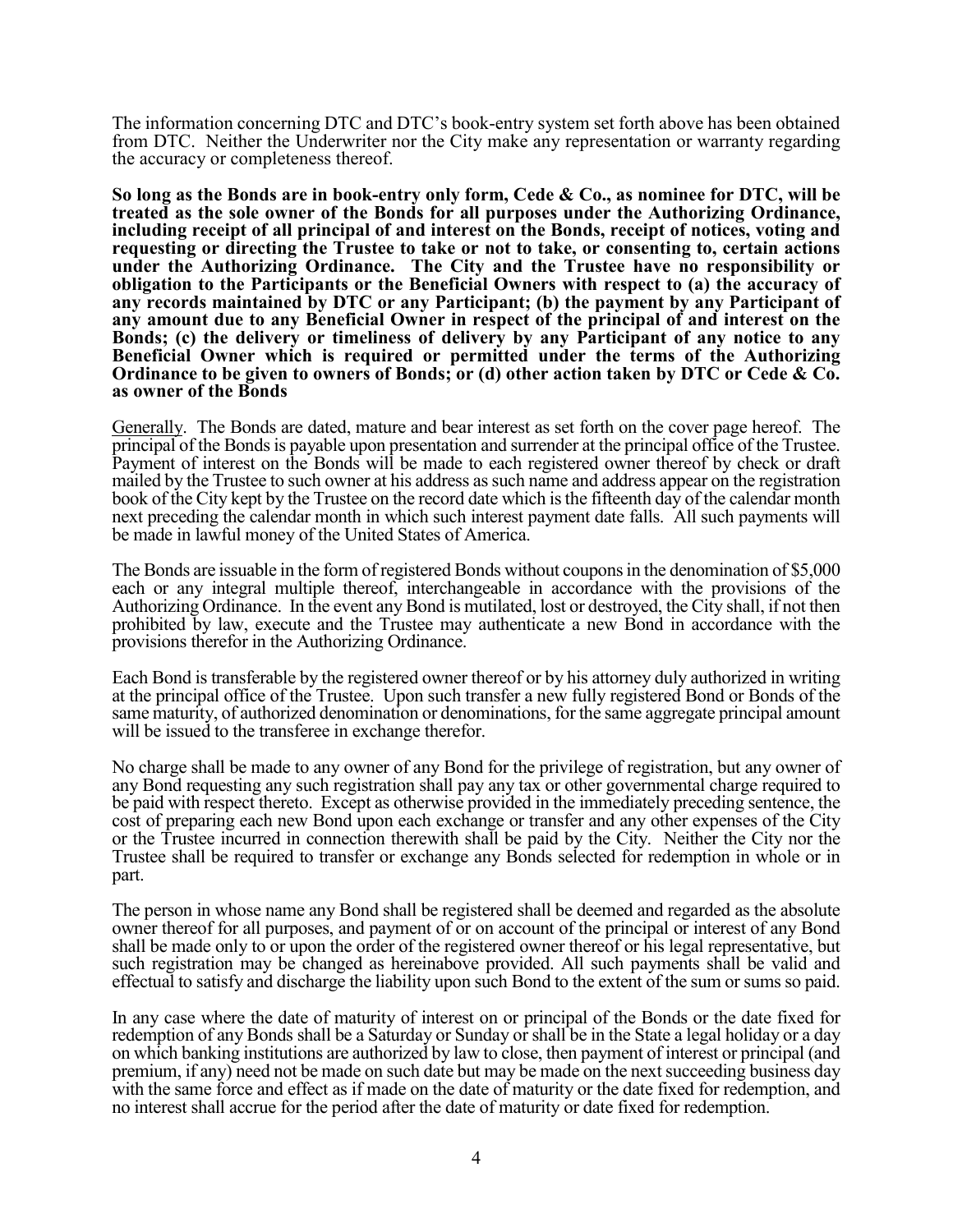The information concerning DTC and DTC's book-entry system set forth above has been obtained from DTC. Neither the Underwriter nor the City make any representation or warranty regarding the accuracy or completeness thereof.

**So long as the Bonds are in book-entry only form, Cede & Co., as nominee for DTC, will be treated as the sole owner of the Bonds for all purposes under the Authorizing Ordinance, including receipt of all principal of and interest on the Bonds, receipt of notices, voting and requesting or directing the Trustee to take or not to take, or consenting to, certain actions under the Authorizing Ordinance. The City and the Trustee have no responsibility or obligation to the Participants or the Beneficial Owners with respect to (a) the accuracy of any records maintained by DTC or any Participant; (b) the payment by any Participant of any amount due to any Beneficial Owner in respect of the principal of and interest on the Bonds; (c) the delivery or timeliness of delivery by any Participant of any notice to any Beneficial Owner which is required or permitted under the terms of the Authorizing Ordinance to be given to owners of Bonds; or (d) other action taken by DTC or Cede & Co. as owner of the Bonds**

<u>Generally</u>. The Bonds are dated, mature and bear interest as set forth on the cover page hereof. The principal of the Bonds is payable upon presentation and surrender at the principal office of the Trustee. Payment of interest on the Bonds will be made to each registered owner thereof by check or draft mailed by the Trustee to such owner at his address as such name and address appear on the registration book of the City kept by the Trustee on the record date which is the fifteenth day of the calendar month next preceding the calendar month in which such interest payment date falls. All such payments will be made in lawful money of the United States of America.

The Bonds are issuable in the form of registered Bonds without coupons in the denomination of $5,000 each or any integral multiple thereof, interchangeable in accordance with the provisions of the Authorizing Ordinance. In the event any Bond is mutilated, lost or destroyed, the City shall, if not then prohibited by law, execute and the Trustee may authenticate a new Bond in accordance with the provisions therefor in the Authorizing Ordinance.

Each Bond is transferable by the registered owner thereof or by his attorney duly authorized in writing at the principal office of the Trustee. Upon such transfer a new fully registered Bond or Bonds of the same maturity, of authorized denomination or denominations, for the same aggregate principal amount will be issued to the transferee in exchange therefor.

No charge shall be made to any owner of any Bond for the privilege of registration, but any owner of any Bond requesting any such registration shall pay any tax or other governmental charge required to be paid with respect thereto. Except as otherwise provided in the immediately preceding sentence, the cost of preparing each new Bond upon each exchange or transfer and any other expenses of the City or the Trustee incurred in connection therewith shall be paid by the City. Neither the City nor the Trustee shall be required to transfer or exchange any Bonds selected for redemption in whole or in part.

The person in whose name any Bond shall be registered shall be deemed and regarded as the absolute owner thereof for all purposes, and payment of or on account of the principal or interest of any Bond shall be made only to or upon the order of the registered owner thereof or his legal representative, but such registration may be changed as hereinabove provided. All such payments shall be valid and effectual to satisfy and discharge the liability upon such Bond to the extent of the sum or sums so paid.

In any case where the date of maturity of interest on or principal of the Bonds or the date fixed for redemption of any Bonds shall be a Saturday or Sunday or shall be in the State a legal holiday or a day on which banking institutions are authorized by law to close, then payment of interest or principal (and premium, if any) need not be made on such date but may be made on the next succeeding business day with the same force and effect as if made on the date of maturity or the date fixed for redemption, and no interest shall accrue for the period after the date of maturity or date fixed for redemption.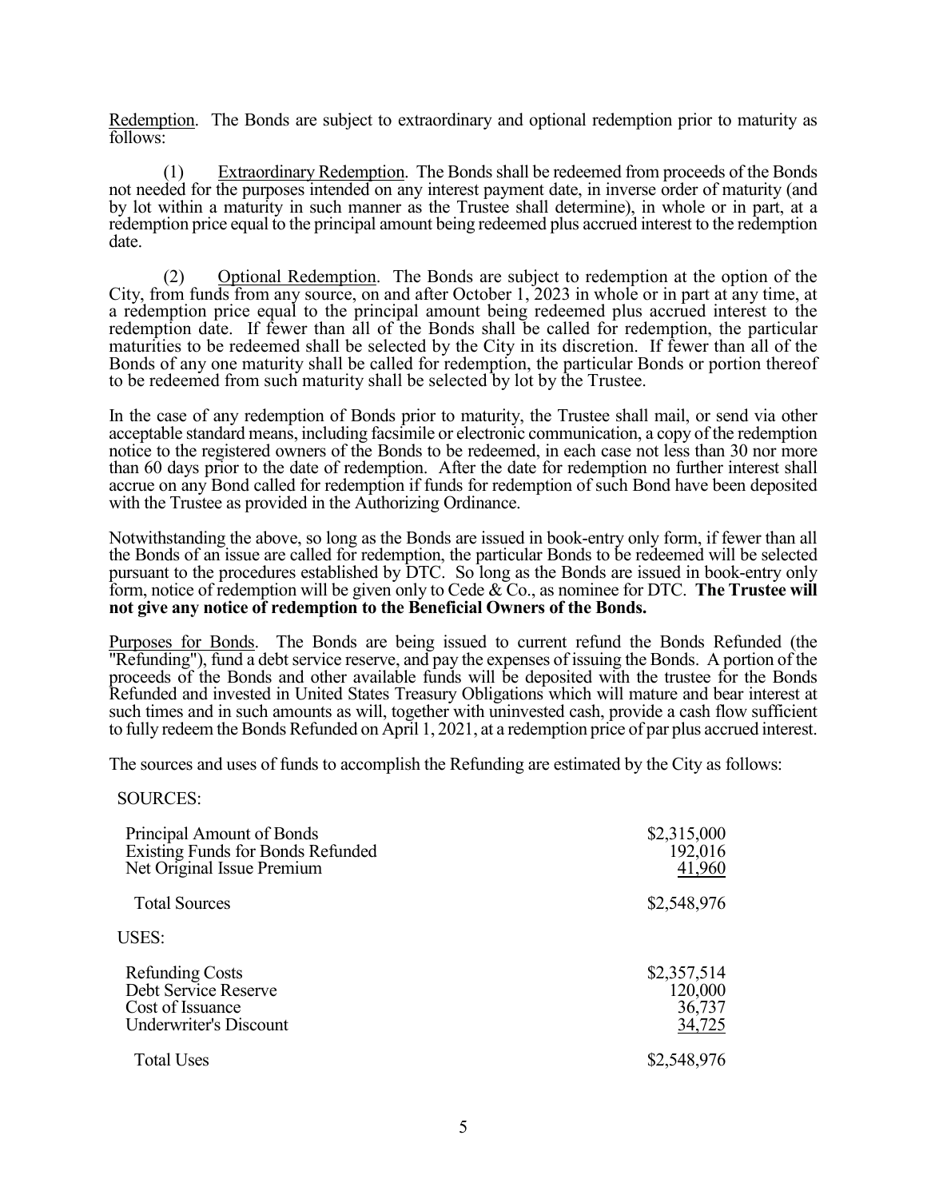Redemption. The Bonds are subject to extraordinary and optional redemption prior to maturity as follows:

(1) Extraordinary Redemption. The Bonds shall be redeemed from proceeds of the Bonds not needed for the purposes intended on any interest payment date, in inverse order of maturity (and by lot within a maturity in such manner as the Trustee shall determine), in whole or in part, at a redemption price equal to the principal amount being redeemed plus accrued interest to the redemption date.

(2) Optional Redemption. The Bonds are subject to redemption at the option of the City, from funds from any source, on and after October 1, 2023 in whole or in part at any time, at a redemption price equal to the principal amount being redeemed plus accrued interest to the redemption date. If fewer than all of the Bonds shall be called for redemption, the particular maturities to be redeemed shall be selected by the City in its discretion. If fewer than all of the Bonds of any one maturity shall be called for redemption, the particular Bonds or portion thereof to be redeemed from such maturity shall be selected by lot by the Trustee.

In the case of any redemption of Bonds prior to maturity, the Trustee shall mail, or send via other acceptable standard means, including facsimile or electronic communication, a copy of the redemption notice to the registered owners of the Bonds to be redeemed, in each case not less than 30 nor more than 60 days prior to the date of redemption. After the date for redemption no further interest shall accrue on any Bond called for redemption if funds for redemption of such Bond have been deposited with the Trustee as provided in the Authorizing Ordinance.

Notwithstanding the above, so long as the Bonds are issued in book-entry only form, if fewer than all the Bonds of an issue are called for redemption, the particular Bonds to be redeemed will be selected pursuant to the procedures established by DTC. So long as the Bonds are issued in book-entry only form, notice of redemption will be given only to Cede & Co., as nominee for DTC. **The Trustee will not give any notice of redemption to the Beneficial Owners of the Bonds.**

Purposes for Bonds. The Bonds are being issued to current refund the Bonds Refunded (the "Refunding"), fund a debt service reserve, and pay the expenses of issuing the Bonds. A portion of the proceeds of the Bonds and other available funds will be deposited with the trustee for the Bonds Refunded and invested in United States Treasury Obligations which will mature and bear interest at such times and in such amounts as will, together with uninvested cash, provide a cash flow sufficient to fully redeem the Bonds Refunded on April 1, 2021, at a redemption price of par plus accrued interest.

The sources and uses of funds to accomplish the Refunding are estimated by the City as follows:

| SOURCES: | |
|---|---|
| Principal Amount of Bonds | $2,315,000 |
| Existing Funds for Bonds Refunded | 192,016 |
| Net Original Issue Premium | 41,960 |
| Total Sources | $2,548,976 |
| **USES:** | |
| Refunding Costs | $2,357,514 |
| Debt Service Reserve | 120,000 |
| Cost of Issuance | 36,737 |
| Underwriter's Discount | 34,725 |
| Total Uses | $2,548,976 |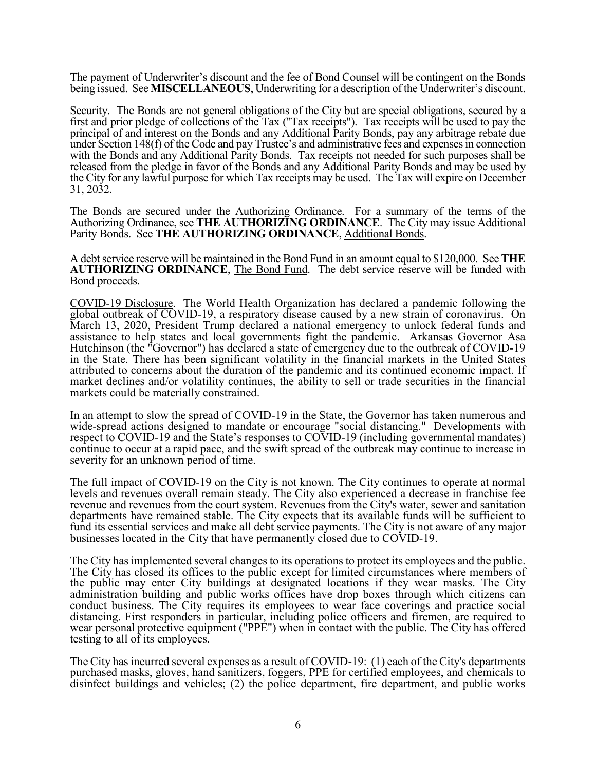The payment of Underwriter's discount and the fee of Bond Counsel will be contingent on the Bonds being issued. See **MISCELLANEOUS**, Underwriting for a description of the Underwriter's discount.

Security. The Bonds are not general obligations of the City but are special obligations, secured by a first and prior pledge of collections of the Tax ("Tax receipts"). Tax receipts will be used to pay the principal of and interest on the Bonds and any Additional Parity Bonds, pay any arbitrage rebate due under Section 148(f) of the Code and pay Trustee's and administrative fees and expenses in connection with the Bonds and any Additional Parity Bonds. Tax receipts not needed for such purposes shall be released from the pledge in favor of the Bonds and any Additional Parity Bonds and may be used by the City for any lawful purpose for which Tax receipts may be used. The Tax will expire on December 31, 2032.

The Bonds are secured under the Authorizing Ordinance. For a summary of the terms of the Authorizing Ordinance, see **THE AUTHORIZING ORDINANCE**. The City may issue Additional Parity Bonds. See **THE AUTHORIZING ORDINANCE**, Additional Bonds.

A debt service reserve will be maintained in the Bond Fund in an amount equal to $120,000. See **THE AUTHORIZING ORDINANCE**, The Bond Fund. The debt service reserve will be funded with Bond proceeds.

COVID-19 Disclosure. The World Health Organization has declared a pandemic following the global outbreak of COVID-19, a respiratory disease caused by a new strain of coronavirus. On March 13, 2020, President Trump declared a national emergency to unlock federal funds and assistance to help states and local governments fight the pandemic. Arkansas Governor Asa Hutchinson (the "Governor") has declared a state of emergency due to the outbreak of COVID-19 in the State. There has been significant volatility in the financial markets in the United States attributed to concerns about the duration of the pandemic and its continued economic impact. If market declines and/or volatility continues, the ability to sell or trade securities in the financial markets could be materially constrained.

In an attempt to slow the spread of COVID-19 in the State, the Governor has taken numerous and wide-spread actions designed to mandate or encourage "social distancing." Developments with respect to COVID-19 and the State's responses to COVID-19 (including governmental mandates) continue to occur at a rapid pace, and the swift spread of the outbreak may continue to increase in severity for an unknown period of time.

The full impact of COVID-19 on the City is not known. The City continues to operate at normal levels and revenues overall remain steady. The City also experienced a decrease in franchise fee revenue and revenues from the court system. Revenues from the City's water, sewer and sanitation departments have remained stable. The City expects that its available funds will be sufficient to fund its essential services and make all debt service payments. The City is not aware of any major businesses located in the City that have permanently closed due to COVID-19.

The City has implemented several changes to its operations to protect its employees and the public. The City has closed its offices to the public except for limited circumstances where members of the public may enter City buildings at designated locations if they wear masks. The City administration building and public works offices have drop boxes through which citizens can conduct business. The City requires its employees to wear face coverings and practice social distancing. First responders in particular, including police officers and firemen, are required to wear personal protective equipment ("PPE") when in contact with the public. The City has offered testing to all of its employees.

The City has incurred several expenses as a result of COVID-19: (1) each of the City's departments purchased masks, gloves, hand sanitizers, foggers, PPE for certified employees, and chemicals to disinfect buildings and vehicles; (2) the police department, fire department, and public works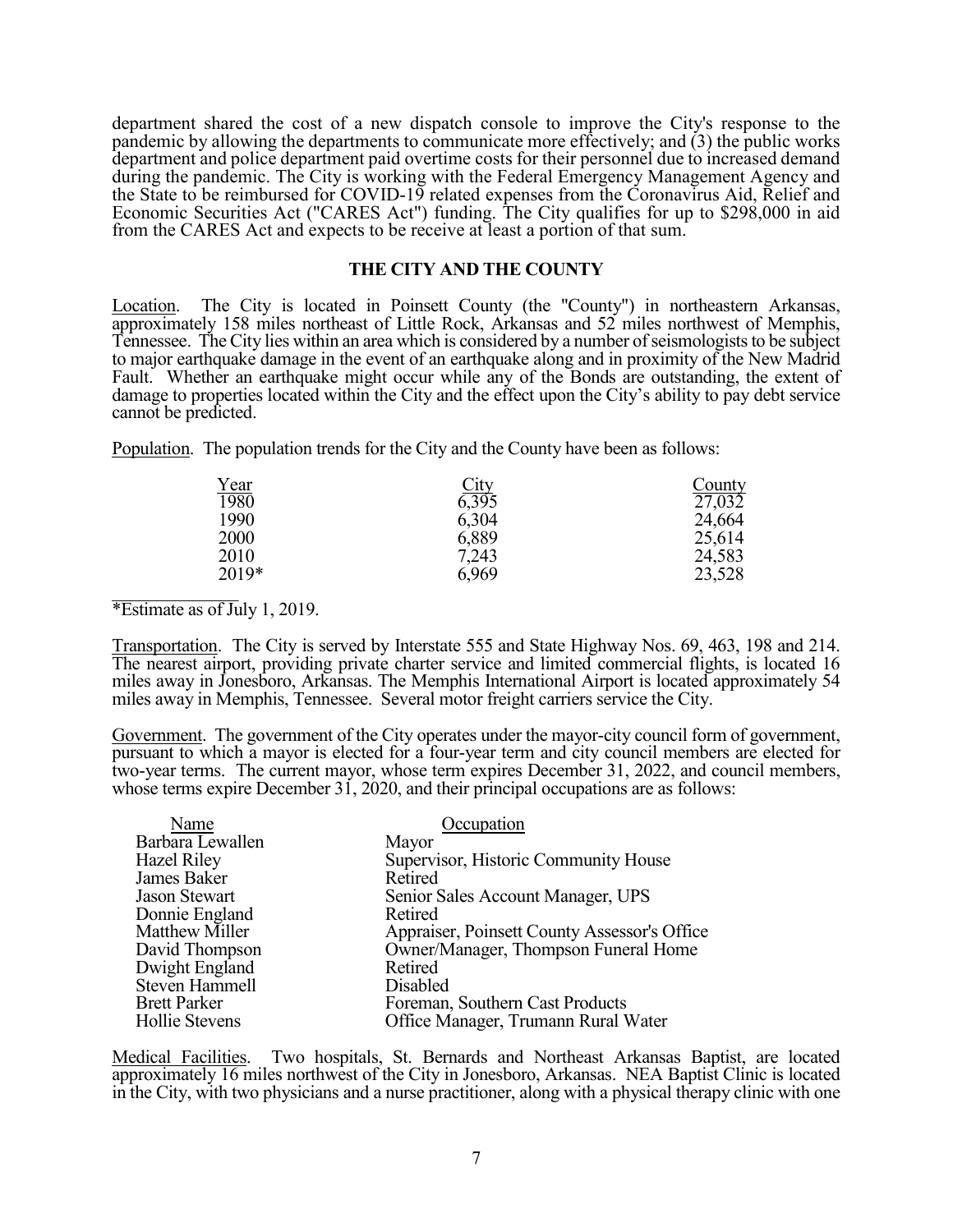department shared the cost of a new dispatch console to improve the City's response to the pandemic by allowing the departments to communicate more effectively; and (3) the public works department and police department paid overtime costs for their personnel due to increased demand during the pandemic. The City is working with the Federal Emergency Management Agency and the State to be reimbursed for COVID-19 related expenses from the Coronavirus Aid, Relief and Economic Securities Act ("CARES Act") funding. The City qualifies for up to $298,000 in aid from the CARES Act and expects to be receive at least a portion of that sum.

## THE CITY AND THE COUNTY

Location. The City is located in Poinsett County (the "County") in northeastern Arkansas, approximately 158 miles northeast of Little Rock, Arkansas and 52 miles northwest of Memphis, Tennessee. The City lies within an area which is considered by a number of seismologists to be subject to major earthquake damage in the event of an earthquake along and in proximity of the New Madrid Fault. Whether an earthquake might occur while any of the Bonds are outstanding, the extent of damage to properties located within the City and the effect upon the City's ability to pay debt service cannot be predicted.

Population. The population trends for the City and the County have been as follows:

| Year | City | County |
|---|---|---|
| 1980 | 6,395 | 27,032 |
| 1990 | 6,304 | 24,664 |
| 2000 | 6,889 | 25,614 |
| 2010 | 7,243 | 24,583 |
| 2019* | 6,969 | 23,528 |

*Estimate as of July 1, 2019.

Transportation. The City is served by Interstate 555 and State Highway Nos. 69, 463, 198 and 214. The nearest airport, providing private charter service and limited commercial flights, is located 16 miles away in Jonesboro, Arkansas. The Memphis International Airport is located approximately 54 miles away in Memphis, Tennessee. Several motor freight carriers service the City.

Government. The government of the City operates under the mayor-city council form of government, pursuant to which a mayor is elected for a four-year term and city council members are elected for two-year terms. The current mayor, whose term expires December 31, 2022, and council members, whose terms expire December 31, 2020, and their principal occupations are as follows:

| Name | Occupation |
|---|---|
| Barbara Lewallen | Mayor |
| Hazel Riley | Supervisor, Historic Community House |
| James Baker | Retired |
| Jason Stewart | Senior Sales Account Manager, UPS |
| Donnie England | Retired |
| Matthew Miller | Appraiser, Poinsett County Assessor's Office |
| David Thompson | Owner/Manager, Thompson Funeral Home |
| Dwight England | Retired |
| Steven Hammell | Disabled |
| Brett Parker | Foreman, Southern Cast Products |
| Hollie Stevens | Office Manager, Trumann Rural Water |

Medical Facilities. Two hospitals, St. Bernards and Northeast Arkansas Baptist, are located approximately 16 miles northwest of the City in Jonesboro, Arkansas. NEA Baptist Clinic is located in the City, with two physicians and a nurse practitioner, along with a physical therapy clinic with one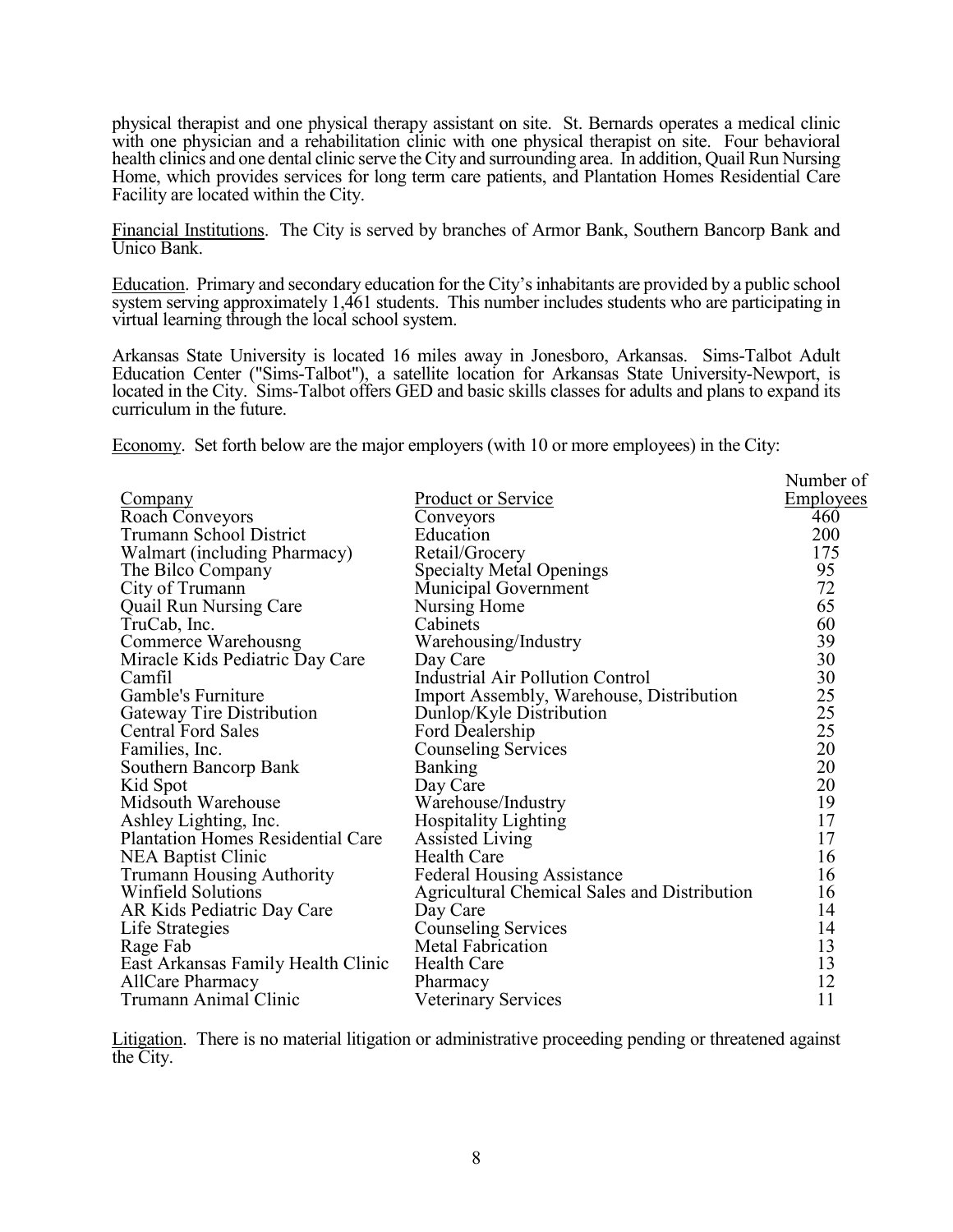physical therapist and one physical therapy assistant on site. St. Bernards operates a medical clinic with one physician and a rehabilitation clinic with one physical therapist on site. Four behavioral health clinics and one dental clinic serve the City and surrounding area. In addition, Quail Run Nursing Home, which provides services for long term care patients, and Plantation Homes Residential Care Facility are located within the City.

Financial Institutions. The City is served by branches of Armor Bank, Southern Bancorp Bank and Unico Bank.

Education. Primary and secondary education for the City's inhabitants are provided by a public school system serving approximately 1,461 students. This number includes students who are participating in virtual learning through the local school system.

Arkansas State University is located 16 miles away in Jonesboro, Arkansas. Sims-Talbot Adult Education Center ("Sims-Talbot"), a satellite location for Arkansas State University-Newport, is located in the City. Sims-Talbot offers GED and basic skills classes for adults and plans to expand its curriculum in the future.

Economy. Set forth below are the major employers (with 10 or more employees) in the City:

| Company | Product or Service | Number of Employees |
|---|---|---|
| Roach Conveyors | Conveyors | 460 |
| Trumann School District | Education | 200 |
| Walmart (including Pharmacy) | Retail/Grocery | 175 |
| The Bilco Company | Specialty Metal Openings | 95 |
| City of Trumann | Municipal Government | 72 |
| Quail Run Nursing Care | Nursing Home | 65 |
| TruCab, Inc. | Cabinets | 60 |
| Commerce Warehousng | Warehousing/Industry | 39 |
| Miracle Kids Pediatric Day Care | Day Care | 30 |
| Camfil | Industrial Air Pollution Control | 30 |
| Gamble's Furniture | Import Assembly, Warehouse, Distribution | 25 |
| Gateway Tire Distribution | Dunlop/Kyle Distribution | 25 |
| Central Ford Sales | Ford Dealership | 25 |
| Families, Inc. | Counseling Services | 20 |
| Southern Bancorp Bank | Banking | 20 |
| Kid Spot | Day Care | 20 |
| Midsouth Warehouse | Warehouse/Industry | 19 |
| Ashley Lighting, Inc. | Hospitality Lighting | 17 |
| Plantation Homes Residential Care | Assisted Living | 17 |
| NEA Baptist Clinic | Health Care | 16 |
| Trumann Housing Authority | Federal Housing Assistance | 16 |
| Winfield Solutions | Agricultural Chemical Sales and Distribution | 16 |
| AR Kids Pediatric Day Care | Day Care | 14 |
| Life Strategies | Counseling Services | 14 |
| Rage Fab | Metal Fabrication | 13 |
| East Arkansas Family Health Clinic | Health Care | 13 |
| AllCare Pharmacy | Pharmacy | 12 |
| Trumann Animal Clinic | Veterinary Services | 11 |

Litigation. There is no material litigation or administrative proceeding pending or threatened against the City.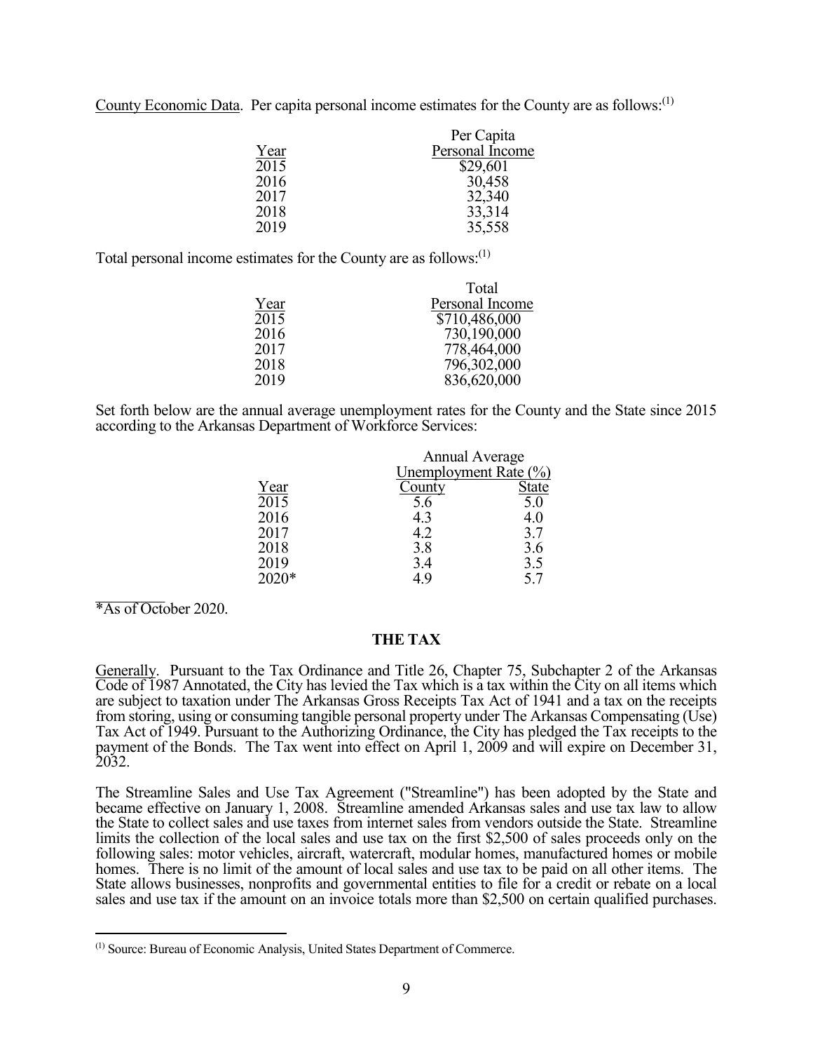County Economic Data. Per capita personal income estimates for the County are as follows:[1]

| Year | Per Capita Personal Income |
|---|---|
| 2015 | $29,601 |
| 2016 | 30,458 |
| 2017 | 32,340 |
| 2018 | 33,314 |
| 2019 | 35,558 |

Total personal income estimates for the County are as follows:[1]

| Year | Total Personal Income |
|---|---|
| 2015 | $710,486,000 |
| 2016 | 730,190,000 |
| 2017 | 778,464,000 |
| 2018 | 796,302,000 |
| 2019 | 836,620,000 |

Set forth below are the annual average unemployment rates for the County and the State since 2015 according to the Arkansas Department of Workforce Services:

| | Annual Average Unemployment Rate (%) | |
|---|---|---|
| Year | County | State |
| 2015 | 5.6 | 5.0 |
| 2016 | 4.3 | 4.0 |
| 2017 | 4.2 | 3.7 |
| 2018 | 3.8 | 3.6 |
| 2019 | 3.4 | 3.5 |
| 2020* | 4.9 | 5.7 |

*As of October 2020.

## THE TAX

Generally. Pursuant to the Tax Ordinance and Title 26, Chapter 75, Subchapter 2 of the Arkansas Code of 1987 Annotated, the City has levied the Tax which is a tax within the City on all items which are subject to taxation under The Arkansas Gross Receipts Tax Act of 1941 and a tax on the receipts from storing, using or consuming tangible personal property under The Arkansas Compensating (Use) Tax Act of 1949. Pursuant to the Authorizing Ordinance, the City has pledged the Tax receipts to the payment of the Bonds. The Tax went into effect on April 1, 2009 and will expire on December 31, 2032.

The Streamline Sales and Use Tax Agreement ("Streamline") has been adopted by the State and became effective on January 1, 2008. Streamline amended Arkansas sales and use tax law to allow the State to collect sales and use taxes from internet sales from vendors outside the State. Streamline limits the collection of the local sales and use tax on the first $2,500 of sales proceeds only on the following sales: motor vehicles, aircraft, watercraft, modular homes, manufactured homes or mobile homes. There is no limit of the amount of local sales and use tax to be paid on all other items. The State allows businesses, nonprofits and governmental entities to file for a credit or rebate on a local sales and use tax if the amount on an invoice totals more than $2,500 on certain qualified purchases.

[1] Source: Bureau of Economic Analysis, United States Department of Commerce.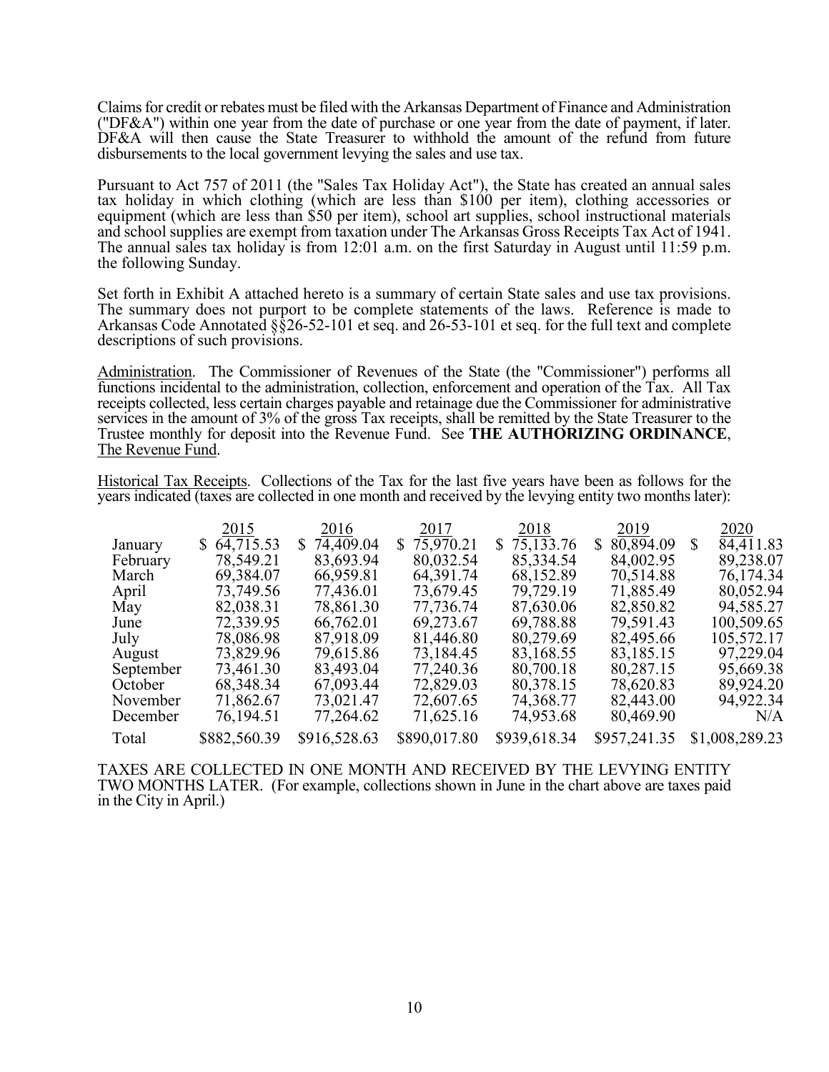Claims for credit or rebates must be filed with the Arkansas Department of Finance and Administration ("DF&A") within one year from the date of purchase or one year from the date of payment, if later. DF&A will then cause the State Treasurer to withhold the amount of the refund from future disbursements to the local government levying the sales and use tax.

Pursuant to Act 757 of 2011 (the "Sales Tax Holiday Act"), the State has created an annual sales tax holiday in which clothing (which are less than $100 per item), clothing accessories or equipment (which are less than $50 per item), school art supplies, school instructional materials and school supplies are exempt from taxation under The Arkansas Gross Receipts Tax Act of 1941. The annual sales tax holiday is from 12:01 a.m. on the first Saturday in August until 11:59 p.m. the following Sunday.

Set forth in Exhibit A attached hereto is a summary of certain State sales and use tax provisions. The summary does not purport to be complete statements of the laws. Reference is made to Arkansas Code Annotated §§26-52-101 et seq. and 26-53-101 et seq. for the full text and complete descriptions of such provisions.

Administration. The Commissioner of Revenues of the State (the "Commissioner") performs all functions incidental to the administration, collection, enforcement and operation of the Tax. All Tax receipts collected, less certain charges payable and retainage due the Commissioner for administrative services in the amount of 3% of the gross Tax receipts, shall be remitted by the State Treasurer to the Trustee monthly for deposit into the Revenue Fund. See **THE AUTHORIZING ORDINANCE**, The Revenue Fund.

Historical Tax Receipts. Collections of the Tax for the last five years have been as follows for the years indicated (taxes are collected in one month and received by the levying entity two months later):

| | 2015 | 2016 | 2017 | 2018 | 2019 | 2020 |
|---|---|---|---|---|---|---|
| January | $ 64,715.53 | $ 74,409.04 | $ 75,970.21 | $ 75,133.76 | $ 80,894.09 | $ 84,411.83 |
| February | 78,549.21 | 83,693.94 | 80,032.54 | 85,334.54 | 84,002.95 | 89,238.07 |
| March | 69,384.07 | 66,959.81 | 64,391.74 | 68,152.89 | 70,514.88 | 76,174.34 |
| April | 73,749.56 | 77,436.01 | 73,679.45 | 79,729.19 | 71,885.49 | 80,052.94 |
| May | 82,038.31 | 78,861.30 | 77,736.74 | 87,630.06 | 82,850.82 | 94,585.27 |
| June | 72,339.95 | 66,762.01 | 69,273.67 | 69,788.88 | 79,591.43 | 100,509.65 |
| July | 78,086.98 | 87,918.09 | 81,446.80 | 80,279.69 | 82,495.66 | 105,572.17 |
| August | 73,829.96 | 79,615.86 | 73,184.45 | 83,168.55 | 83,185.15 | 97,229.04 |
| September | 73,461.30 | 83,493.04 | 77,240.36 | 80,700.18 | 80,287.15 | 95,669.38 |
| October | 68,348.34 | 67,093.44 | 72,829.03 | 80,378.15 | 78,620.83 | 89,924.20 |
| November | 71,862.67 | 73,021.47 | 72,607.65 | 74,368.77 | 82,443.00 | 94,922.34 |
| December | 76,194.51 | 77,264.62 | 71,625.16 | 74,953.68 | 80,469.90 | N/A |
| Total | $882,560.39 | $916,528.63 | $890,017.80 | $939,618.34 | $957,241.35 | $1,008,289.23 |

TAXES ARE COLLECTED IN ONE MONTH AND RECEIVED BY THE LEVYING ENTITY TWO MONTHS LATER. (For example, collections shown in June in the chart above are taxes paid in the City in April.)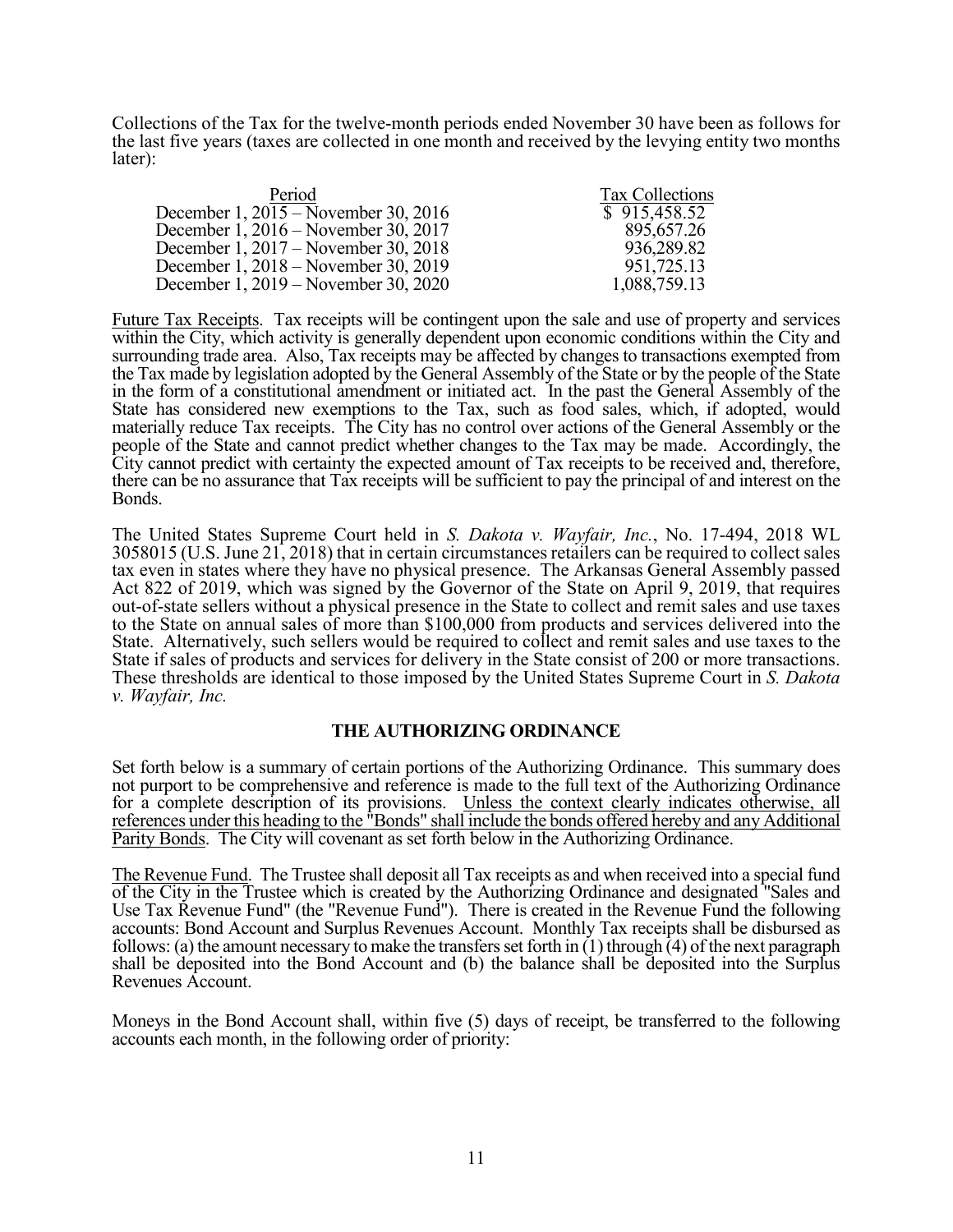Collections of the Tax for the twelve-month periods ended November 30 have been as follows for the last five years (taxes are collected in one month and received by the levying entity two months later):

| Period | Tax Collections |
|---|---|
| December 1, 2015 – November 30, 2016 | $ 915,458.52 |
| December 1, 2016 – November 30, 2017 | 895,657.26 |
| December 1, 2017 – November 30, 2018 | 936,289.82 |
| December 1, 2018 – November 30, 2019 | 951,725.13 |
| December 1, 2019 – November 30, 2020 | 1,088,759.13 |

<u>Future Tax Receipts</u>. Tax receipts will be contingent upon the sale and use of property and services within the City, which activity is generally dependent upon economic conditions within the City and surrounding trade area. Also, Tax receipts may be affected by changes to transactions exempted from the Tax made by legislation adopted by the General Assembly of the State or by the people of the State in the form of a constitutional amendment or initiated act. In the past the General Assembly of the State has considered new exemptions to the Tax, such as food sales, which, if adopted, would materially reduce Tax receipts. The City has no control over actions of the General Assembly or the people of the State and cannot predict whether changes to the Tax may be made. Accordingly, the City cannot predict with certainty the expected amount of Tax receipts to be received and, therefore, there can be no assurance that Tax receipts will be sufficient to pay the principal of and interest on the Bonds.

The United States Supreme Court held in *S. Dakota v. Wayfair, Inc.*, No. 17-494, 2018 WL 3058015 (U.S. June 21, 2018) that in certain circumstances retailers can be required to collect sales tax even in states where they have no physical presence. The Arkansas General Assembly passed Act 822 of 2019, which was signed by the Governor of the State on April 9, 2019, that requires out-of-state sellers without a physical presence in the State to collect and remit sales and use taxes to the State on annual sales of more than $100,000 from products and services delivered into the State. Alternatively, such sellers would be required to collect and remit sales and use taxes to the State if sales of products and services for delivery in the State consist of 200 or more transactions. These thresholds are identical to those imposed by the United States Supreme Court in *S. Dakota v. Wayfair, Inc.*

## THE AUTHORIZING ORDINANCE

Set forth below is a summary of certain portions of the Authorizing Ordinance. This summary does not purport to be comprehensive and reference is made to the full text of the Authorizing Ordinance for a complete description of its provisions. <u>Unless the context clearly indicates otherwise, all references under this heading to the "Bonds" shall include the bonds offered hereby and any Additional Parity Bonds</u>. The City will covenant as set forth below in the Authorizing Ordinance.

<u>The Revenue Fund</u>. The Trustee shall deposit all Tax receipts as and when received into a special fund of the City in the Trustee which is created by the Authorizing Ordinance and designated "Sales and Use Tax Revenue Fund" (the "Revenue Fund"). There is created in the Revenue Fund the following accounts: Bond Account and Surplus Revenues Account. Monthly Tax receipts shall be disbursed as follows: (a) the amount necessary to make the transfers set forth in (1) through (4) of the next paragraph shall be deposited into the Bond Account and (b) the balance shall be deposited into the Surplus Revenues Account.

Moneys in the Bond Account shall, within five (5) days of receipt, be transferred to the following accounts each month, in the following order of priority: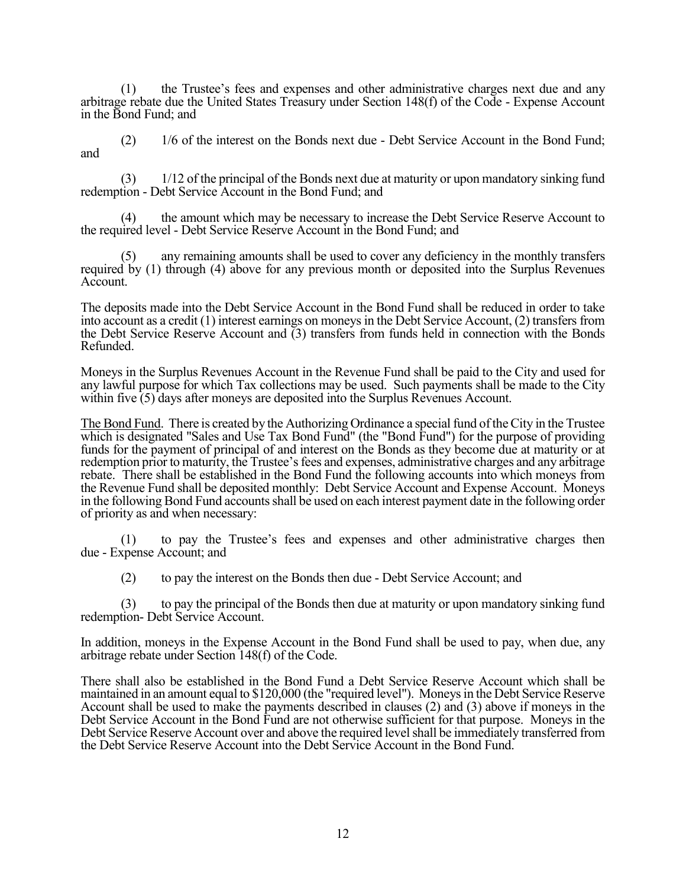(1) the Trustee's fees and expenses and other administrative charges next due and any arbitrage rebate due the United States Treasury under Section 148(f) of the Code - Expense Account in the Bond Fund; and

(2) 1/6 of the interest on the Bonds next due - Debt Service Account in the Bond Fund; and

(3) 1/12 of the principal of the Bonds next due at maturity or upon mandatory sinking fund redemption - Debt Service Account in the Bond Fund; and

(4) the amount which may be necessary to increase the Debt Service Reserve Account to the required level - Debt Service Reserve Account in the Bond Fund; and

(5) any remaining amounts shall be used to cover any deficiency in the monthly transfers required by (1) through (4) above for any previous month or deposited into the Surplus Revenues Account.

The deposits made into the Debt Service Account in the Bond Fund shall be reduced in order to take into account as a credit (1) interest earnings on moneys in the Debt Service Account, (2) transfers from the Debt Service Reserve Account and (3) transfers from funds held in connection with the Bonds Refunded.

Moneys in the Surplus Revenues Account in the Revenue Fund shall be paid to the City and used for any lawful purpose for which Tax collections may be used. Such payments shall be made to the City within five (5) days after moneys are deposited into the Surplus Revenues Account.

<u>The Bond Fund</u>. There is created by the Authorizing Ordinance a special fund of the City in the Trustee which is designated "Sales and Use Tax Bond Fund" (the "Bond Fund") for the purpose of providing funds for the payment of principal of and interest on the Bonds as they become due at maturity or at redemption prior to maturity, the Trustee's fees and expenses, administrative charges and any arbitrage rebate. There shall be established in the Bond Fund the following accounts into which moneys from the Revenue Fund shall be deposited monthly: Debt Service Account and Expense Account. Moneys in the following Bond Fund accounts shall be used on each interest payment date in the following order of priority as and when necessary:

(1) to pay the Trustee's fees and expenses and other administrative charges then due - Expense Account; and

(2) to pay the interest on the Bonds then due - Debt Service Account; and

(3) to pay the principal of the Bonds then due at maturity or upon mandatory sinking fund redemption- Debt Service Account.

In addition, moneys in the Expense Account in the Bond Fund shall be used to pay, when due, any arbitrage rebate under Section 148(f) of the Code.

There shall also be established in the Bond Fund a Debt Service Reserve Account which shall be maintained in an amount equal to $120,000 (the "required level"). Moneys in the Debt Service Reserve Account shall be used to make the payments described in clauses (2) and (3) above if moneys in the Debt Service Account in the Bond Fund are not otherwise sufficient for that purpose. Moneys in the Debt Service Reserve Account over and above the required level shall be immediately transferred from the Debt Service Reserve Account into the Debt Service Account in the Bond Fund.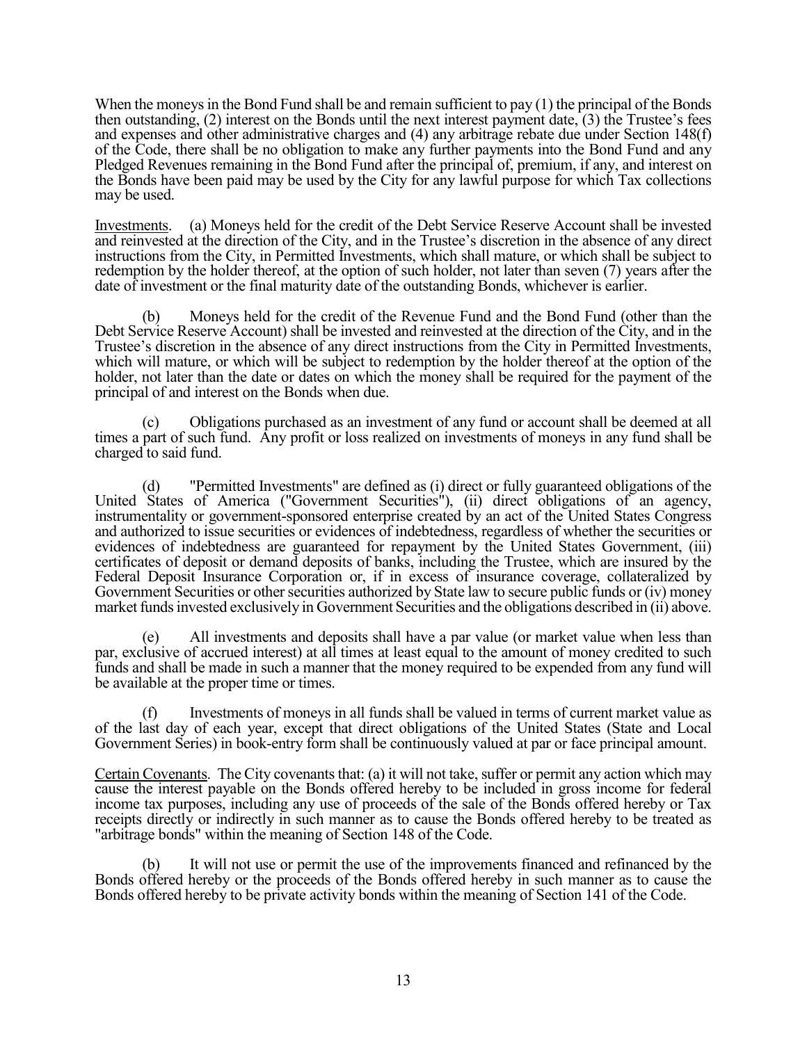When the moneys in the Bond Fund shall be and remain sufficient to pay (1) the principal of the Bonds then outstanding, (2) interest on the Bonds until the next interest payment date, (3) the Trustee's fees and expenses and other administrative charges and (4) any arbitrage rebate due under Section 148(f) of the Code, there shall be no obligation to make any further payments into the Bond Fund and any Pledged Revenues remaining in the Bond Fund after the principal of, premium, if any, and interest on the Bonds have been paid may be used by the City for any lawful purpose for which Tax collections may be used.

Investments. (a) Moneys held for the credit of the Debt Service Reserve Account shall be invested and reinvested at the direction of the City, and in the Trustee's discretion in the absence of any direct instructions from the City, in Permitted Investments, which shall mature, or which shall be subject to redemption by the holder thereof, at the option of such holder, not later than seven (7) years after the date of investment or the final maturity date of the outstanding Bonds, whichever is earlier.

(b) Moneys held for the credit of the Revenue Fund and the Bond Fund (other than the Debt Service Reserve Account) shall be invested and reinvested at the direction of the City, and in the Trustee's discretion in the absence of any direct instructions from the City in Permitted Investments, which will mature, or which will be subject to redemption by the holder thereof at the option of the holder, not later than the date or dates on which the money shall be required for the payment of the principal of and interest on the Bonds when due.

(c) Obligations purchased as an investment of any fund or account shall be deemed at all times a part of such fund. Any profit or loss realized on investments of moneys in any fund shall be charged to said fund.

(d) "Permitted Investments" are defined as (i) direct or fully guaranteed obligations of the United States of America ("Government Securities"), (ii) direct obligations of an agency, instrumentality or government-sponsored enterprise created by an act of the United States Congress and authorized to issue securities or evidences of indebtedness, regardless of whether the securities or evidences of indebtedness are guaranteed for repayment by the United States Government, (iii) certificates of deposit or demand deposits of banks, including the Trustee, which are insured by the Federal Deposit Insurance Corporation or, if in excess of insurance coverage, collateralized by Government Securities or other securities authorized by State law to secure public funds or (iv) money market funds invested exclusively in Government Securities and the obligations described in (ii) above.

(e) All investments and deposits shall have a par value (or market value when less than par, exclusive of accrued interest) at all times at least equal to the amount of money credited to such funds and shall be made in such a manner that the money required to be expended from any fund will be available at the proper time or times.

(f) Investments of moneys in all funds shall be valued in terms of current market value as of the last day of each year, except that direct obligations of the United States (State and Local Government Series) in book-entry form shall be continuously valued at par or face principal amount.

Certain Covenants. The City covenants that: (a) it will not take, suffer or permit any action which may cause the interest payable on the Bonds offered hereby to be included in gross income for federal income tax purposes, including any use of proceeds of the sale of the Bonds offered hereby or Tax receipts directly or indirectly in such manner as to cause the Bonds offered hereby to be treated as "arbitrage bonds" within the meaning of Section 148 of the Code.

(b) It will not use or permit the use of the improvements financed and refinanced by the Bonds offered hereby or the proceeds of the Bonds offered hereby in such manner as to cause the Bonds offered hereby to be private activity bonds within the meaning of Section 141 of the Code.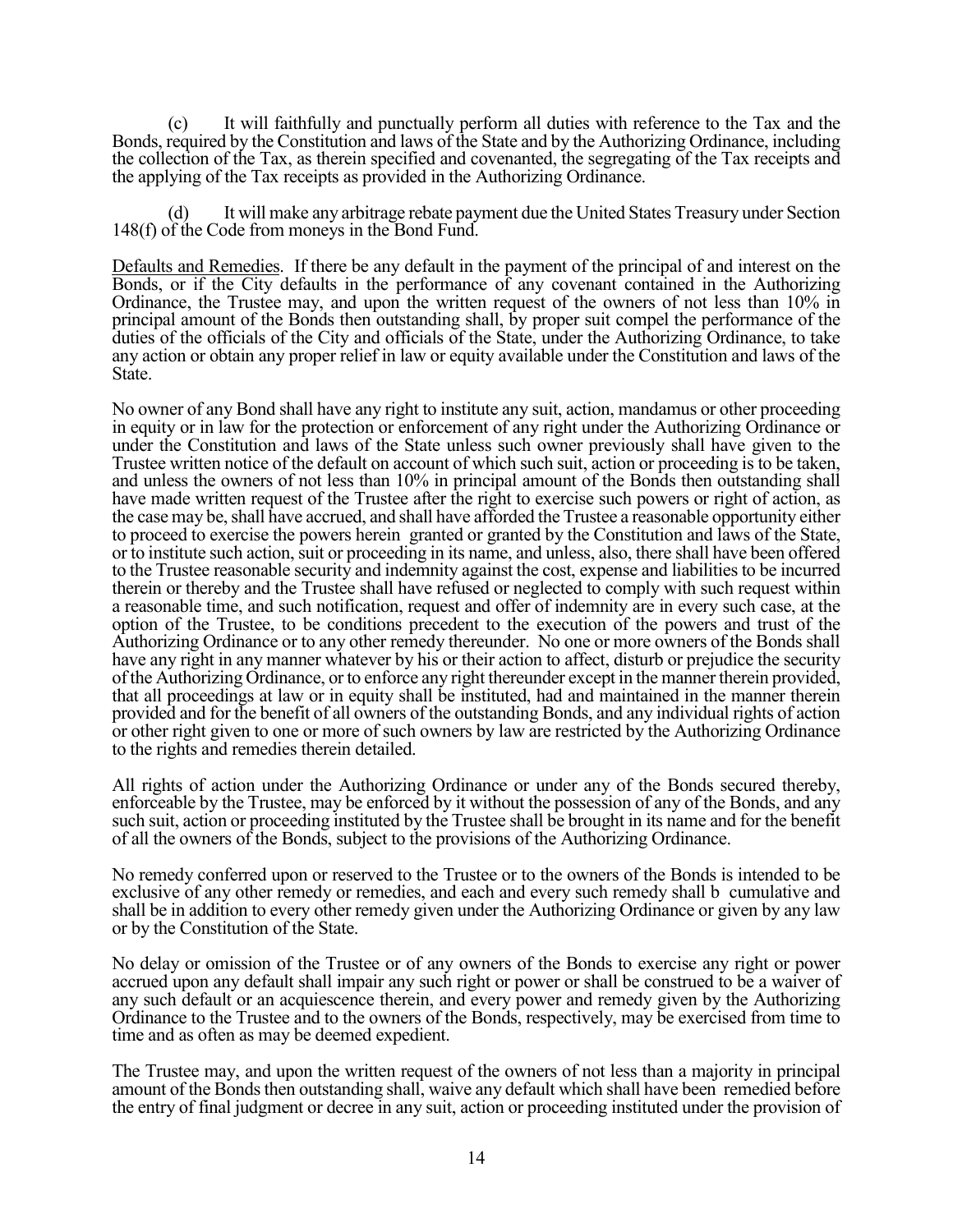(c) It will faithfully and punctually perform all duties with reference to the Tax and the Bonds, required by the Constitution and laws of the State and by the Authorizing Ordinance, including the collection of the Tax, as therein specified and covenanted, the segregating of the Tax receipts and the applying of the Tax receipts as provided in the Authorizing Ordinance.

(d) It will make any arbitrage rebate payment due the United States Treasury under Section 148(f) of the Code from moneys in the Bond Fund.

Defaults and Remedies. If there be any default in the payment of the principal of and interest on the Bonds, or if the City defaults in the performance of any covenant contained in the Authorizing Ordinance, the Trustee may, and upon the written request of the owners of not less than 10% in principal amount of the Bonds then outstanding shall, by proper suit compel the performance of the duties of the officials of the City and officials of the State, under the Authorizing Ordinance, to take any action or obtain any proper relief in law or equity available under the Constitution and laws of the State.

No owner of any Bond shall have any right to institute any suit, action, mandamus or other proceeding in equity or in law for the protection or enforcement of any right under the Authorizing Ordinance or under the Constitution and laws of the State unless such owner previously shall have given to the Trustee written notice of the default on account of which such suit, action or proceeding is to be taken, and unless the owners of not less than 10% in principal amount of the Bonds then outstanding shall have made written request of the Trustee after the right to exercise such powers or right of action, as the case may be, shall have accrued, and shall have afforded the Trustee a reasonable opportunity either to proceed to exercise the powers herein granted or granted by the Constitution and laws of the State, or to institute such action, suit or proceeding in its name, and unless, also, there shall have been offered to the Trustee reasonable security and indemnity against the cost, expense and liabilities to be incurred therein or thereby and the Trustee shall have refused or neglected to comply with such request within a reasonable time, and such notification, request and offer of indemnity are in every such case, at the option of the Trustee, to be conditions precedent to the execution of the powers and trust of the Authorizing Ordinance or to any other remedy thereunder. No one or more owners of the Bonds shall have any right in any manner whatever by his or their action to affect, disturb or prejudice the security of the Authorizing Ordinance, or to enforce any right thereunder except in the manner therein provided, that all proceedings at law or in equity shall be instituted, had and maintained in the manner therein provided and for the benefit of all owners of the outstanding Bonds, and any individual rights of action or other right given to one or more of such owners by law are restricted by the Authorizing Ordinance to the rights and remedies therein detailed.

All rights of action under the Authorizing Ordinance or under any of the Bonds secured thereby, enforceable by the Trustee, may be enforced by it without the possession of any of the Bonds, and any such suit, action or proceeding instituted by the Trustee shall be brought in its name and for the benefit of all the owners of the Bonds, subject to the provisions of the Authorizing Ordinance.

No remedy conferred upon or reserved to the Trustee or to the owners of the Bonds is intended to be exclusive of any other remedy or remedies, and each and every such remedy shall b cumulative and shall be in addition to every other remedy given under the Authorizing Ordinance or given by any law or by the Constitution of the State.

No delay or omission of the Trustee or of any owners of the Bonds to exercise any right or power accrued upon any default shall impair any such right or power or shall be construed to be a waiver of any such default or an acquiescence therein, and every power and remedy given by the Authorizing Ordinance to the Trustee and to the owners of the Bonds, respectively, may be exercised from time to time and as often as may be deemed expedient.

The Trustee may, and upon the written request of the owners of not less than a majority in principal amount of the Bonds then outstanding shall, waive any default which shall have been remedied before the entry of final judgment or decree in any suit, action or proceeding instituted under the provision of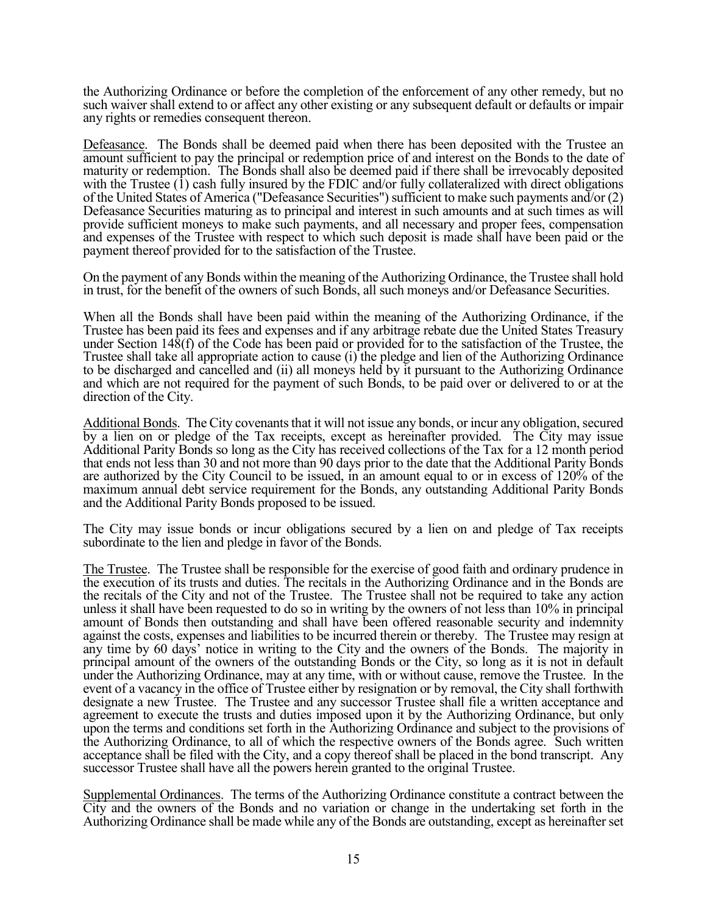the Authorizing Ordinance or before the completion of the enforcement of any other remedy, but no such waiver shall extend to or affect any other existing or any subsequent default or defaults or impair any rights or remedies consequent thereon.

Defeasance. The Bonds shall be deemed paid when there has been deposited with the Trustee an amount sufficient to pay the principal or redemption price of and interest on the Bonds to the date of maturity or redemption. The Bonds shall also be deemed paid if there shall be irrevocably deposited with the Trustee (1) cash fully insured by the FDIC and/or fully collateralized with direct obligations of the United States of America ("Defeasance Securities") sufficient to make such payments and/or (2) Defeasance Securities maturing as to principal and interest in such amounts and at such times as will provide sufficient moneys to make such payments, and all necessary and proper fees, compensation and expenses of the Trustee with respect to which such deposit is made shall have been paid or the payment thereof provided for to the satisfaction of the Trustee.

On the payment of any Bonds within the meaning of the Authorizing Ordinance, the Trustee shall hold in trust, for the benefit of the owners of such Bonds, all such moneys and/or Defeasance Securities.

When all the Bonds shall have been paid within the meaning of the Authorizing Ordinance, if the Trustee has been paid its fees and expenses and if any arbitrage rebate due the United States Treasury under Section 148(f) of the Code has been paid or provided for to the satisfaction of the Trustee, the Trustee shall take all appropriate action to cause (i) the pledge and lien of the Authorizing Ordinance to be discharged and cancelled and (ii) all moneys held by it pursuant to the Authorizing Ordinance and which are not required for the payment of such Bonds, to be paid over or delivered to or at the direction of the City.

Additional Bonds. The City covenants that it will not issue any bonds, or incur any obligation, secured by a lien on or pledge of the Tax receipts, except as hereinafter provided. The City may issue Additional Parity Bonds so long as the City has received collections of the Tax for a 12 month period that ends not less than 30 and not more than 90 days prior to the date that the Additional Parity Bonds are authorized by the City Council to be issued, in an amount equal to or in excess of 120% of the maximum annual debt service requirement for the Bonds, any outstanding Additional Parity Bonds and the Additional Parity Bonds proposed to be issued.

The City may issue bonds or incur obligations secured by a lien on and pledge of Tax receipts subordinate to the lien and pledge in favor of the Bonds.

The Trustee. The Trustee shall be responsible for the exercise of good faith and ordinary prudence in the execution of its trusts and duties. The recitals in the Authorizing Ordinance and in the Bonds are the recitals of the City and not of the Trustee. The Trustee shall not be required to take any action unless it shall have been requested to do so in writing by the owners of not less than 10% in principal amount of Bonds then outstanding and shall have been offered reasonable security and indemnity against the costs, expenses and liabilities to be incurred therein or thereby. The Trustee may resign at any time by 60 days' notice in writing to the City and the owners of the Bonds. The majority in principal amount of the owners of the outstanding Bonds or the City, so long as it is not in default under the Authorizing Ordinance, may at any time, with or without cause, remove the Trustee. In the event of a vacancy in the office of Trustee either by resignation or by removal, the City shall forthwith designate a new Trustee. The Trustee and any successor Trustee shall file a written acceptance and agreement to execute the trusts and duties imposed upon it by the Authorizing Ordinance, but only upon the terms and conditions set forth in the Authorizing Ordinance and subject to the provisions of the Authorizing Ordinance, to all of which the respective owners of the Bonds agree. Such written acceptance shall be filed with the City, and a copy thereof shall be placed in the bond transcript. Any successor Trustee shall have all the powers herein granted to the original Trustee.

Supplemental Ordinances. The terms of the Authorizing Ordinance constitute a contract between the City and the owners of the Bonds and no variation or change in the undertaking set forth in the Authorizing Ordinance shall be made while any of the Bonds are outstanding, except as hereinafter set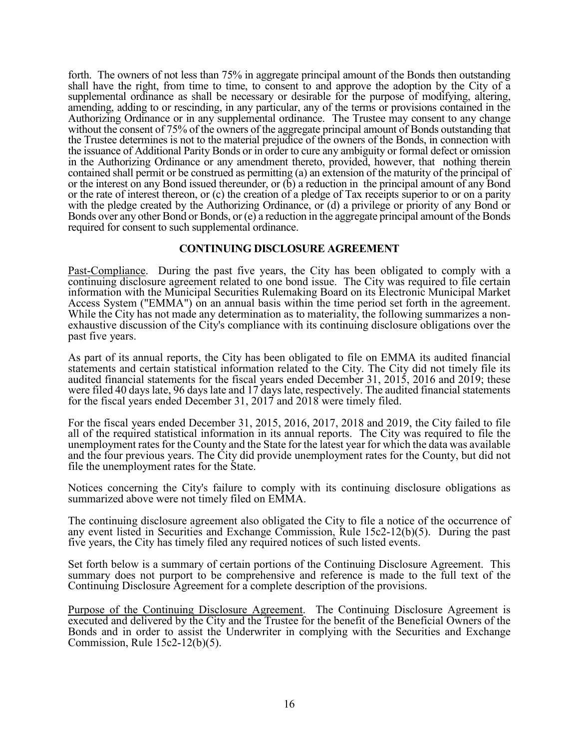forth. The owners of not less than 75% in aggregate principal amount of the Bonds then outstanding shall have the right, from time to time, to consent to and approve the adoption by the City of a supplemental ordinance as shall be necessary or desirable for the purpose of modifying, altering, amending, adding to or rescinding, in any particular, any of the terms or provisions contained in the Authorizing Ordinance or in any supplemental ordinance. The Trustee may consent to any change without the consent of 75% of the owners of the aggregate principal amount of Bonds outstanding that the Trustee determines is not to the material prejudice of the owners of the Bonds, in connection with the issuance of Additional Parity Bonds or in order to cure any ambiguity or formal defect or omission in the Authorizing Ordinance or any amendment thereto, provided, however, that nothing therein contained shall permit or be construed as permitting (a) an extension of the maturity of the principal of or the interest on any Bond issued thereunder, or (b) a reduction in the principal amount of any Bond or the rate of interest thereon, or (c) the creation of a pledge of Tax receipts superior to or on a parity with the pledge created by the Authorizing Ordinance, or (d) a privilege or priority of any Bond or Bonds over any other Bond or Bonds, or (e) a reduction in the aggregate principal amount of the Bonds required for consent to such supplemental ordinance.

## CONTINUING DISCLOSURE AGREEMENT

Past-Compliance. During the past five years, the City has been obligated to comply with a continuing disclosure agreement related to one bond issue. The City was required to file certain information with the Municipal Securities Rulemaking Board on its Electronic Municipal Market Access System ("EMMA") on an annual basis within the time period set forth in the agreement. While the City has not made any determination as to materiality, the following summarizes a non-exhaustive discussion of the City's compliance with its continuing disclosure obligations over the past five years.

As part of its annual reports, the City has been obligated to file on EMMA its audited financial statements and certain statistical information related to the City. The City did not timely file its audited financial statements for the fiscal years ended December 31, 2015, 2016 and 2019; these were filed 40 days late, 96 days late and 17 days late, respectively. The audited financial statements for the fiscal years ended December 31, 2017 and 2018 were timely filed.

For the fiscal years ended December 31, 2015, 2016, 2017, 2018 and 2019, the City failed to file all of the required statistical information in its annual reports. The City was required to file the unemployment rates for the County and the State for the latest year for which the data was available and the four previous years. The City did provide unemployment rates for the County, but did not file the unemployment rates for the State.

Notices concerning the City's failure to comply with its continuing disclosure obligations as summarized above were not timely filed on EMMA.

The continuing disclosure agreement also obligated the City to file a notice of the occurrence of any event listed in Securities and Exchange Commission, Rule 15c2-12(b)(5). During the past five years, the City has timely filed any required notices of such listed events.

Set forth below is a summary of certain portions of the Continuing Disclosure Agreement. This summary does not purport to be comprehensive and reference is made to the full text of the Continuing Disclosure Agreement for a complete description of the provisions.

Purpose of the Continuing Disclosure Agreement. The Continuing Disclosure Agreement is executed and delivered by the City and the Trustee for the benefit of the Beneficial Owners of the Bonds and in order to assist the Underwriter in complying with the Securities and Exchange Commission, Rule 15c2-12(b)(5).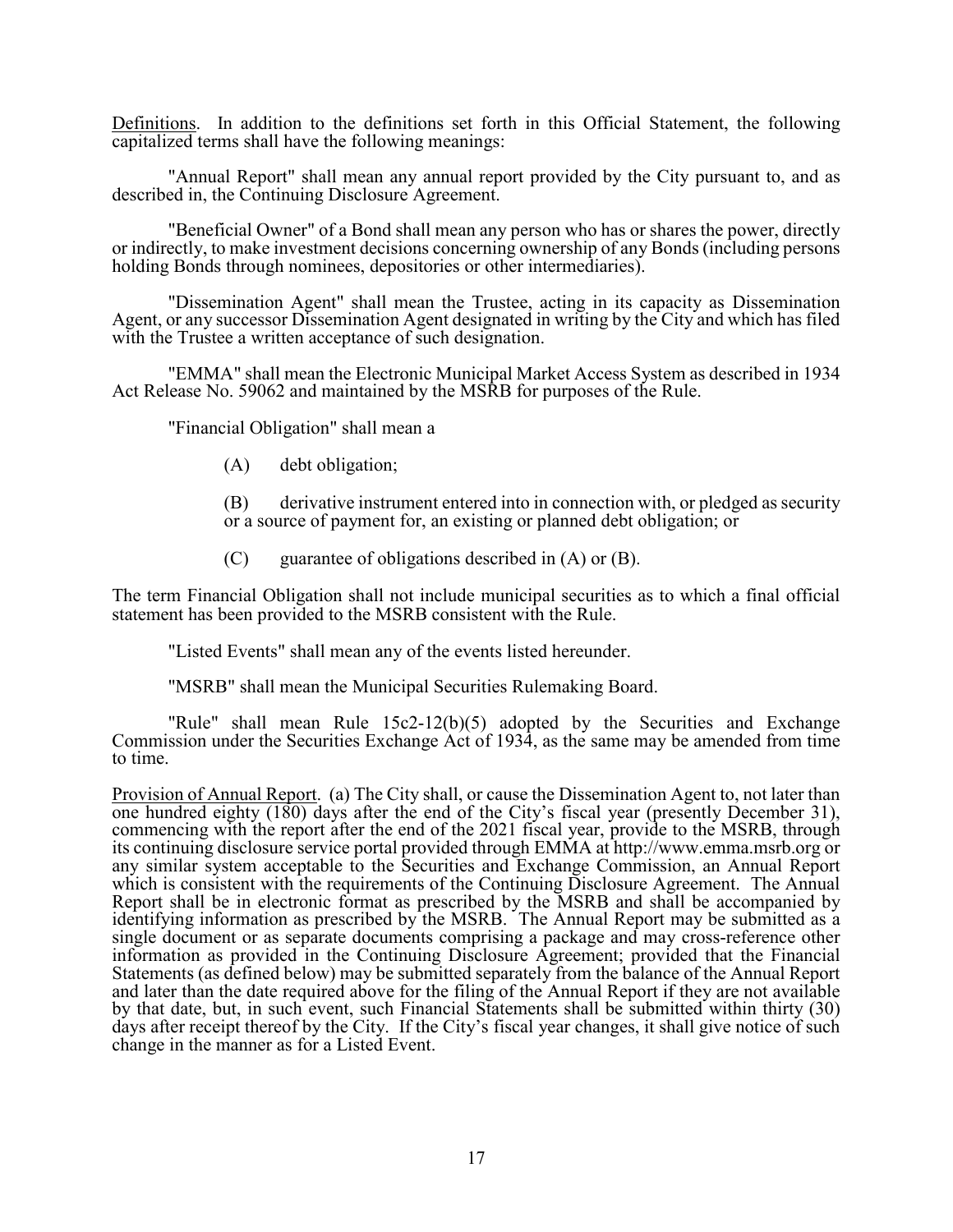Definitions. In addition to the definitions set forth in this Official Statement, the following capitalized terms shall have the following meanings:

"Annual Report" shall mean any annual report provided by the City pursuant to, and as described in, the Continuing Disclosure Agreement.

"Beneficial Owner" of a Bond shall mean any person who has or shares the power, directly or indirectly, to make investment decisions concerning ownership of any Bonds (including persons holding Bonds through nominees, depositories or other intermediaries).

"Dissemination Agent" shall mean the Trustee, acting in its capacity as Dissemination Agent, or any successor Dissemination Agent designated in writing by the City and which has filed with the Trustee a written acceptance of such designation.

"EMMA" shall mean the Electronic Municipal Market Access System as described in 1934 Act Release No. 59062 and maintained by the MSRB for purposes of the Rule.

"Financial Obligation" shall mean a

(A) debt obligation;

(B) derivative instrument entered into in connection with, or pledged as security or a source of payment for, an existing or planned debt obligation; or

(C) guarantee of obligations described in (A) or (B).

The term Financial Obligation shall not include municipal securities as to which a final official statement has been provided to the MSRB consistent with the Rule.

"Listed Events" shall mean any of the events listed hereunder.

"MSRB" shall mean the Municipal Securities Rulemaking Board.

"Rule" shall mean Rule 15c2-12(b)(5) adopted by the Securities and Exchange Commission under the Securities Exchange Act of 1934, as the same may be amended from time to time.

Provision of Annual Report. (a) The City shall, or cause the Dissemination Agent to, not later than one hundred eighty (180) days after the end of the City's fiscal year (presently December 31), commencing with the report after the end of the 2021 fiscal year, provide to the MSRB, through its continuing disclosure service portal provided through EMMA at http://www.emma.msrb.org or any similar system acceptable to the Securities and Exchange Commission, an Annual Report which is consistent with the requirements of the Continuing Disclosure Agreement. The Annual Report shall be in electronic format as prescribed by the MSRB and shall be accompanied by identifying information as prescribed by the MSRB. The Annual Report may be submitted as a single document or as separate documents comprising a package and may cross-reference other information as provided in the Continuing Disclosure Agreement; provided that the Financial Statements (as defined below) may be submitted separately from the balance of the Annual Report and later than the date required above for the filing of the Annual Report if they are not available by that date, but, in such event, such Financial Statements shall be submitted within thirty (30) days after receipt thereof by the City. If the City's fiscal year changes, it shall give notice of such change in the manner as for a Listed Event.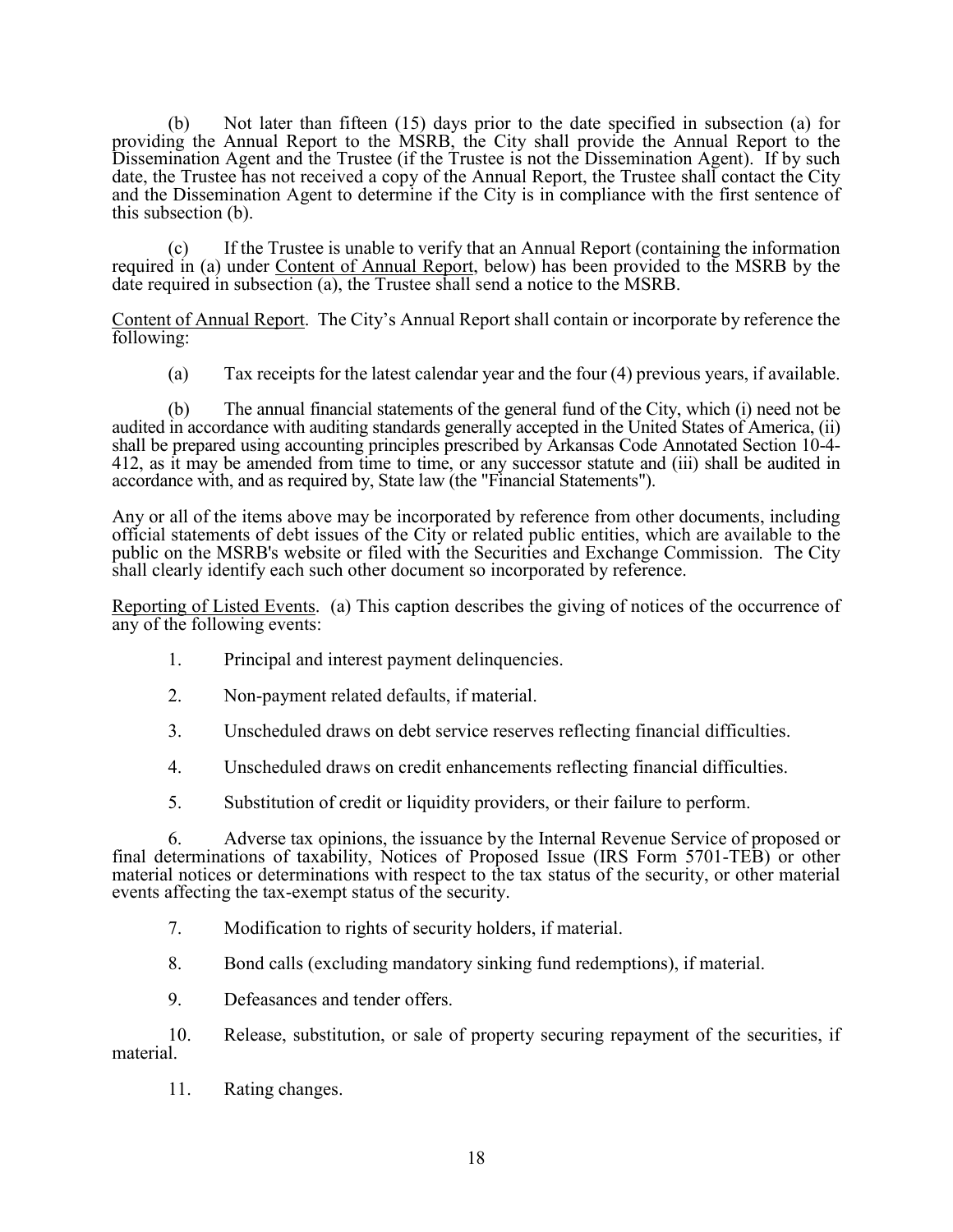(b) Not later than fifteen (15) days prior to the date specified in subsection (a) for providing the Annual Report to the MSRB, the City shall provide the Annual Report to the Dissemination Agent and the Trustee (if the Trustee is not the Dissemination Agent). If by such date, the Trustee has not received a copy of the Annual Report, the Trustee shall contact the City and the Dissemination Agent to determine if the City is in compliance with the first sentence of this subsection (b).

(c) If the Trustee is unable to verify that an Annual Report (containing the information required in (a) under Content of Annual Report, below) has been provided to the MSRB by the date required in subsection (a), the Trustee shall send a notice to the MSRB.

Content of Annual Report. The City's Annual Report shall contain or incorporate by reference the following:

(a) Tax receipts for the latest calendar year and the four (4) previous years, if available.

(b) The annual financial statements of the general fund of the City, which (i) need not be audited in accordance with auditing standards generally accepted in the United States of America, (ii) shall be prepared using accounting principles prescribed by Arkansas Code Annotated Section 10-4-412, as it may be amended from time to time, or any successor statute and (iii) shall be audited in accordance with, and as required by, State law (the "Financial Statements").

Any or all of the items above may be incorporated by reference from other documents, including official statements of debt issues of the City or related public entities, which are available to the public on the MSRB's website or filed with the Securities and Exchange Commission. The City shall clearly identify each such other document so incorporated by reference.

Reporting of Listed Events. (a) This caption describes the giving of notices of the occurrence of any of the following events:

1. Principal and interest payment delinquencies.
2. Non-payment related defaults, if material.
3. Unscheduled draws on debt service reserves reflecting financial difficulties.
4. Unscheduled draws on credit enhancements reflecting financial difficulties.
5. Substitution of credit or liquidity providers, or their failure to perform.
6. Adverse tax opinions, the issuance by the Internal Revenue Service of proposed or final determinations of taxability, Notices of Proposed Issue (IRS Form 5701-TEB) or other material notices or determinations with respect to the tax status of the security, or other material events affecting the tax-exempt status of the security.
7. Modification to rights of security holders, if material.
8. Bond calls (excluding mandatory sinking fund redemptions), if material.
9. Defeasances and tender offers.
10. Release, substitution, or sale of property securing repayment of the securities, if material.
11. Rating changes.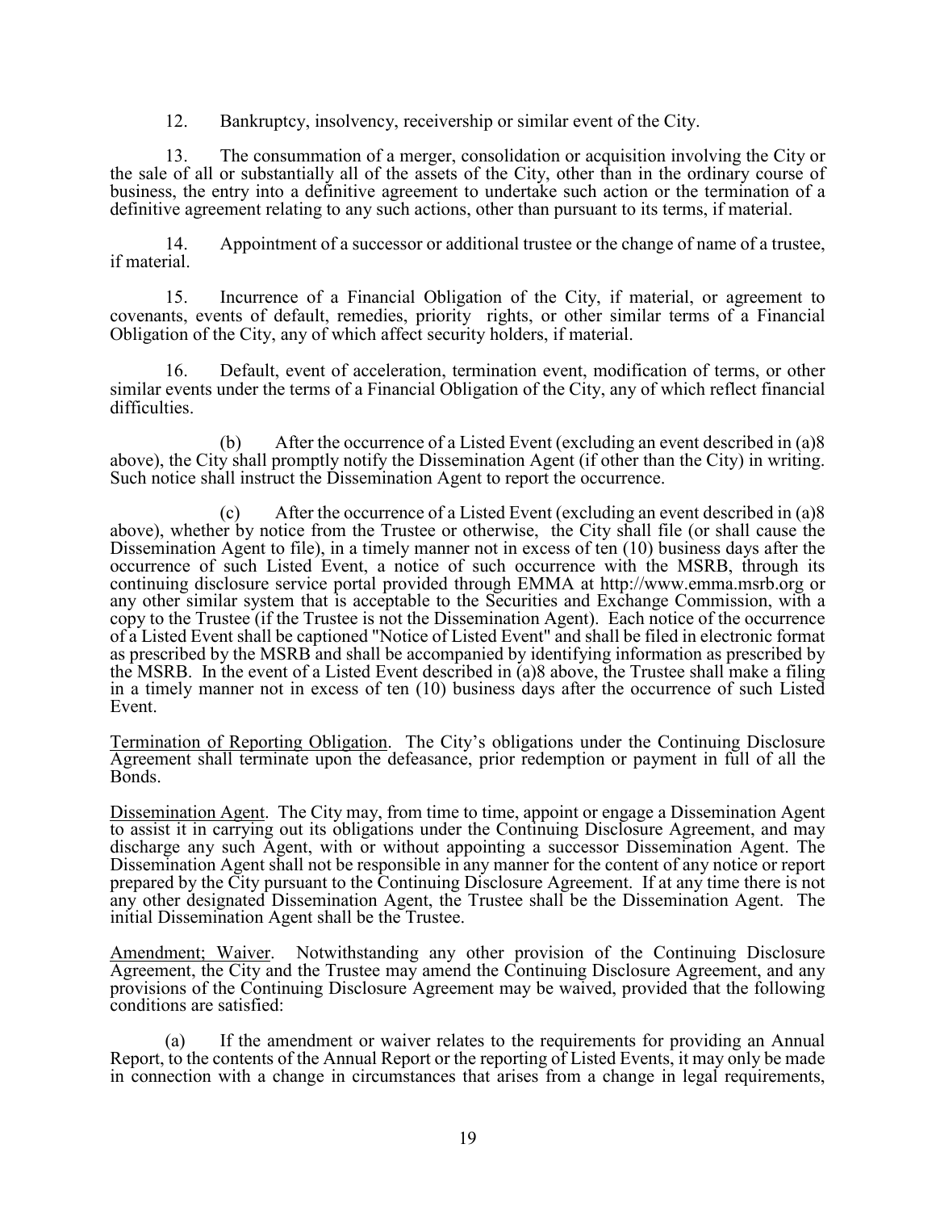12. Bankruptcy, insolvency, receivership or similar event of the City.

13. The consummation of a merger, consolidation or acquisition involving the City or the sale of all or substantially all of the assets of the City, other than in the ordinary course of business, the entry into a definitive agreement to undertake such action or the termination of a definitive agreement relating to any such actions, other than pursuant to its terms, if material.

14. Appointment of a successor or additional trustee or the change of name of a trustee, if material.

15. Incurrence of a Financial Obligation of the City, if material, or agreement to covenants, events of default, remedies, priority rights, or other similar terms of a Financial Obligation of the City, any of which affect security holders, if material.

16. Default, event of acceleration, termination event, modification of terms, or other similar events under the terms of a Financial Obligation of the City, any of which reflect financial difficulties.

(b) After the occurrence of a Listed Event (excluding an event described in (a)8 above), the City shall promptly notify the Dissemination Agent (if other than the City) in writing. Such notice shall instruct the Dissemination Agent to report the occurrence.

(c) After the occurrence of a Listed Event (excluding an event described in (a)8 above), whether by notice from the Trustee or otherwise, the City shall file (or shall cause the Dissemination Agent to file), in a timely manner not in excess of ten (10) business days after the occurrence of such Listed Event, a notice of such occurrence with the MSRB, through its continuing disclosure service portal provided through EMMA at http://www.emma.msrb.org or any other similar system that is acceptable to the Securities and Exchange Commission, with a copy to the Trustee (if the Trustee is not the Dissemination Agent). Each notice of the occurrence of a Listed Event shall be captioned "Notice of Listed Event" and shall be filed in electronic format as prescribed by the MSRB and shall be accompanied by identifying information as prescribed by the MSRB. In the event of a Listed Event described in (a)8 above, the Trustee shall make a filing in a timely manner not in excess of ten (10) business days after the occurrence of such Listed Event.

Termination of Reporting Obligation. The City's obligations under the Continuing Disclosure Agreement shall terminate upon the defeasance, prior redemption or payment in full of all the Bonds.

Dissemination Agent. The City may, from time to time, appoint or engage a Dissemination Agent to assist it in carrying out its obligations under the Continuing Disclosure Agreement, and may discharge any such Agent, with or without appointing a successor Dissemination Agent. The Dissemination Agent shall not be responsible in any manner for the content of any notice or report prepared by the City pursuant to the Continuing Disclosure Agreement. If at any time there is not any other designated Dissemination Agent, the Trustee shall be the Dissemination Agent. The initial Dissemination Agent shall be the Trustee.

Amendment; Waiver. Notwithstanding any other provision of the Continuing Disclosure Agreement, the City and the Trustee may amend the Continuing Disclosure Agreement, and any provisions of the Continuing Disclosure Agreement may be waived, provided that the following conditions are satisfied:

(a) If the amendment or waiver relates to the requirements for providing an Annual Report, to the contents of the Annual Report or the reporting of Listed Events, it may only be made in connection with a change in circumstances that arises from a change in legal requirements,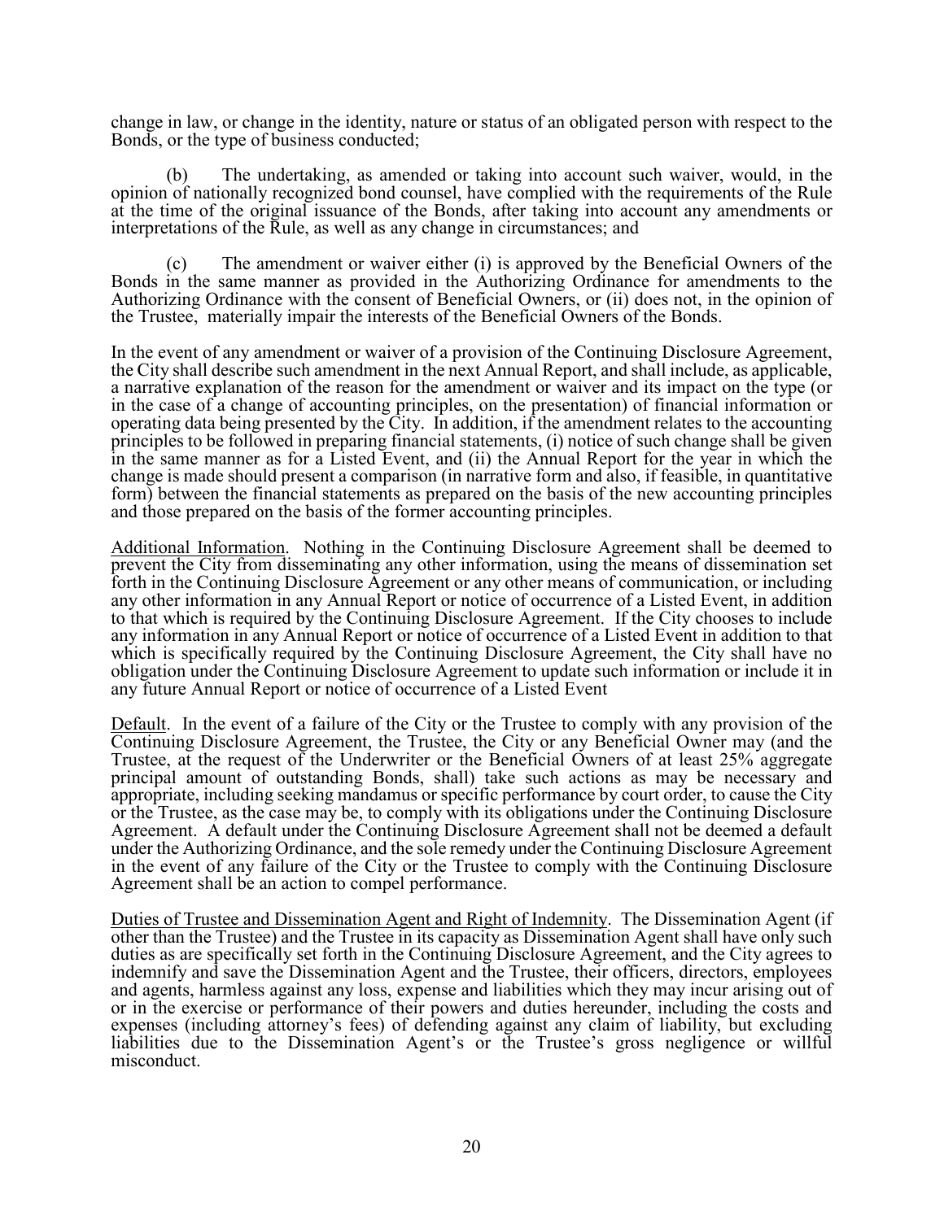change in law, or change in the identity, nature or status of an obligated person with respect to the Bonds, or the type of business conducted;

(b) The undertaking, as amended or taking into account such waiver, would, in the opinion of nationally recognized bond counsel, have complied with the requirements of the Rule at the time of the original issuance of the Bonds, after taking into account any amendments or interpretations of the Rule, as well as any change in circumstances; and

(c) The amendment or waiver either (i) is approved by the Beneficial Owners of the Bonds in the same manner as provided in the Authorizing Ordinance for amendments to the Authorizing Ordinance with the consent of Beneficial Owners, or (ii) does not, in the opinion of the Trustee, materially impair the interests of the Beneficial Owners of the Bonds.

In the event of any amendment or waiver of a provision of the Continuing Disclosure Agreement, the City shall describe such amendment in the next Annual Report, and shall include, as applicable, a narrative explanation of the reason for the amendment or waiver and its impact on the type (or in the case of a change of accounting principles, on the presentation) of financial information or operating data being presented by the City. In addition, if the amendment relates to the accounting principles to be followed in preparing financial statements, (i) notice of such change shall be given in the same manner as for a Listed Event, and (ii) the Annual Report for the year in which the change is made should present a comparison (in narrative form and also, if feasible, in quantitative form) between the financial statements as prepared on the basis of the new accounting principles and those prepared on the basis of the former accounting principles.

<u>Additional Information</u>. Nothing in the Continuing Disclosure Agreement shall be deemed to prevent the City from disseminating any other information, using the means of dissemination set forth in the Continuing Disclosure Agreement or any other means of communication, or including any other information in any Annual Report or notice of occurrence of a Listed Event, in addition to that which is required by the Continuing Disclosure Agreement. If the City chooses to include any information in any Annual Report or notice of occurrence of a Listed Event in addition to that which is specifically required by the Continuing Disclosure Agreement, the City shall have no obligation under the Continuing Disclosure Agreement to update such information or include it in any future Annual Report or notice of occurrence of a Listed Event

<u>Default</u>. In the event of a failure of the City or the Trustee to comply with any provision of the Continuing Disclosure Agreement, the Trustee, the City or any Beneficial Owner may (and the Trustee, at the request of the Underwriter or the Beneficial Owners of at least 25% aggregate principal amount of outstanding Bonds, shall) take such actions as may be necessary and appropriate, including seeking mandamus or specific performance by court order, to cause the City or the Trustee, as the case may be, to comply with its obligations under the Continuing Disclosure Agreement. A default under the Continuing Disclosure Agreement shall not be deemed a default under the Authorizing Ordinance, and the sole remedy under the Continuing Disclosure Agreement in the event of any failure of the City or the Trustee to comply with the Continuing Disclosure Agreement shall be an action to compel performance.

<u>Duties of Trustee and Dissemination Agent and Right of Indemnity</u>. The Dissemination Agent (if other than the Trustee) and the Trustee in its capacity as Dissemination Agent shall have only such duties as are specifically set forth in the Continuing Disclosure Agreement, and the City agrees to indemnify and save the Dissemination Agent and the Trustee, their officers, directors, employees and agents, harmless against any loss, expense and liabilities which they may incur arising out of or in the exercise or performance of their powers and duties hereunder, including the costs and expenses (including attorney's fees) of defending against any claim of liability, but excluding liabilities due to the Dissemination Agent's or the Trustee's gross negligence or willful misconduct.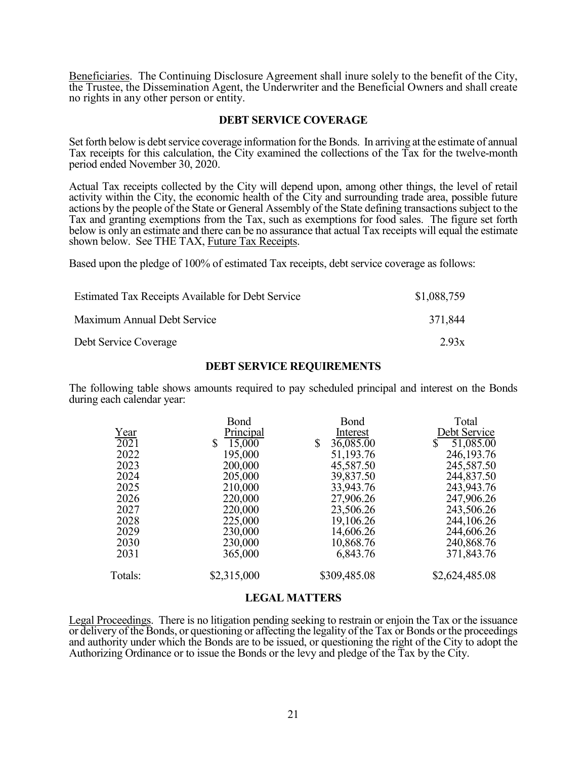Beneficiaries. The Continuing Disclosure Agreement shall inure solely to the benefit of the City, the Trustee, the Dissemination Agent, the Underwriter and the Beneficial Owners and shall create no rights in any other person or entity.

## DEBT SERVICE COVERAGE

Set forth below is debt service coverage information for the Bonds. In arriving at the estimate of annual Tax receipts for this calculation, the City examined the collections of the Tax for the twelve-month period ended November 30, 2020.

Actual Tax receipts collected by the City will depend upon, among other things, the level of retail activity within the City, the economic health of the City and surrounding trade area, possible future actions by the people of the State or General Assembly of the State defining transactions subject to the Tax and granting exemptions from the Tax, such as exemptions for food sales. The figure set forth below is only an estimate and there can be no assurance that actual Tax receipts will equal the estimate shown below. See THE TAX, Future Tax Receipts.

Based upon the pledge of 100% of estimated Tax receipts, debt service coverage as follows:

| | |
|---|---|
| Estimated Tax Receipts Available for Debt Service | \$1,088,759 |
| Maximum Annual Debt Service | 371,844 |
| Debt Service Coverage | 2.93x |

## DEBT SERVICE REQUIREMENTS

The following table shows amounts required to pay scheduled principal and interest on the Bonds during each calendar year:

| Year | Bond Principal | Bond Interest | Total Debt Service |
|---|---|---|---|
| 2021 | \$ 15,000 | \$ 36,085.00 | \$ 51,085.00 |
| 2022 | 195,000 | 51,193.76 | 246,193.76 |
| 2023 | 200,000 | 45,587.50 | 245,587.50 |
| 2024 | 205,000 | 39,837.50 | 244,837.50 |
| 2025 | 210,000 | 33,943.76 | 243,943.76 |
| 2026 | 220,000 | 27,906.26 | 247,906.26 |
| 2027 | 220,000 | 23,506.26 | 243,506.26 |
| 2028 | 225,000 | 19,106.26 | 244,106.26 |
| 2029 | 230,000 | 14,606.26 | 244,606.26 |
| 2030 | 230,000 | 10,868.76 | 240,868.76 |
| 2031 | 365,000 | 6,843.76 | 371,843.76 |
| Totals: | \$2,315,000 | \$309,485.08 | \$2,624,485.08 |

## LEGAL MATTERS

Legal Proceedings. There is no litigation pending seeking to restrain or enjoin the Tax or the issuance or delivery of the Bonds, or questioning or affecting the legality of the Tax or Bonds or the proceedings and authority under which the Bonds are to be issued, or questioning the right of the City to adopt the Authorizing Ordinance or to issue the Bonds or the levy and pledge of the Tax by the City.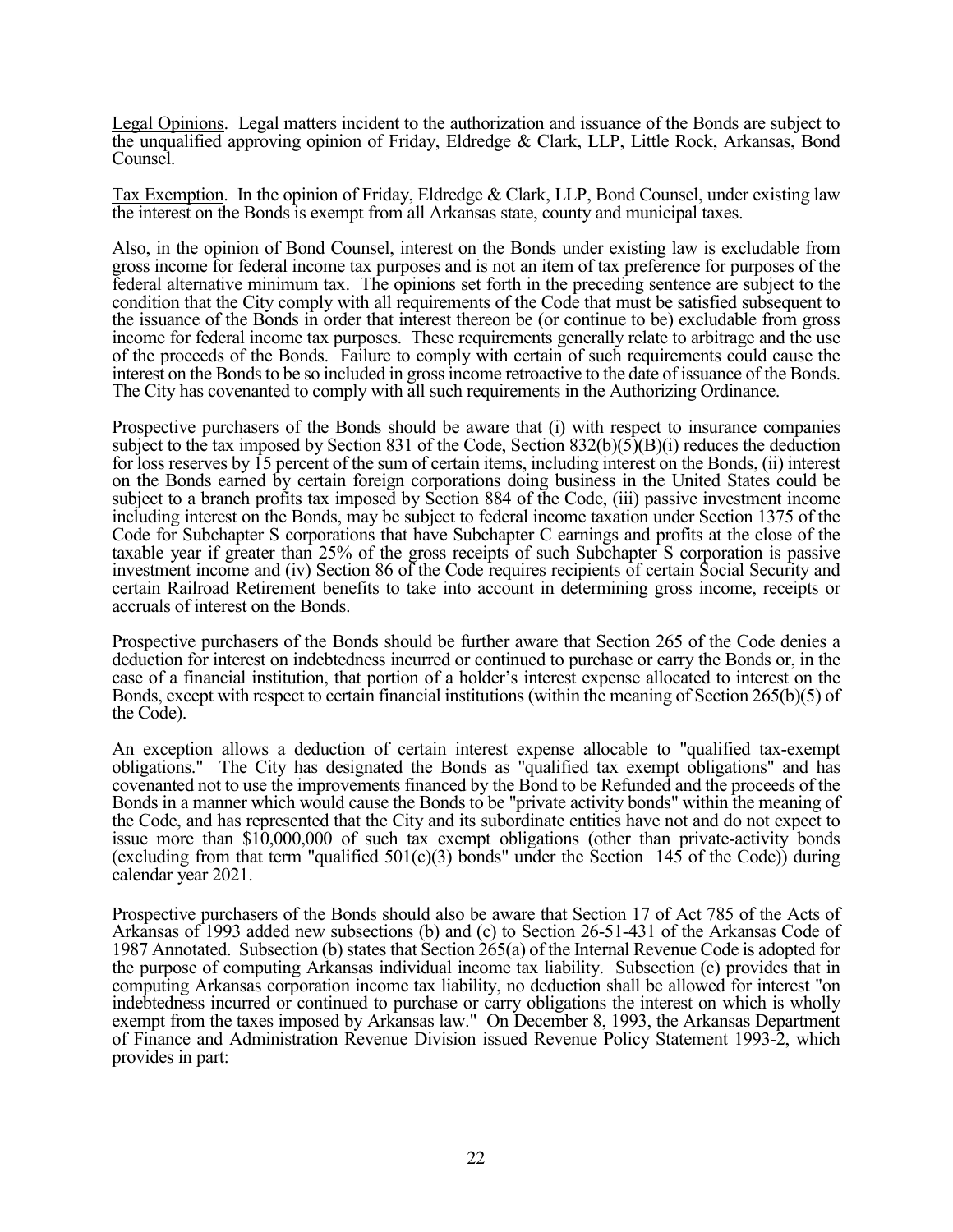Legal Opinions. Legal matters incident to the authorization and issuance of the Bonds are subject to the unqualified approving opinion of Friday, Eldredge & Clark, LLP, Little Rock, Arkansas, Bond Counsel.

Tax Exemption. In the opinion of Friday, Eldredge & Clark, LLP, Bond Counsel, under existing law the interest on the Bonds is exempt from all Arkansas state, county and municipal taxes.

Also, in the opinion of Bond Counsel, interest on the Bonds under existing law is excludable from gross income for federal income tax purposes and is not an item of tax preference for purposes of the federal alternative minimum tax. The opinions set forth in the preceding sentence are subject to the condition that the City comply with all requirements of the Code that must be satisfied subsequent to the issuance of the Bonds in order that interest thereon be (or continue to be) excludable from gross income for federal income tax purposes. These requirements generally relate to arbitrage and the use of the proceeds of the Bonds. Failure to comply with certain of such requirements could cause the interest on the Bonds to be so included in gross income retroactive to the date of issuance of the Bonds. The City has covenanted to comply with all such requirements in the Authorizing Ordinance.

Prospective purchasers of the Bonds should be aware that (i) with respect to insurance companies subject to the tax imposed by Section 831 of the Code, Section 832(b)(5)(B)(i) reduces the deduction for loss reserves by 15 percent of the sum of certain items, including interest on the Bonds, (ii) interest on the Bonds earned by certain foreign corporations doing business in the United States could be subject to a branch profits tax imposed by Section 884 of the Code, (iii) passive investment income including interest on the Bonds, may be subject to federal income taxation under Section 1375 of the Code for Subchapter S corporations that have Subchapter C earnings and profits at the close of the taxable year if greater than 25% of the gross receipts of such Subchapter S corporation is passive investment income and (iv) Section 86 of the Code requires recipients of certain Social Security and certain Railroad Retirement benefits to take into account in determining gross income, receipts or accruals of interest on the Bonds.

Prospective purchasers of the Bonds should be further aware that Section 265 of the Code denies a deduction for interest on indebtedness incurred or continued to purchase or carry the Bonds or, in the case of a financial institution, that portion of a holder's interest expense allocated to interest on the Bonds, except with respect to certain financial institutions (within the meaning of Section 265(b)(5) of the Code).

An exception allows a deduction of certain interest expense allocable to "qualified tax-exempt obligations." The City has designated the Bonds as "qualified tax exempt obligations" and has covenanted not to use the improvements financed by the Bond to be Refunded and the proceeds of the Bonds in a manner which would cause the Bonds to be "private activity bonds" within the meaning of the Code, and has represented that the City and its subordinate entities have not and do not expect to issue more than $10,000,000 of such tax exempt obligations (other than private-activity bonds (excluding from that term "qualified 501(c)(3) bonds" under the Section 145 of the Code)) during calendar year 2021.

Prospective purchasers of the Bonds should also be aware that Section 17 of Act 785 of the Acts of Arkansas of 1993 added new subsections (b) and (c) to Section 26-51-431 of the Arkansas Code of 1987 Annotated. Subsection (b) states that Section 265(a) of the Internal Revenue Code is adopted for the purpose of computing Arkansas individual income tax liability. Subsection (c) provides that in computing Arkansas corporation income tax liability, no deduction shall be allowed for interest "on indebtedness incurred or continued to purchase or carry obligations the interest on which is wholly exempt from the taxes imposed by Arkansas law." On December 8, 1993, the Arkansas Department of Finance and Administration Revenue Division issued Revenue Policy Statement 1993-2, which provides in part: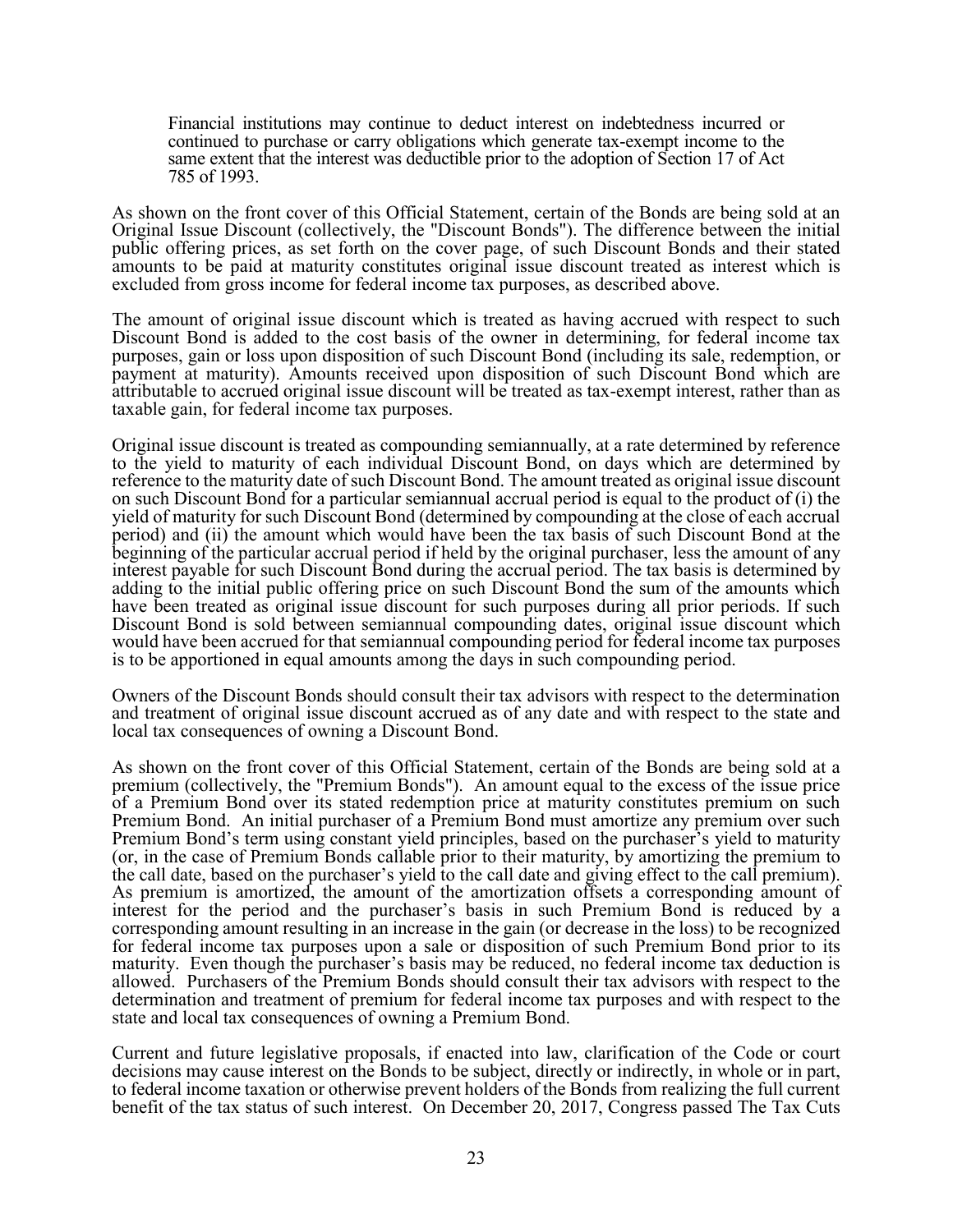> Financial institutions may continue to deduct interest on indebtedness incurred or continued to purchase or carry obligations which generate tax-exempt income to the same extent that the interest was deductible prior to the adoption of Section 17 of Act 785 of 1993.

As shown on the front cover of this Official Statement, certain of the Bonds are being sold at an Original Issue Discount (collectively, the "Discount Bonds"). The difference between the initial public offering prices, as set forth on the cover page, of such Discount Bonds and their stated amounts to be paid at maturity constitutes original issue discount treated as interest which is excluded from gross income for federal income tax purposes, as described above.

The amount of original issue discount which is treated as having accrued with respect to such Discount Bond is added to the cost basis of the owner in determining, for federal income tax purposes, gain or loss upon disposition of such Discount Bond (including its sale, redemption, or payment at maturity). Amounts received upon disposition of such Discount Bond which are attributable to accrued original issue discount will be treated as tax-exempt interest, rather than as taxable gain, for federal income tax purposes.

Original issue discount is treated as compounding semiannually, at a rate determined by reference to the yield to maturity of each individual Discount Bond, on days which are determined by reference to the maturity date of such Discount Bond. The amount treated as original issue discount on such Discount Bond for a particular semiannual accrual period is equal to the product of (i) the yield of maturity for such Discount Bond (determined by compounding at the close of each accrual period) and (ii) the amount which would have been the tax basis of such Discount Bond at the beginning of the particular accrual period if held by the original purchaser, less the amount of any interest payable for such Discount Bond during the accrual period. The tax basis is determined by adding to the initial public offering price on such Discount Bond the sum of the amounts which have been treated as original issue discount for such purposes during all prior periods. If such Discount Bond is sold between semiannual compounding dates, original issue discount which would have been accrued for that semiannual compounding period for federal income tax purposes is to be apportioned in equal amounts among the days in such compounding period.

Owners of the Discount Bonds should consult their tax advisors with respect to the determination and treatment of original issue discount accrued as of any date and with respect to the state and local tax consequences of owning a Discount Bond.

As shown on the front cover of this Official Statement, certain of the Bonds are being sold at a premium (collectively, the "Premium Bonds"). An amount equal to the excess of the issue price of a Premium Bond over its stated redemption price at maturity constitutes premium on such Premium Bond. An initial purchaser of a Premium Bond must amortize any premium over such Premium Bond's term using constant yield principles, based on the purchaser's yield to maturity (or, in the case of Premium Bonds callable prior to their maturity, by amortizing the premium to the call date, based on the purchaser's yield to the call date and giving effect to the call premium). As premium is amortized, the amount of the amortization offsets a corresponding amount of interest for the period and the purchaser's basis in such Premium Bond is reduced by a corresponding amount resulting in an increase in the gain (or decrease in the loss) to be recognized for federal income tax purposes upon a sale or disposition of such Premium Bond prior to its maturity. Even though the purchaser's basis may be reduced, no federal income tax deduction is allowed. Purchasers of the Premium Bonds should consult their tax advisors with respect to the determination and treatment of premium for federal income tax purposes and with respect to the state and local tax consequences of owning a Premium Bond.

Current and future legislative proposals, if enacted into law, clarification of the Code or court decisions may cause interest on the Bonds to be subject, directly or indirectly, in whole or in part, to federal income taxation or otherwise prevent holders of the Bonds from realizing the full current benefit of the tax status of such interest. On December 20, 2017, Congress passed The Tax Cuts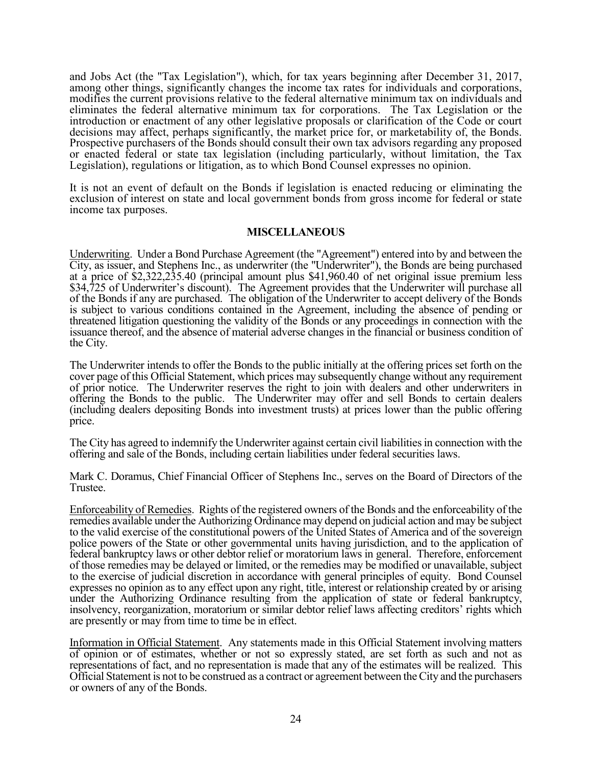and Jobs Act (the "Tax Legislation"), which, for tax years beginning after December 31, 2017, among other things, significantly changes the income tax rates for individuals and corporations, modifies the current provisions relative to the federal alternative minimum tax on individuals and eliminates the federal alternative minimum tax for corporations. The Tax Legislation or the introduction or enactment of any other legislative proposals or clarification of the Code or court decisions may affect, perhaps significantly, the market price for, or marketability of, the Bonds. Prospective purchasers of the Bonds should consult their own tax advisors regarding any proposed or enacted federal or state tax legislation (including particularly, without limitation, the Tax Legislation), regulations or litigation, as to which Bond Counsel expresses no opinion.

It is not an event of default on the Bonds if legislation is enacted reducing or eliminating the exclusion of interest on state and local government bonds from gross income for federal or state income tax purposes.

## MISCELLANEOUS

Underwriting. Under a Bond Purchase Agreement (the "Agreement") entered into by and between the City, as issuer, and Stephens Inc., as underwriter (the "Underwriter"), the Bonds are being purchased at a price of $2,322,235.40 (principal amount plus $41,960.40 of net original issue premium less $34,725 of Underwriter's discount). The Agreement provides that the Underwriter will purchase all of the Bonds if any are purchased. The obligation of the Underwriter to accept delivery of the Bonds is subject to various conditions contained in the Agreement, including the absence of pending or threatened litigation questioning the validity of the Bonds or any proceedings in connection with the issuance thereof, and the absence of material adverse changes in the financial or business condition of the City.

The Underwriter intends to offer the Bonds to the public initially at the offering prices set forth on the cover page of this Official Statement, which prices may subsequently change without any requirement of prior notice. The Underwriter reserves the right to join with dealers and other underwriters in offering the Bonds to the public. The Underwriter may offer and sell Bonds to certain dealers (including dealers depositing Bonds into investment trusts) at prices lower than the public offering price.

The City has agreed to indemnify the Underwriter against certain civil liabilities in connection with the offering and sale of the Bonds, including certain liabilities under federal securities laws.

Mark C. Doramus, Chief Financial Officer of Stephens Inc., serves on the Board of Directors of the Trustee.

Enforceability of Remedies. Rights of the registered owners of the Bonds and the enforceability of the remedies available under the Authorizing Ordinance may depend on judicial action and may be subject to the valid exercise of the constitutional powers of the United States of America and of the sovereign police powers of the State or other governmental units having jurisdiction, and to the application of federal bankruptcy laws or other debtor relief or moratorium laws in general. Therefore, enforcement of those remedies may be delayed or limited, or the remedies may be modified or unavailable, subject to the exercise of judicial discretion in accordance with general principles of equity. Bond Counsel expresses no opinion as to any effect upon any right, title, interest or relationship created by or arising under the Authorizing Ordinance resulting from the application of state or federal bankruptcy, insolvency, reorganization, moratorium or similar debtor relief laws affecting creditors' rights which are presently or may from time to time be in effect.

Information in Official Statement. Any statements made in this Official Statement involving matters of opinion or of estimates, whether or not so expressly stated, are set forth as such and not as representations of fact, and no representation is made that any of the estimates will be realized. This Official Statement is not to be construed as a contract or agreement between the City and the purchasers or owners of any of the Bonds.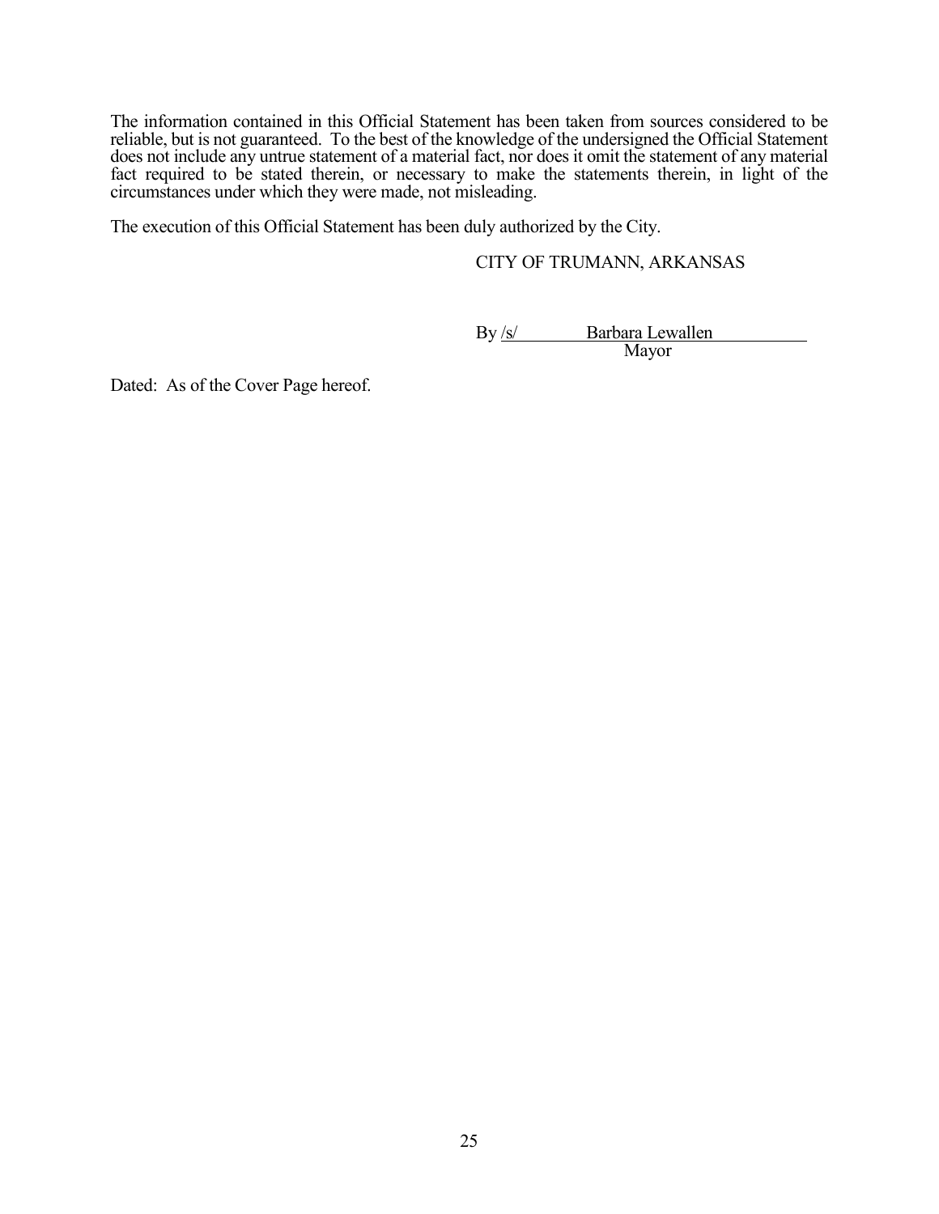The information contained in this Official Statement has been taken from sources considered to be reliable, but is not guaranteed. To the best of the knowledge of the undersigned the Official Statement does not include any untrue statement of a material fact, nor does it omit the statement of any material fact required to be stated therein, or necessary to make the statements therein, in light of the circumstances under which they were made, not misleading.

The execution of this Official Statement has been duly authorized by the City.

CITY OF TRUMANN, ARKANSAS

By /s/ Barbara Lewallen
Mayor

Dated: As of the Cover Page hereof.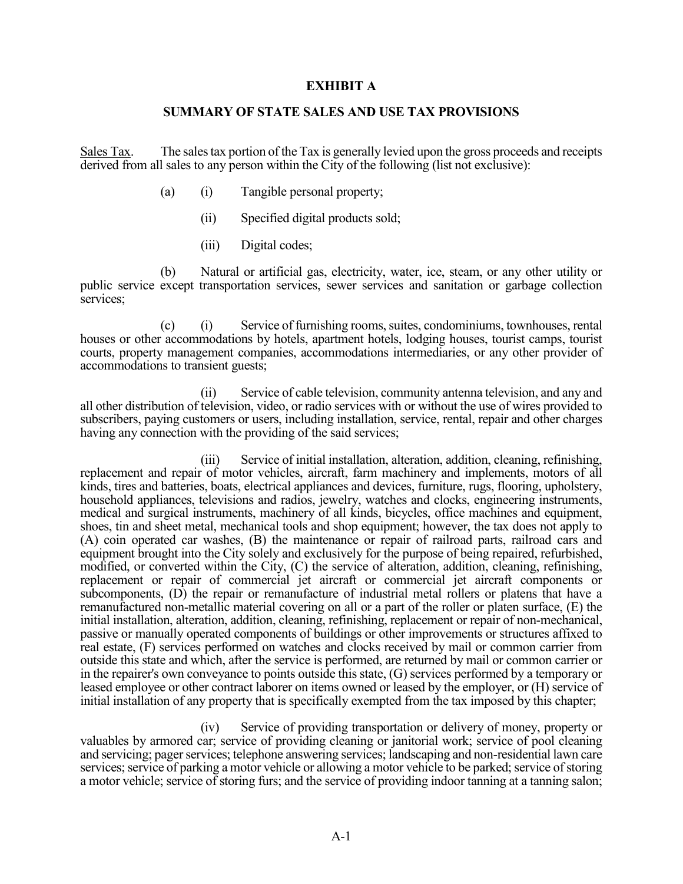## EXHIBIT A

## SUMMARY OF STATE SALES AND USE TAX PROVISIONS

<u>Sales Tax</u>. The sales tax portion of the Tax is generally levied upon the gross proceeds and receipts derived from all sales to any person within the City of the following (list not exclusive):

(a) (i) Tangible personal property;

(ii) Specified digital products sold;

(iii) Digital codes;

(b) Natural or artificial gas, electricity, water, ice, steam, or any other utility or public service except transportation services, sewer services and sanitation or garbage collection services;

(c) (i) Service of furnishing rooms, suites, condominiums, townhouses, rental houses or other accommodations by hotels, apartment hotels, lodging houses, tourist camps, tourist courts, property management companies, accommodations intermediaries, or any other provider of accommodations to transient guests;

(ii) Service of cable television, community antenna television, and any and all other distribution of television, video, or radio services with or without the use of wires provided to subscribers, paying customers or users, including installation, service, rental, repair and other charges having any connection with the providing of the said services;

(iii) Service of initial installation, alteration, addition, cleaning, refinishing, replacement and repair of motor vehicles, aircraft, farm machinery and implements, motors of all kinds, tires and batteries, boats, electrical appliances and devices, furniture, rugs, flooring, upholstery, household appliances, televisions and radios, jewelry, watches and clocks, engineering instruments, medical and surgical instruments, machinery of all kinds, bicycles, office machines and equipment, shoes, tin and sheet metal, mechanical tools and shop equipment; however, the tax does not apply to (A) coin operated car washes, (B) the maintenance or repair of railroad parts, railroad cars and equipment brought into the City solely and exclusively for the purpose of being repaired, refurbished, modified, or converted within the City, (C) the service of alteration, addition, cleaning, refinishing, replacement or repair of commercial jet aircraft or commercial jet aircraft components or subcomponents, (D) the repair or remanufacture of industrial metal rollers or platens that have a remanufactured non-metallic material covering on all or a part of the roller or platen surface, (E) the initial installation, alteration, addition, cleaning, refinishing, replacement or repair of non-mechanical, passive or manually operated components of buildings or other improvements or structures affixed to real estate, (F) services performed on watches and clocks received by mail or common carrier from outside this state and which, after the service is performed, are returned by mail or common carrier or in the repairer's own conveyance to points outside this state, (G) services performed by a temporary or leased employee or other contract laborer on items owned or leased by the employer, or (H) service of initial installation of any property that is specifically exempted from the tax imposed by this chapter;

(iv) Service of providing transportation or delivery of money, property or valuables by armored car; service of providing cleaning or janitorial work; service of pool cleaning and servicing; pager services; telephone answering services; landscaping and non-residential lawn care services; service of parking a motor vehicle or allowing a motor vehicle to be parked; service of storing a motor vehicle; service of storing furs; and the service of providing indoor tanning at a tanning salon;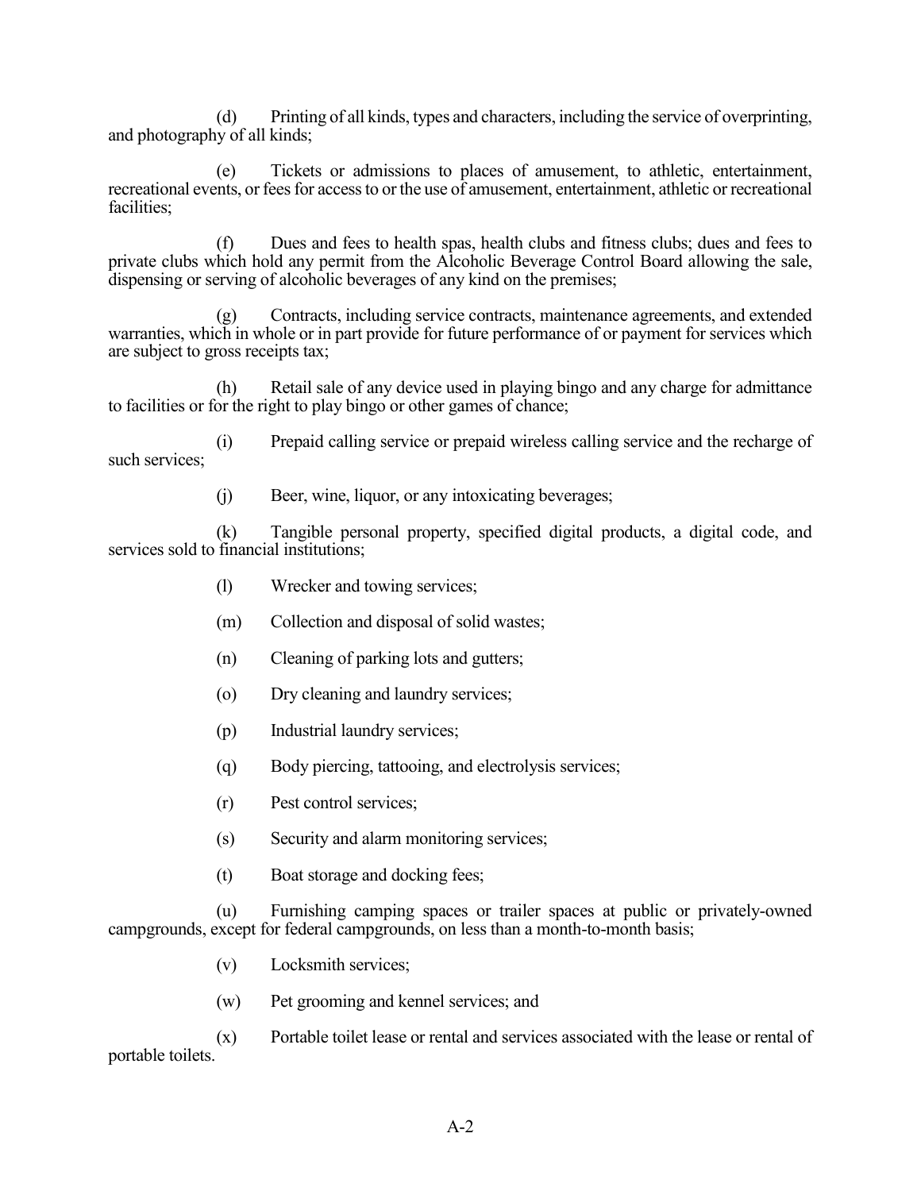(d) Printing of all kinds, types and characters, including the service of overprinting, and photography of all kinds;

(e) Tickets or admissions to places of amusement, to athletic, entertainment, recreational events, or fees for access to or the use of amusement, entertainment, athletic or recreational facilities;

(f) Dues and fees to health spas, health clubs and fitness clubs; dues and fees to private clubs which hold any permit from the Alcoholic Beverage Control Board allowing the sale, dispensing or serving of alcoholic beverages of any kind on the premises;

(g) Contracts, including service contracts, maintenance agreements, and extended warranties, which in whole or in part provide for future performance of or payment for services which are subject to gross receipts tax;

(h) Retail sale of any device used in playing bingo and any charge for admittance to facilities or for the right to play bingo or other games of chance;

(i) Prepaid calling service or prepaid wireless calling service and the recharge of such services;

(j) Beer, wine, liquor, or any intoxicating beverages;

(k) Tangible personal property, specified digital products, a digital code, and services sold to financial institutions;

(l) Wrecker and towing services;

(m) Collection and disposal of solid wastes;

(n) Cleaning of parking lots and gutters;

(o) Dry cleaning and laundry services;

(p) Industrial laundry services;

(q) Body piercing, tattooing, and electrolysis services;

(r) Pest control services;

(s) Security and alarm monitoring services;

(t) Boat storage and docking fees;

(u) Furnishing camping spaces or trailer spaces at public or privately-owned campgrounds, except for federal campgrounds, on less than a month-to-month basis;

(v) Locksmith services;

(w) Pet grooming and kennel services; and

(x) Portable toilet lease or rental and services associated with the lease or rental of portable toilets.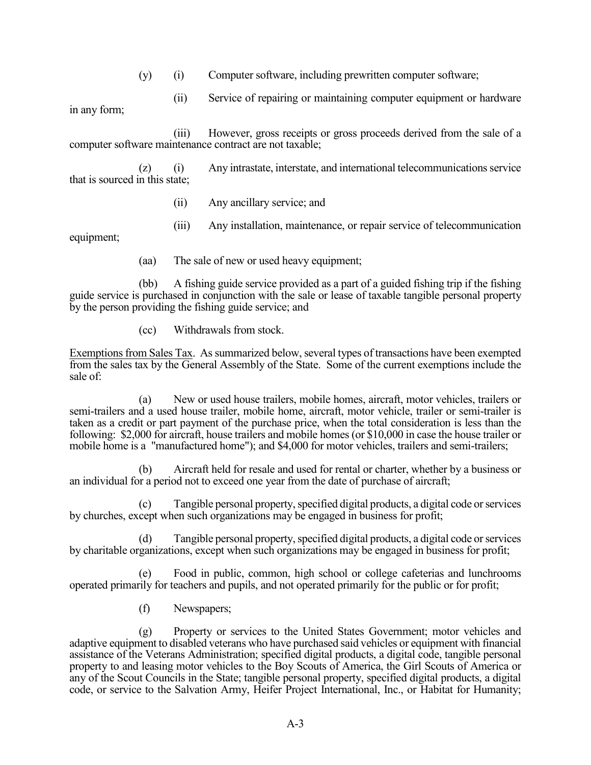(y) (i) Computer software, including prewritten computer software;

(ii) Service of repairing or maintaining computer equipment or hardware in any form;

(iii) However, gross receipts or gross proceeds derived from the sale of a computer software maintenance contract are not taxable;

(z) (i) Any intrastate, interstate, and international telecommunications service that is sourced in this state;

(ii) Any ancillary service; and

(iii) Any installation, maintenance, or repair service of telecommunication equipment;

(aa) The sale of new or used heavy equipment;

(bb) A fishing guide service provided as a part of a guided fishing trip if the fishing guide service is purchased in conjunction with the sale or lease of taxable tangible personal property by the person providing the fishing guide service; and

(cc) Withdrawals from stock.

Exemptions from Sales Tax. As summarized below, several types of transactions have been exempted from the sales tax by the General Assembly of the State. Some of the current exemptions include the sale of:

(a) New or used house trailers, mobile homes, aircraft, motor vehicles, trailers or semi-trailers and a used house trailer, mobile home, aircraft, motor vehicle, trailer or semi-trailer is taken as a credit or part payment of the purchase price, when the total consideration is less than the following: $2,000 for aircraft, house trailers and mobile homes (or $10,000 in case the house trailer or mobile home is a "manufactured home"); and $4,000 for motor vehicles, trailers and semi-trailers;

(b) Aircraft held for resale and used for rental or charter, whether by a business or an individual for a period not to exceed one year from the date of purchase of aircraft;

(c) Tangible personal property, specified digital products, a digital code or services by churches, except when such organizations may be engaged in business for profit;

(d) Tangible personal property, specified digital products, a digital code or services by charitable organizations, except when such organizations may be engaged in business for profit;

(e) Food in public, common, high school or college cafeterias and lunchrooms operated primarily for teachers and pupils, and not operated primarily for the public or for profit;

(f) Newspapers;

(g) Property or services to the United States Government; motor vehicles and adaptive equipment to disabled veterans who have purchased said vehicles or equipment with financial assistance of the Veterans Administration; specified digital products, a digital code, tangible personal property to and leasing motor vehicles to the Boy Scouts of America, the Girl Scouts of America or any of the Scout Councils in the State; tangible personal property, specified digital products, a digital code, or service to the Salvation Army, Heifer Project International, Inc., or Habitat for Humanity;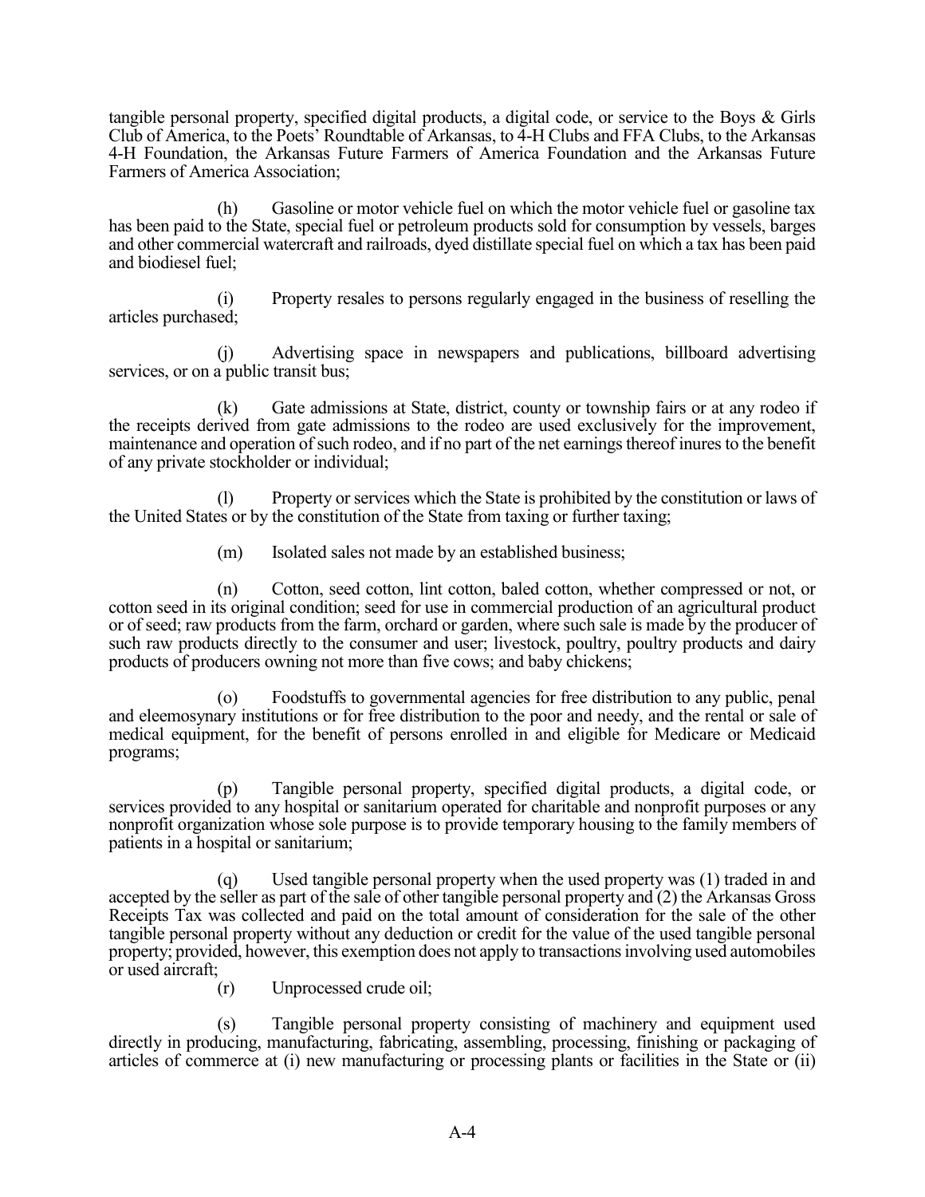tangible personal property, specified digital products, a digital code, or service to the Boys & Girls Club of America, to the Poets' Roundtable of Arkansas, to 4-H Clubs and FFA Clubs, to the Arkansas 4-H Foundation, the Arkansas Future Farmers of America Foundation and the Arkansas Future Farmers of America Association;

(h) Gasoline or motor vehicle fuel on which the motor vehicle fuel or gasoline tax has been paid to the State, special fuel or petroleum products sold for consumption by vessels, barges and other commercial watercraft and railroads, dyed distillate special fuel on which a tax has been paid and biodiesel fuel;

(i) Property resales to persons regularly engaged in the business of reselling the articles purchased;

(j) Advertising space in newspapers and publications, billboard advertising services, or on a public transit bus;

(k) Gate admissions at State, district, county or township fairs or at any rodeo if the receipts derived from gate admissions to the rodeo are used exclusively for the improvement, maintenance and operation of such rodeo, and if no part of the net earnings thereof inures to the benefit of any private stockholder or individual;

(l) Property or services which the State is prohibited by the constitution or laws of the United States or by the constitution of the State from taxing or further taxing;

(m) Isolated sales not made by an established business;

(n) Cotton, seed cotton, lint cotton, baled cotton, whether compressed or not, or cotton seed in its original condition; seed for use in commercial production of an agricultural product or of seed; raw products from the farm, orchard or garden, where such sale is made by the producer of such raw products directly to the consumer and user; livestock, poultry, poultry products and dairy products of producers owning not more than five cows; and baby chickens;

(o) Foodstuffs to governmental agencies for free distribution to any public, penal and eleemosynary institutions or for free distribution to the poor and needy, and the rental or sale of medical equipment, for the benefit of persons enrolled in and eligible for Medicare or Medicaid programs;

(p) Tangible personal property, specified digital products, a digital code, or services provided to any hospital or sanitarium operated for charitable and nonprofit purposes or any nonprofit organization whose sole purpose is to provide temporary housing to the family members of patients in a hospital or sanitarium;

(q) Used tangible personal property when the used property was (1) traded in and accepted by the seller as part of the sale of other tangible personal property and (2) the Arkansas Gross Receipts Tax was collected and paid on the total amount of consideration for the sale of the other tangible personal property without any deduction or credit for the value of the used tangible personal property; provided, however, this exemption does not apply to transactions involving used automobiles or used aircraft;

(r) Unprocessed crude oil;

(s) Tangible personal property consisting of machinery and equipment used directly in producing, manufacturing, fabricating, assembling, processing, finishing or packaging of articles of commerce at (i) new manufacturing or processing plants or facilities in the State or (ii)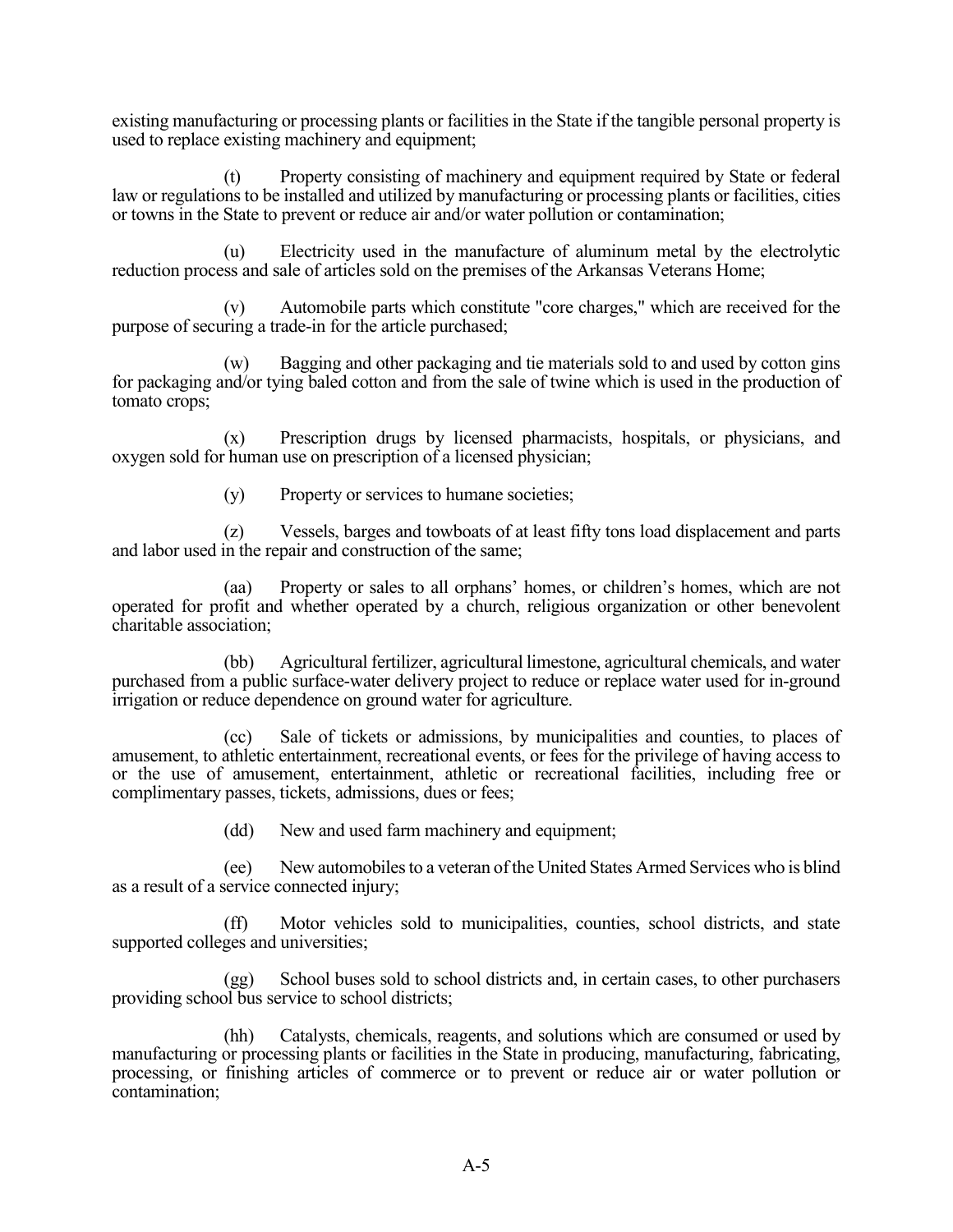existing manufacturing or processing plants or facilities in the State if the tangible personal property is used to replace existing machinery and equipment;

(t) Property consisting of machinery and equipment required by State or federal law or regulations to be installed and utilized by manufacturing or processing plants or facilities, cities or towns in the State to prevent or reduce air and/or water pollution or contamination;

(u) Electricity used in the manufacture of aluminum metal by the electrolytic reduction process and sale of articles sold on the premises of the Arkansas Veterans Home;

(v) Automobile parts which constitute "core charges," which are received for the purpose of securing a trade-in for the article purchased;

(w) Bagging and other packaging and tie materials sold to and used by cotton gins for packaging and/or tying baled cotton and from the sale of twine which is used in the production of tomato crops;

(x) Prescription drugs by licensed pharmacists, hospitals, or physicians, and oxygen sold for human use on prescription of a licensed physician;

(y) Property or services to humane societies;

(z) Vessels, barges and towboats of at least fifty tons load displacement and parts and labor used in the repair and construction of the same;

(aa) Property or sales to all orphans' homes, or children's homes, which are not operated for profit and whether operated by a church, religious organization or other benevolent charitable association;

(bb) Agricultural fertilizer, agricultural limestone, agricultural chemicals, and water purchased from a public surface-water delivery project to reduce or replace water used for in-ground irrigation or reduce dependence on ground water for agriculture.

(cc) Sale of tickets or admissions, by municipalities and counties, to places of amusement, to athletic entertainment, recreational events, or fees for the privilege of having access to or the use of amusement, entertainment, athletic or recreational facilities, including free or complimentary passes, tickets, admissions, dues or fees;

(dd) New and used farm machinery and equipment;

(ee) New automobiles to a veteran of the United States Armed Services who is blind as a result of a service connected injury;

(ff) Motor vehicles sold to municipalities, counties, school districts, and state supported colleges and universities;

(gg) School buses sold to school districts and, in certain cases, to other purchasers providing school bus service to school districts;

(hh) Catalysts, chemicals, reagents, and solutions which are consumed or used by manufacturing or processing plants or facilities in the State in producing, manufacturing, fabricating, processing, or finishing articles of commerce or to prevent or reduce air or water pollution or contamination;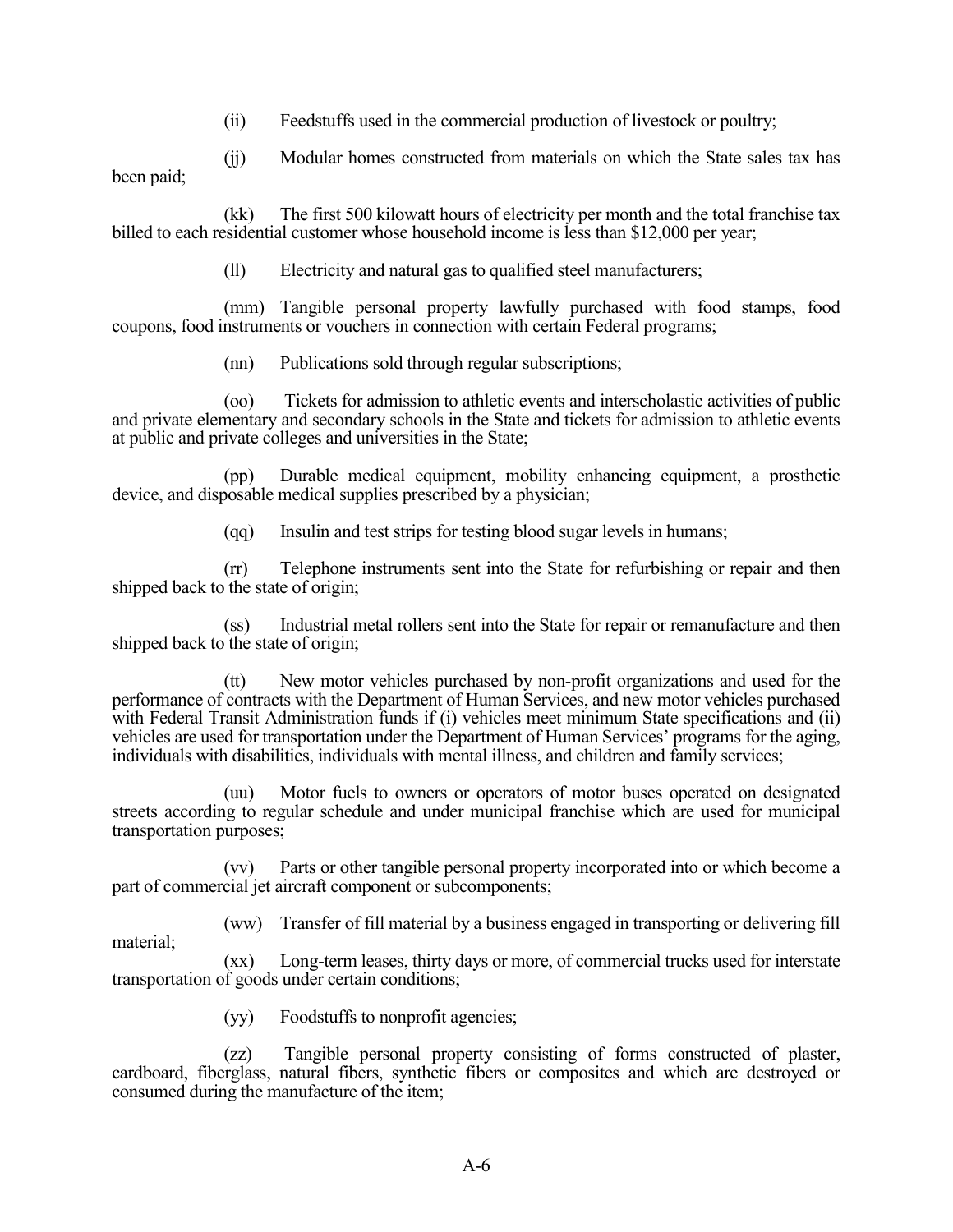(ii) Feedstuffs used in the commercial production of livestock or poultry;

(jj) Modular homes constructed from materials on which the State sales tax has been paid;

(kk) The first 500 kilowatt hours of electricity per month and the total franchise tax billed to each residential customer whose household income is less than $12,000 per year;

(ll) Electricity and natural gas to qualified steel manufacturers;

(mm) Tangible personal property lawfully purchased with food stamps, food coupons, food instruments or vouchers in connection with certain Federal programs;

(nn) Publications sold through regular subscriptions;

(oo) Tickets for admission to athletic events and interscholastic activities of public and private elementary and secondary schools in the State and tickets for admission to athletic events at public and private colleges and universities in the State;

(pp) Durable medical equipment, mobility enhancing equipment, a prosthetic device, and disposable medical supplies prescribed by a physician;

(qq) Insulin and test strips for testing blood sugar levels in humans;

(rr) Telephone instruments sent into the State for refurbishing or repair and then shipped back to the state of origin;

(ss) Industrial metal rollers sent into the State for repair or remanufacture and then shipped back to the state of origin;

(tt) New motor vehicles purchased by non-profit organizations and used for the performance of contracts with the Department of Human Services, and new motor vehicles purchased with Federal Transit Administration funds if (i) vehicles meet minimum State specifications and (ii) vehicles are used for transportation under the Department of Human Services' programs for the aging, individuals with disabilities, individuals with mental illness, and children and family services;

(uu) Motor fuels to owners or operators of motor buses operated on designated streets according to regular schedule and under municipal franchise which are used for municipal transportation purposes;

(vv) Parts or other tangible personal property incorporated into or which become a part of commercial jet aircraft component or subcomponents;

(ww) Transfer of fill material by a business engaged in transporting or delivering fill material;

(xx) Long-term leases, thirty days or more, of commercial trucks used for interstate transportation of goods under certain conditions;

(yy) Foodstuffs to nonprofit agencies;

(zz) Tangible personal property consisting of forms constructed of plaster, cardboard, fiberglass, natural fibers, synthetic fibers or composites and which are destroyed or consumed during the manufacture of the item;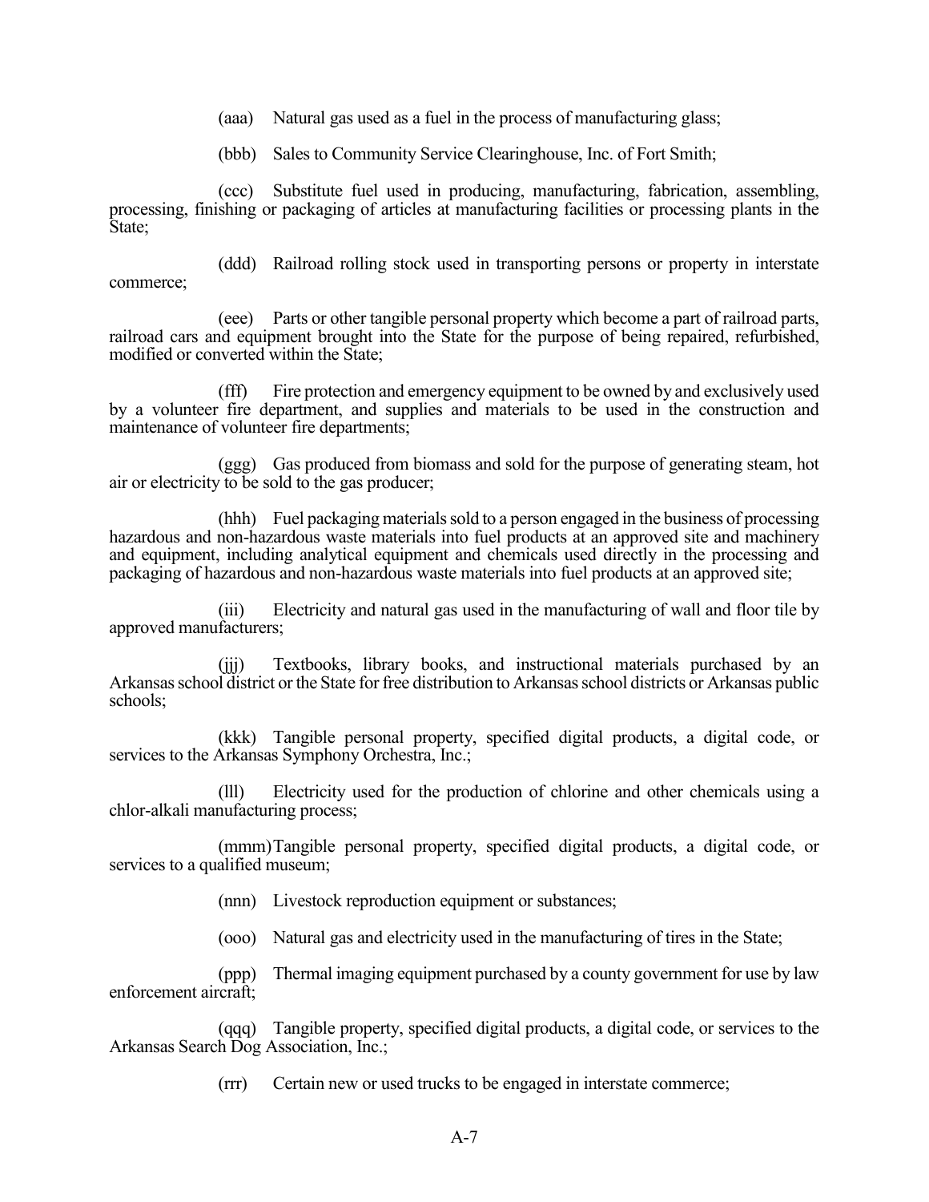(aaa) Natural gas used as a fuel in the process of manufacturing glass;

(bbb) Sales to Community Service Clearinghouse, Inc. of Fort Smith;

(ccc) Substitute fuel used in producing, manufacturing, fabrication, assembling, processing, finishing or packaging of articles at manufacturing facilities or processing plants in the State;

(ddd) Railroad rolling stock used in transporting persons or property in interstate commerce;

(eee) Parts or other tangible personal property which become a part of railroad parts, railroad cars and equipment brought into the State for the purpose of being repaired, refurbished, modified or converted within the State;

(fff) Fire protection and emergency equipment to be owned by and exclusively used by a volunteer fire department, and supplies and materials to be used in the construction and maintenance of volunteer fire departments;

(ggg) Gas produced from biomass and sold for the purpose of generating steam, hot air or electricity to be sold to the gas producer;

(hhh) Fuel packaging materials sold to a person engaged in the business of processing hazardous and non-hazardous waste materials into fuel products at an approved site and machinery and equipment, including analytical equipment and chemicals used directly in the processing and packaging of hazardous and non-hazardous waste materials into fuel products at an approved site;

(iii) Electricity and natural gas used in the manufacturing of wall and floor tile by approved manufacturers;

(jjj) Textbooks, library books, and instructional materials purchased by an Arkansas school district or the State for free distribution to Arkansas school districts or Arkansas public schools;

(kkk) Tangible personal property, specified digital products, a digital code, or services to the Arkansas Symphony Orchestra, Inc.;

(lll) Electricity used for the production of chlorine and other chemicals using a chlor-alkali manufacturing process;

(mmm) Tangible personal property, specified digital products, a digital code, or services to a qualified museum;

(nnn) Livestock reproduction equipment or substances;

(ooo) Natural gas and electricity used in the manufacturing of tires in the State;

(ppp) Thermal imaging equipment purchased by a county government for use by law enforcement aircraft;

(qqq) Tangible property, specified digital products, a digital code, or services to the Arkansas Search Dog Association, Inc.;

(rrr) Certain new or used trucks to be engaged in interstate commerce;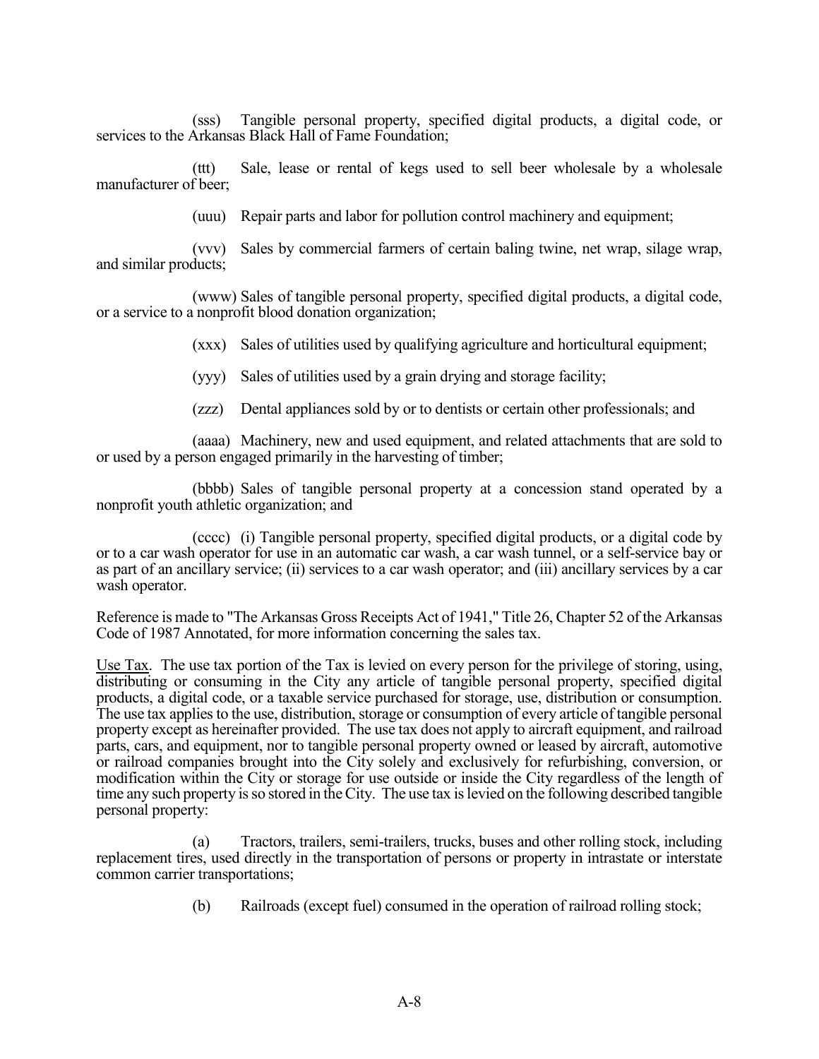(sss) Tangible personal property, specified digital products, a digital code, or services to the Arkansas Black Hall of Fame Foundation;

(ttt) Sale, lease or rental of kegs used to sell beer wholesale by a wholesale manufacturer of beer;

(uuu) Repair parts and labor for pollution control machinery and equipment;

(vvv) Sales by commercial farmers of certain baling twine, net wrap, silage wrap, and similar products;

(www) Sales of tangible personal property, specified digital products, a digital code, or a service to a nonprofit blood donation organization;

(xxx) Sales of utilities used by qualifying agriculture and horticultural equipment;

(yyy) Sales of utilities used by a grain drying and storage facility;

(zzz) Dental appliances sold by or to dentists or certain other professionals; and

(aaaa) Machinery, new and used equipment, and related attachments that are sold to or used by a person engaged primarily in the harvesting of timber;

(bbbb) Sales of tangible personal property at a concession stand operated by a nonprofit youth athletic organization; and

(cccc) (i) Tangible personal property, specified digital products, or a digital code by or to a car wash operator for use in an automatic car wash, a car wash tunnel, or a self-service bay or as part of an ancillary service; (ii) services to a car wash operator; and (iii) ancillary services by a car wash operator.

Reference is made to "The Arkansas Gross Receipts Act of 1941," Title 26, Chapter 52 of the Arkansas Code of 1987 Annotated, for more information concerning the sales tax.

Use Tax. The use tax portion of the Tax is levied on every person for the privilege of storing, using, distributing or consuming in the City any article of tangible personal property, specified digital products, a digital code, or a taxable service purchased for storage, use, distribution or consumption. The use tax applies to the use, distribution, storage or consumption of every article of tangible personal property except as hereinafter provided. The use tax does not apply to aircraft equipment, and railroad parts, cars, and equipment, nor to tangible personal property owned or leased by aircraft, automotive or railroad companies brought into the City solely and exclusively for refurbishing, conversion, or modification within the City or storage for use outside or inside the City regardless of the length of time any such property is so stored in the City. The use tax is levied on the following described tangible personal property:

(a) Tractors, trailers, semi-trailers, trucks, buses and other rolling stock, including replacement tires, used directly in the transportation of persons or property in intrastate or interstate common carrier transportations;

(b) Railroads (except fuel) consumed in the operation of railroad rolling stock;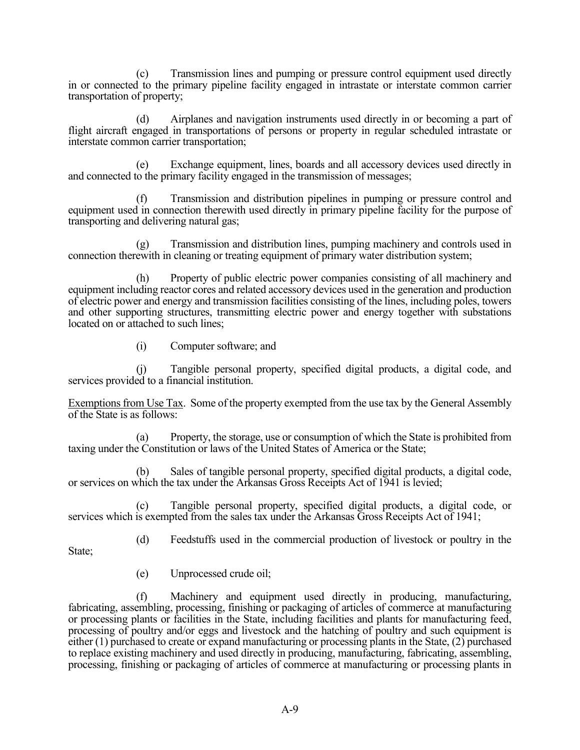(c) Transmission lines and pumping or pressure control equipment used directly in or connected to the primary pipeline facility engaged in intrastate or interstate common carrier transportation of property;

(d) Airplanes and navigation instruments used directly in or becoming a part of flight aircraft engaged in transportations of persons or property in regular scheduled intrastate or interstate common carrier transportation;

(e) Exchange equipment, lines, boards and all accessory devices used directly in and connected to the primary facility engaged in the transmission of messages;

(f) Transmission and distribution pipelines in pumping or pressure control and equipment used in connection therewith used directly in primary pipeline facility for the purpose of transporting and delivering natural gas;

(g) Transmission and distribution lines, pumping machinery and controls used in connection therewith in cleaning or treating equipment of primary water distribution system;

(h) Property of public electric power companies consisting of all machinery and equipment including reactor cores and related accessory devices used in the generation and production of electric power and energy and transmission facilities consisting of the lines, including poles, towers and other supporting structures, transmitting electric power and energy together with substations located on or attached to such lines;

(i) Computer software; and

(j) Tangible personal property, specified digital products, a digital code, and services provided to a financial institution.

Exemptions from Use Tax. Some of the property exempted from the use tax by the General Assembly of the State is as follows:

(a) Property, the storage, use or consumption of which the State is prohibited from taxing under the Constitution or laws of the United States of America or the State;

(b) Sales of tangible personal property, specified digital products, a digital code, or services on which the tax under the Arkansas Gross Receipts Act of 1941 is levied;

(c) Tangible personal property, specified digital products, a digital code, or services which is exempted from the sales tax under the Arkansas Gross Receipts Act of 1941;

(d) Feedstuffs used in the commercial production of livestock or poultry in the State;

(e) Unprocessed crude oil;

(f) Machinery and equipment used directly in producing, manufacturing, fabricating, assembling, processing, finishing or packaging of articles of commerce at manufacturing or processing plants or facilities in the State, including facilities and plants for manufacturing feed, processing of poultry and/or eggs and livestock and the hatching of poultry and such equipment is either (1) purchased to create or expand manufacturing or processing plants in the State, (2) purchased to replace existing machinery and used directly in producing, manufacturing, fabricating, assembling, processing, finishing or packaging of articles of commerce at manufacturing or processing plants in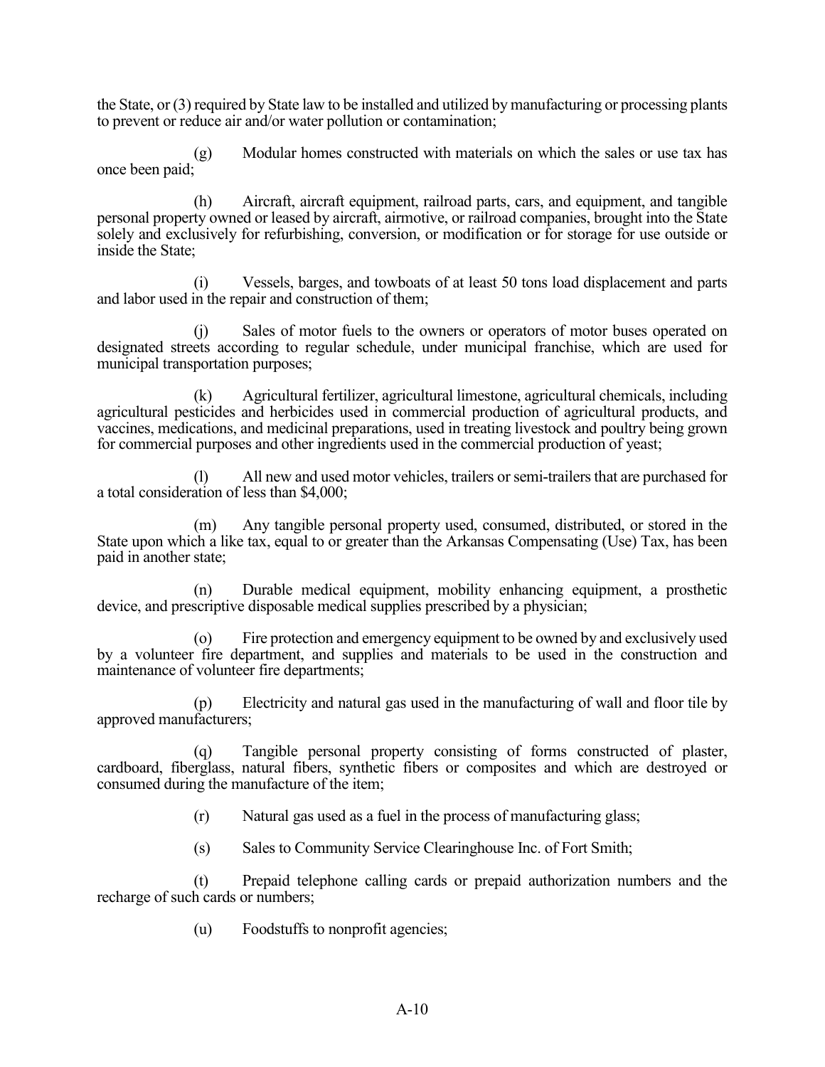the State, or (3) required by State law to be installed and utilized by manufacturing or processing plants to prevent or reduce air and/or water pollution or contamination;

(g) Modular homes constructed with materials on which the sales or use tax has once been paid;

(h) Aircraft, aircraft equipment, railroad parts, cars, and equipment, and tangible personal property owned or leased by aircraft, airmotive, or railroad companies, brought into the State solely and exclusively for refurbishing, conversion, or modification or for storage for use outside or inside the State;

(i) Vessels, barges, and towboats of at least 50 tons load displacement and parts and labor used in the repair and construction of them;

(j) Sales of motor fuels to the owners or operators of motor buses operated on designated streets according to regular schedule, under municipal franchise, which are used for municipal transportation purposes;

(k) Agricultural fertilizer, agricultural limestone, agricultural chemicals, including agricultural pesticides and herbicides used in commercial production of agricultural products, and vaccines, medications, and medicinal preparations, used in treating livestock and poultry being grown for commercial purposes and other ingredients used in the commercial production of yeast;

(l) All new and used motor vehicles, trailers or semi-trailers that are purchased for a total consideration of less than $4,000;

(m) Any tangible personal property used, consumed, distributed, or stored in the State upon which a like tax, equal to or greater than the Arkansas Compensating (Use) Tax, has been paid in another state;

(n) Durable medical equipment, mobility enhancing equipment, a prosthetic device, and prescriptive disposable medical supplies prescribed by a physician;

(o) Fire protection and emergency equipment to be owned by and exclusively used by a volunteer fire department, and supplies and materials to be used in the construction and maintenance of volunteer fire departments;

(p) Electricity and natural gas used in the manufacturing of wall and floor tile by approved manufacturers;

(q) Tangible personal property consisting of forms constructed of plaster, cardboard, fiberglass, natural fibers, synthetic fibers or composites and which are destroyed or consumed during the manufacture of the item;

(r) Natural gas used as a fuel in the process of manufacturing glass;

(s) Sales to Community Service Clearinghouse Inc. of Fort Smith;

(t) Prepaid telephone calling cards or prepaid authorization numbers and the recharge of such cards or numbers;

(u) Foodstuffs to nonprofit agencies;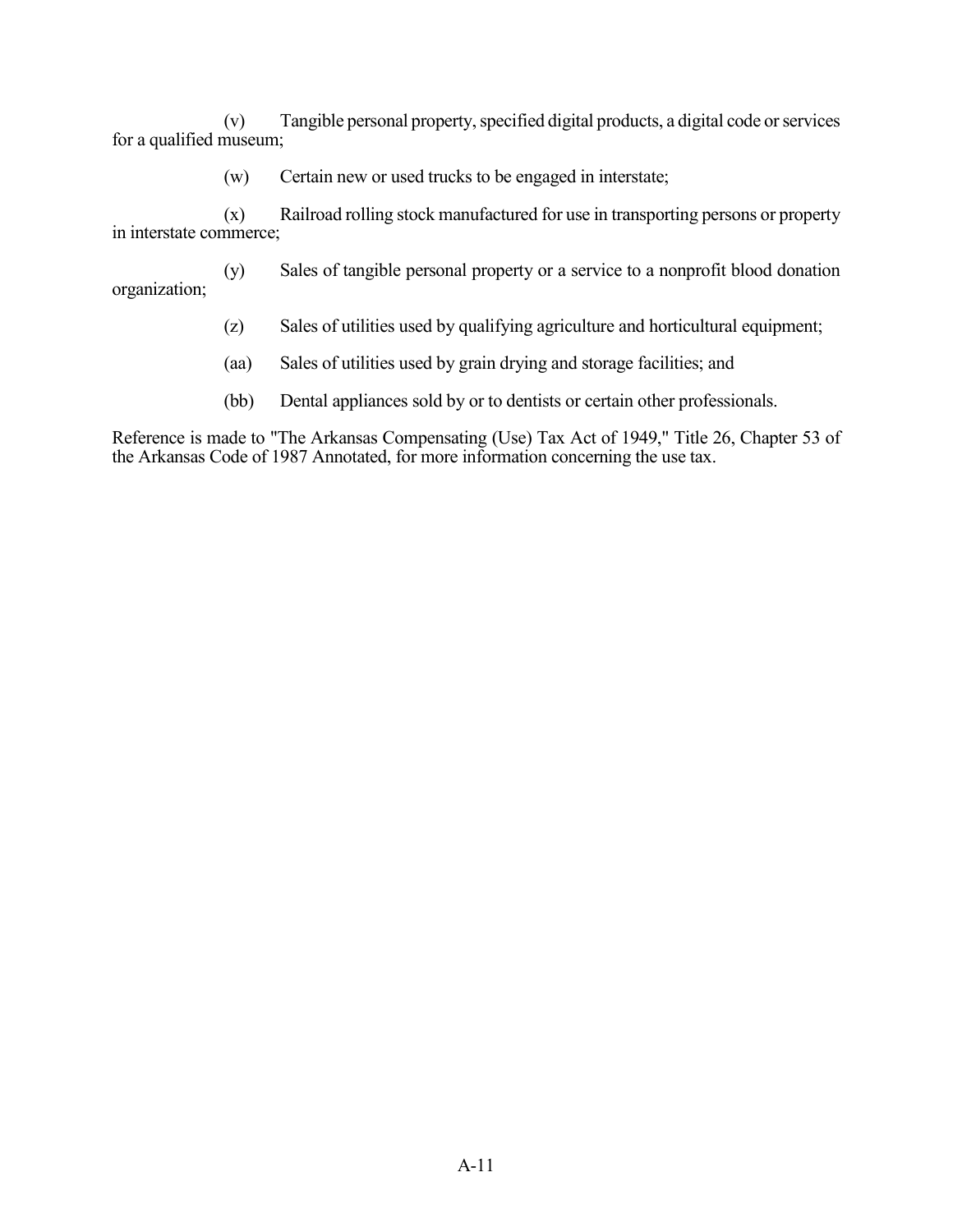(v) Tangible personal property, specified digital products, a digital code or services for a qualified museum;

(w) Certain new or used trucks to be engaged in interstate;

(x) Railroad rolling stock manufactured for use in transporting persons or property in interstate commerce;

(y) Sales of tangible personal property or a service to a nonprofit blood donation organization;

(z) Sales of utilities used by qualifying agriculture and horticultural equipment;

(aa) Sales of utilities used by grain drying and storage facilities; and

(bb) Dental appliances sold by or to dentists or certain other professionals.

Reference is made to "The Arkansas Compensating (Use) Tax Act of 1949," Title 26, Chapter 53 of the Arkansas Code of 1987 Annotated, for more information concerning the use tax.